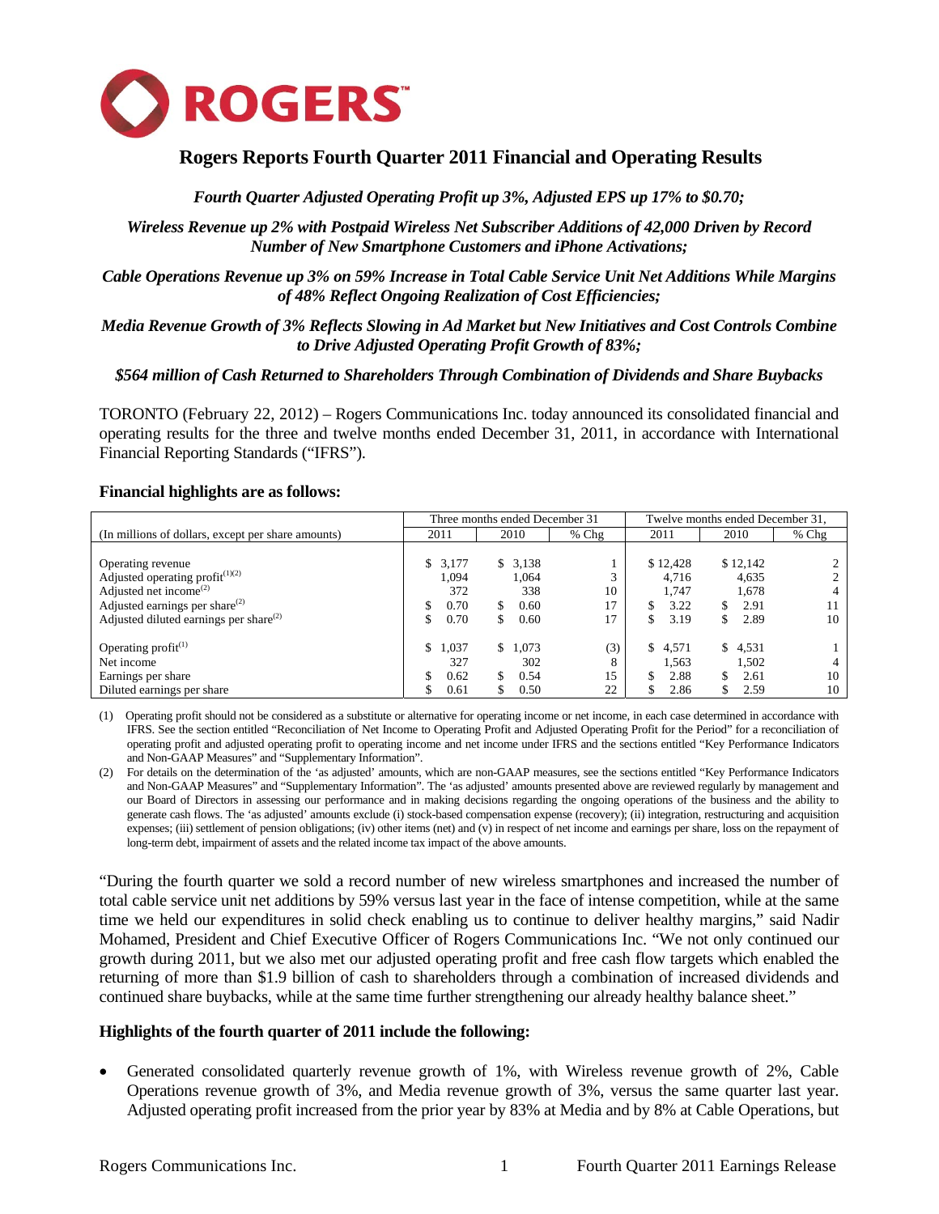# Rogers Reports Fourth Quarter 2011 Financial and Operating Results

*Fourth Quarter Adjusted Operating Profit up 3%, Adjusted EPS up 17% to $0.70;*

*Wireless Revenue up 2% with Postpaid Wireless Net Subscriber Additions of 42,000 Driven by Record Number of New Smartphone Customers and iPhone Activations;*

*Cable Operations Revenue up 3% on 59% Increase in Total Cable Service Unit Net Additions While Margins of 48% Reflect Ongoing Realization of Cost Efficiencies;*

*Media Revenue Growth of 3% Reflects Slowing in Ad Market but New Initiatives and Cost Controls Combine to Drive Adjusted Operating Profit Growth of 83%;*

*$564 million of Cash Returned to Shareholders Through Combination of Dividends and Share Buybacks*

TORONTO (February 22, 2012) – Rogers Communications Inc. today announced its consolidated financial and operating results for the three and twelve months ended December 31, 2011, in accordance with International Financial Reporting Standards ("IFRS").

**Financial highlights are as follows:**

| | Three months ended December 31 | | | Twelve months ended December 31, | | |
|---|---|---|---|---|---|---|
| (In millions of dollars, except per share amounts) | 2011 | 2010 | % Chg | 2011 | 2010 | % Chg |
| Operating revenue | $ 3,177 | $ 3,138 | 1 | $ 12,428 | $ 12,142 | 2 |
| Adjusted operating profit(1)(2) | 1,094 | 1,064 | 3 | 4,716 | 4,635 | 2 |
| Adjusted net income(2) | 372 | 338 | 10 | 1,747 | 1,678 | 4 |
| Adjusted earnings per share(2) | $ 0.70 | $ 0.60 | 17 | $ 3.22 | $ 2.91 | 11 |
| Adjusted diluted earnings per share(2) | $ 0.70 | $ 0.60 | 17 | $ 3.19 | $ 2.89 | 10 |
| Operating profit(1) | $ 1,037 | $ 1,073 | (3) | $ 4,571 | $ 4,531 | 1 |
| Net income | 327 | 302 | 8 | 1,563 | 1,502 | 4 |
| Earnings per share | $ 0.62 | $ 0.54 | 15 | $ 2.88 | $ 2.61 | 10 |
| Diluted earnings per share | $ 0.61 | $ 0.50 | 22 | $ 2.86 | $ 2.59 | 10 |

(1) Operating profit should not be considered as a substitute or alternative for operating income or net income, in each case determined in accordance with IFRS. See the section entitled "Reconciliation of Net Income to Operating Profit and Adjusted Operating Profit for the Period" for a reconciliation of operating profit and adjusted operating profit to operating income and net income under IFRS and the sections entitled "Key Performance Indicators and Non-GAAP Measures" and "Supplementary Information".

(2) For details on the determination of the 'as adjusted' amounts, which are non-GAAP measures, see the sections entitled "Key Performance Indicators and Non-GAAP Measures" and "Supplementary Information". The 'as adjusted' amounts presented above are reviewed regularly by management and our Board of Directors in assessing our performance and in making decisions regarding the ongoing operations of the business and the ability to generate cash flows. The 'as adjusted' amounts exclude (i) stock-based compensation expense (recovery); (ii) integration, restructuring and acquisition expenses; (iii) settlement of pension obligations; (iv) other items (net) and (v) in respect of net income and earnings per share, loss on the repayment of long-term debt, impairment of assets and the related income tax impact of the above amounts.

"During the fourth quarter we sold a record number of new wireless smartphones and increased the number of total cable service unit net additions by 59% versus last year in the face of intense competition, while at the same time we held our expenditures in solid check enabling us to continue to deliver healthy margins," said Nadir Mohamed, President and Chief Executive Officer of Rogers Communications Inc. "We not only continued our growth during 2011, but we also met our adjusted operating profit and free cash flow targets which enabled the returning of more than $1.9 billion of cash to shareholders through a combination of increased dividends and continued share buybacks, while at the same time further strengthening our already healthy balance sheet."

**Highlights of the fourth quarter of 2011 include the following:**

- Generated consolidated quarterly revenue growth of 1%, with Wireless revenue growth of 2%, Cable Operations revenue growth of 3%, and Media revenue growth of 3%, versus the same quarter last year. Adjusted operating profit increased from the prior year by 83% at Media and by 8% at Cable Operations, but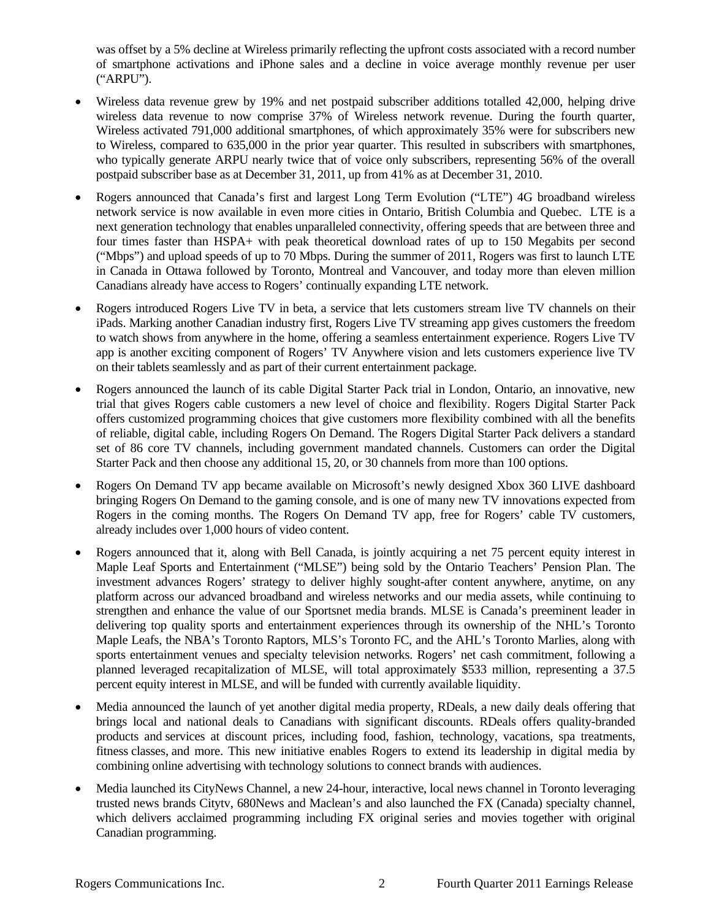was offset by a 5% decline at Wireless primarily reflecting the upfront costs associated with a record number of smartphone activations and iPhone sales and a decline in voice average monthly revenue per user ("ARPU").

- Wireless data revenue grew by 19% and net postpaid subscriber additions totalled 42,000, helping drive wireless data revenue to now comprise 37% of Wireless network revenue. During the fourth quarter, Wireless activated 791,000 additional smartphones, of which approximately 35% were for subscribers new to Wireless, compared to 635,000 in the prior year quarter. This resulted in subscribers with smartphones, who typically generate ARPU nearly twice that of voice only subscribers, representing 56% of the overall postpaid subscriber base as at December 31, 2011, up from 41% as at December 31, 2010.

- Rogers announced that Canada's first and largest Long Term Evolution ("LTE") 4G broadband wireless network service is now available in even more cities in Ontario, British Columbia and Quebec. LTE is a next generation technology that enables unparalleled connectivity, offering speeds that are between three and four times faster than HSPA+ with peak theoretical download rates of up to 150 Megabits per second ("Mbps") and upload speeds of up to 70 Mbps. During the summer of 2011, Rogers was first to launch LTE in Canada in Ottawa followed by Toronto, Montreal and Vancouver, and today more than eleven million Canadians already have access to Rogers' continually expanding LTE network.

- Rogers introduced Rogers Live TV in beta, a service that lets customers stream live TV channels on their iPads. Marking another Canadian industry first, Rogers Live TV streaming app gives customers the freedom to watch shows from anywhere in the home, offering a seamless entertainment experience. Rogers Live TV app is another exciting component of Rogers' TV Anywhere vision and lets customers experience live TV on their tablets seamlessly and as part of their current entertainment package.

- Rogers announced the launch of its cable Digital Starter Pack trial in London, Ontario, an innovative, new trial that gives Rogers cable customers a new level of choice and flexibility. Rogers Digital Starter Pack offers customized programming choices that give customers more flexibility combined with all the benefits of reliable, digital cable, including Rogers On Demand. The Rogers Digital Starter Pack delivers a standard set of 86 core TV channels, including government mandated channels. Customers can order the Digital Starter Pack and then choose any additional 15, 20, or 30 channels from more than 100 options.

- Rogers On Demand TV app became available on Microsoft's newly designed Xbox 360 LIVE dashboard bringing Rogers On Demand to the gaming console, and is one of many new TV innovations expected from Rogers in the coming months. The Rogers On Demand TV app, free for Rogers' cable TV customers, already includes over 1,000 hours of video content.

- Rogers announced that it, along with Bell Canada, is jointly acquiring a net 75 percent equity interest in Maple Leaf Sports and Entertainment ("MLSE") being sold by the Ontario Teachers' Pension Plan. The investment advances Rogers' strategy to deliver highly sought-after content anywhere, anytime, on any platform across our advanced broadband and wireless networks and our media assets, while continuing to strengthen and enhance the value of our Sportsnet media brands. MLSE is Canada's preeminent leader in delivering top quality sports and entertainment experiences through its ownership of the NHL's Toronto Maple Leafs, the NBA's Toronto Raptors, MLS's Toronto FC, and the AHL's Toronto Marlies, along with sports entertainment venues and specialty television networks. Rogers' net cash commitment, following a planned leveraged recapitalization of MLSE, will total approximately $533 million, representing a 37.5 percent equity interest in MLSE, and will be funded with currently available liquidity.

- Media announced the launch of yet another digital media property, RDeals, a new daily deals offering that brings local and national deals to Canadians with significant discounts. RDeals offers quality-branded products and services at discount prices, including food, fashion, technology, vacations, spa treatments, fitness classes, and more. This new initiative enables Rogers to extend its leadership in digital media by combining online advertising with technology solutions to connect brands with audiences.

- Media launched its CityNews Channel, a new 24-hour, interactive, local news channel in Toronto leveraging trusted news brands Citytv, 680News and Maclean's and also launched the FX (Canada) specialty channel, which delivers acclaimed programming including FX original series and movies together with original Canadian programming.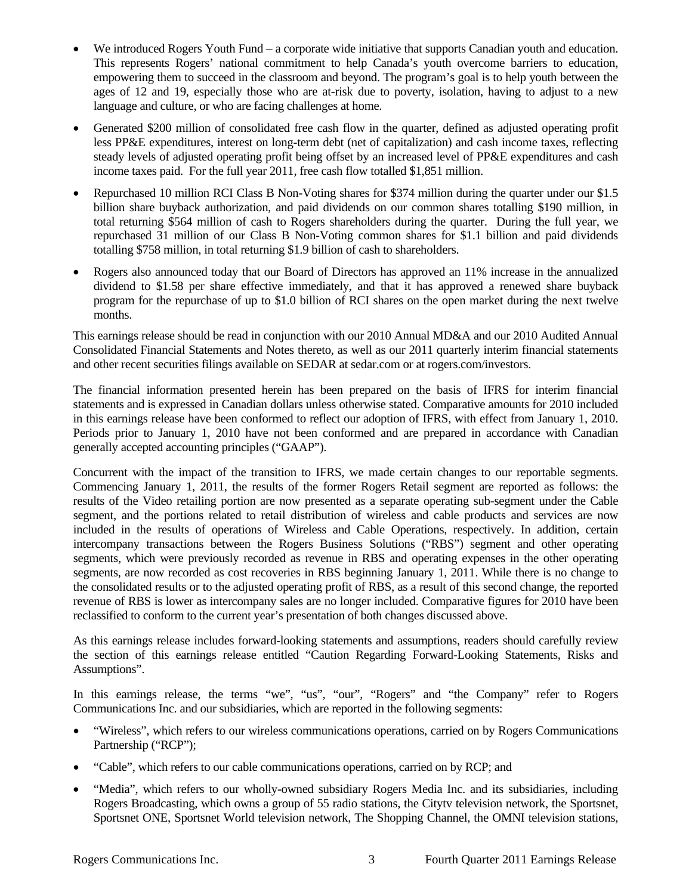- We introduced Rogers Youth Fund – a corporate wide initiative that supports Canadian youth and education. This represents Rogers' national commitment to help Canada's youth overcome barriers to education, empowering them to succeed in the classroom and beyond. The program's goal is to help youth between the ages of 12 and 19, especially those who are at-risk due to poverty, isolation, having to adjust to a new language and culture, or who are facing challenges at home.
- Generated $200 million of consolidated free cash flow in the quarter, defined as adjusted operating profit less PP&E expenditures, interest on long-term debt (net of capitalization) and cash income taxes, reflecting steady levels of adjusted operating profit being offset by an increased level of PP&E expenditures and cash income taxes paid. For the full year 2011, free cash flow totalled $1,851 million.
- Repurchased 10 million RCI Class B Non-Voting shares for $374 million during the quarter under our $1.5 billion share buyback authorization, and paid dividends on our common shares totalling $190 million, in total returning $564 million of cash to Rogers shareholders during the quarter. During the full year, we repurchased 31 million of our Class B Non-Voting common shares for $1.1 billion and paid dividends totalling $758 million, in total returning $1.9 billion of cash to shareholders.
- Rogers also announced today that our Board of Directors has approved an 11% increase in the annualized dividend to $1.58 per share effective immediately, and that it has approved a renewed share buyback program for the repurchase of up to $1.0 billion of RCI shares on the open market during the next twelve months.

This earnings release should be read in conjunction with our 2010 Annual MD&A and our 2010 Audited Annual Consolidated Financial Statements and Notes thereto, as well as our 2011 quarterly interim financial statements and other recent securities filings available on SEDAR at sedar.com or at rogers.com/investors.

The financial information presented herein has been prepared on the basis of IFRS for interim financial statements and is expressed in Canadian dollars unless otherwise stated. Comparative amounts for 2010 included in this earnings release have been conformed to reflect our adoption of IFRS, with effect from January 1, 2010. Periods prior to January 1, 2010 have not been conformed and are prepared in accordance with Canadian generally accepted accounting principles ("GAAP").

Concurrent with the impact of the transition to IFRS, we made certain changes to our reportable segments. Commencing January 1, 2011, the results of the former Rogers Retail segment are reported as follows: the results of the Video retailing portion are now presented as a separate operating sub-segment under the Cable segment, and the portions related to retail distribution of wireless and cable products and services are now included in the results of operations of Wireless and Cable Operations, respectively. In addition, certain intercompany transactions between the Rogers Business Solutions ("RBS") segment and other operating segments, which were previously recorded as revenue in RBS and operating expenses in the other operating segments, are now recorded as cost recoveries in RBS beginning January 1, 2011. While there is no change to the consolidated results or to the adjusted operating profit of RBS, as a result of this second change, the reported revenue of RBS is lower as intercompany sales are no longer included. Comparative figures for 2010 have been reclassified to conform to the current year's presentation of both changes discussed above.

As this earnings release includes forward-looking statements and assumptions, readers should carefully review the section of this earnings release entitled "Caution Regarding Forward-Looking Statements, Risks and Assumptions".

In this earnings release, the terms "we", "us", "our", "Rogers" and "the Company" refer to Rogers Communications Inc. and our subsidiaries, which are reported in the following segments:

- "Wireless", which refers to our wireless communications operations, carried on by Rogers Communications Partnership ("RCP");
- "Cable", which refers to our cable communications operations, carried on by RCP; and
- "Media", which refers to our wholly-owned subsidiary Rogers Media Inc. and its subsidiaries, including Rogers Broadcasting, which owns a group of 55 radio stations, the Citytv television network, the Sportsnet, Sportsnet ONE, Sportsnet World television network, The Shopping Channel, the OMNI television stations,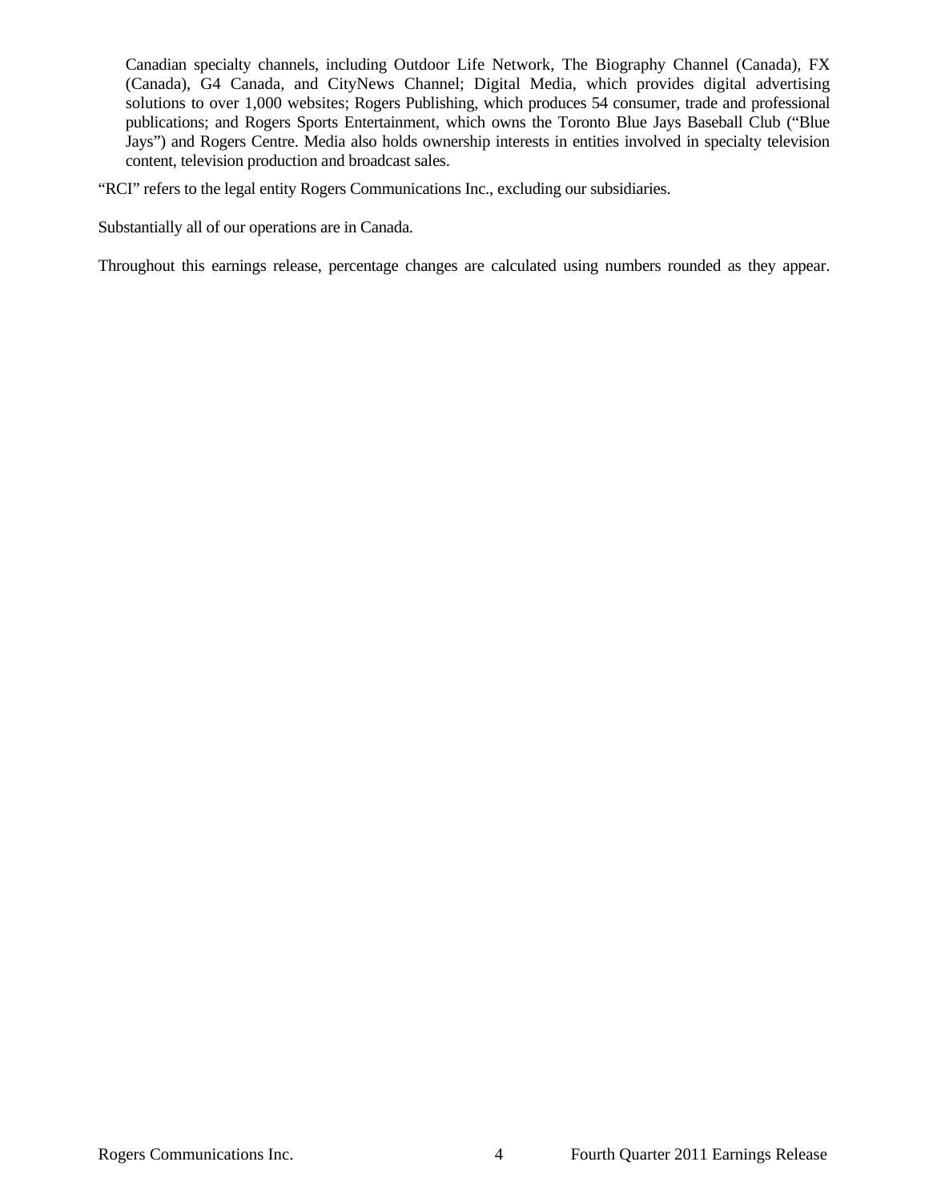Canadian specialty channels, including Outdoor Life Network, The Biography Channel (Canada), FX (Canada), G4 Canada, and CityNews Channel; Digital Media, which provides digital advertising solutions to over 1,000 websites; Rogers Publishing, which produces 54 consumer, trade and professional publications; and Rogers Sports Entertainment, which owns the Toronto Blue Jays Baseball Club ("Blue Jays") and Rogers Centre. Media also holds ownership interests in entities involved in specialty television content, television production and broadcast sales.

"RCI" refers to the legal entity Rogers Communications Inc., excluding our subsidiaries.

Substantially all of our operations are in Canada.

Throughout this earnings release, percentage changes are calculated using numbers rounded as they appear.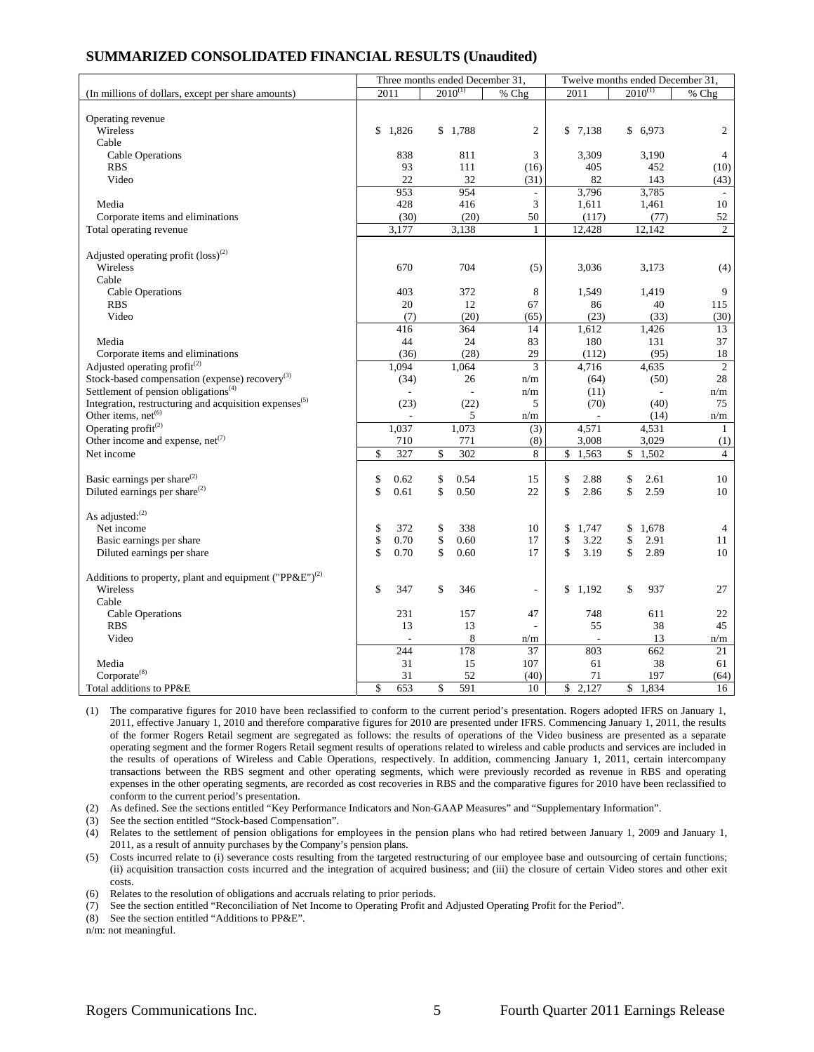## SUMMARIZED CONSOLIDATED FINANCIAL RESULTS (Unaudited)

| (In millions of dollars, except per share amounts) | Three months ended December 31, 2011 | 2010[(1)] | % Chg | Twelve months ended December 31, 2011 | 2010[(1)] | % Chg |
|---|---|---|---|---|---|---|
| Operating revenue | | | | | | |
| Wireless | $ 1,826 | $ 1,788 | 2 | $ 7,138 | $ 6,973 | 2 |
| Cable | | | | | | |
| Cable Operations | 838 | 811 | 3 | 3,309 | 3,190 | 4 |
| RBS | 93 | 111 | (16) | 405 | 452 | (10) |
| Video | 22 | 32 | (31) | 82 | 143 | (43) |
| | 953 | 954 | - | 3,796 | 3,785 | - |
| Media | 428 | 416 | 3 | 1,611 | 1,461 | 10 |
| Corporate items and eliminations | (30) | (20) | 50 | (117) | (77) | 52 |
| Total operating revenue | 3,177 | 3,138 | 1 | 12,428 | 12,142 | 2 |
| Adjusted operating profit (loss)[(2)] | | | | | | |
| Wireless | 670 | 704 | (5) | 3,036 | 3,173 | (4) |
| Cable | | | | | | |
| Cable Operations | 403 | 372 | 8 | 1,549 | 1,419 | 9 |
| RBS | 20 | 12 | 67 | 86 | 40 | 115 |
| Video | (7) | (20) | (65) | (23) | (33) | (30) |
| | 416 | 364 | 14 | 1,612 | 1,426 | 13 |
| Media | 44 | 24 | 83 | 180 | 131 | 37 |
| Corporate items and eliminations | (36) | (28) | 29 | (112) | (95) | 18 |
| Adjusted operating profit[(2)] | 1,094 | 1,064 | 3 | 4,716 | 4,635 | 2 |
| Stock-based compensation (expense) recovery[(3)] | (34) | 26 | n/m | (64) | (50) | 28 |
| Settlement of pension obligations[(4)] | - | - | n/m | (11) | - | n/m |
| Integration, restructuring and acquisition expenses[(5)] | (23) | (22) | 5 | (70) | (40) | 75 |
| Other items, net[(6)] | - | 5 | n/m | - | (14) | n/m |
| Operating profit[(2)] | 1,037 | 1,073 | (3) | 4,571 | 4,531 | 1 |
| Other income and expense, net[(7)] | 710 | 771 | (8) | 3,008 | 3,029 | (1) |
| Net income | $ 327 | $ 302 | 8 | $ 1,563 | $ 1,502 | 4 |
| Basic earnings per share[(2)] | $ 0.62 | $ 0.54 | 15 | $ 2.88 | $ 2.61 | 10 |
| Diluted earnings per share[(2)] | $ 0.61 | $ 0.50 | 22 | $ 2.86 | $ 2.59 | 10 |
| As adjusted:[(2)] | | | | | | |
| Net income | $ 372 | $ 338 | 10 | $ 1,747 | $ 1,678 | 4 |
| Basic earnings per share | $ 0.70 | $ 0.60 | 17 | $ 3.22 | $ 2.91 | 11 |
| Diluted earnings per share | $ 0.70 | $ 0.60 | 17 | $ 3.19 | $ 2.89 | 10 |
| Additions to property, plant and equipment ("PP&E")[(2)] | | | | | | |
| Wireless | $ 347 | $ 346 | - | $ 1,192 | $ 937 | 27 |
| Cable | | | | | | |
| Cable Operations | 231 | 157 | 47 | 748 | 611 | 22 |
| RBS | 13 | 13 | - | 55 | 38 | 45 |
| Video | - | 8 | n/m | - | 13 | n/m |
| | 244 | 178 | 37 | 803 | 662 | 21 |
| Media | 31 | 15 | 107 | 61 | 38 | 61 |
| Corporate[(8)] | 31 | 52 | (40) | 71 | 197 | (64) |
| Total additions to PP&E | $ 653 | $ 591 | 10 | $ 2,127 | $ 1,834 | 16 |

(1) The comparative figures for 2010 have been reclassified to conform to the current period's presentation. Rogers adopted IFRS on January 1, 2011, effective January 1, 2010 and therefore comparative figures for 2010 are presented under IFRS. Commencing January 1, 2011, the results of the former Rogers Retail segment are segregated as follows: the results of operations of the Video business are presented as a separate operating segment and the former Rogers Retail segment results of operations related to wireless and cable products and services are included in the results of operations of Wireless and Cable Operations, respectively. In addition, commencing January 1, 2011, certain intercompany transactions between the RBS segment and other operating segments, which were previously recorded as revenue in RBS and operating expenses in the other operating segments, are recorded as cost recoveries in RBS and the comparative figures for 2010 have been reclassified to conform to the current period's presentation.

(2) As defined. See the sections entitled "Key Performance Indicators and Non-GAAP Measures" and "Supplementary Information".

(3) See the section entitled "Stock-based Compensation".

(4) Relates to the settlement of pension obligations for employees in the pension plans who had retired between January 1, 2009 and January 1, 2011, as a result of annuity purchases by the Company's pension plans.

(5) Costs incurred relate to (i) severance costs resulting from the targeted restructuring of our employee base and outsourcing of certain functions; (ii) acquisition transaction costs incurred and the integration of acquired business; and (iii) the closure of certain Video stores and other exit costs.

(6) Relates to the resolution of obligations and accruals relating to prior periods.

(7) See the section entitled "Reconciliation of Net Income to Operating Profit and Adjusted Operating Profit for the Period".

(8) See the section entitled "Additions to PP&E".

n/m: not meaningful.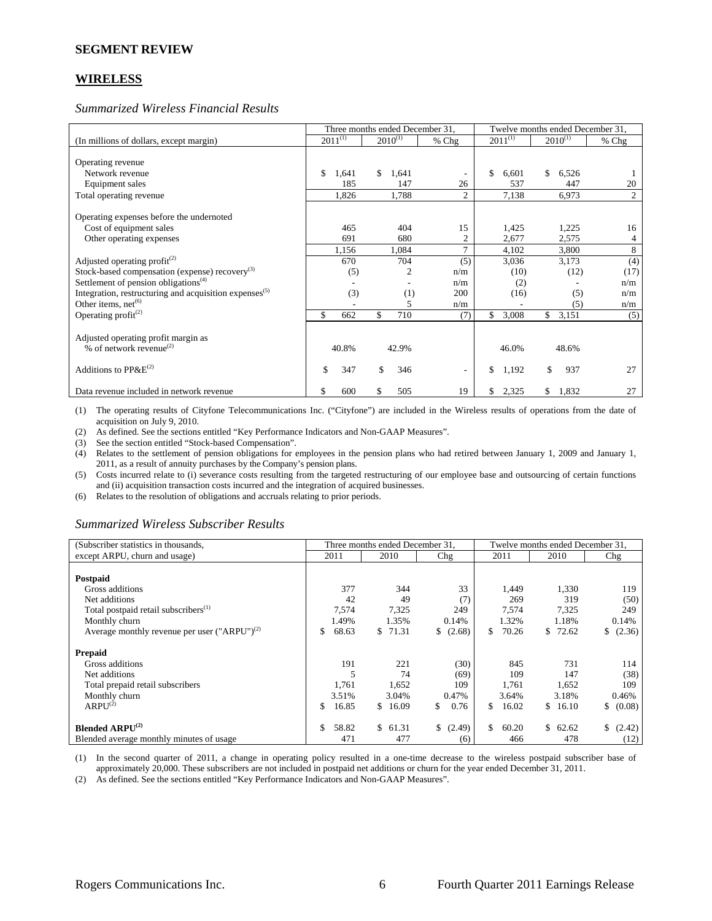## SEGMENT REVIEW

## WIRELESS

### *Summarized Wireless Financial Results*

| (In millions of dollars, except margin) | Three months ended December 31, 2011[(1)] | 2010[(1)] | % Chg | Twelve months ended December 31, 2011[(1)] | 2010[(1)] | % Chg |
|---|---|---|---|---|---|---|
| Operating revenue | | | | | | |
| Network revenue | $ 1,641 | $ 1,641 | - | $ 6,601 | $ 6,526 | 1 |
| Equipment sales | 185 | 147 | 26 | 537 | 447 | 20 |
| Total operating revenue | 1,826 | 1,788 | 2 | 7,138 | 6,973 | 2 |
| Operating expenses before the undernoted | | | | | | |
| Cost of equipment sales | 465 | 404 | 15 | 1,425 | 1,225 | 16 |
| Other operating expenses | 691 | 680 | 2 | 2,677 | 2,575 | 4 |
| | 1,156 | 1,084 | 7 | 4,102 | 3,800 | 8 |
| Adjusted operating profit[(2)] | 670 | 704 | (5) | 3,036 | 3,173 | (4) |
| Stock-based compensation (expense) recovery[(3)] | (5) | 2 | n/m | (10) | (12) | (17) |
| Settlement of pension obligations[(4)] | - | - | n/m | (2) | - | n/m |
| Integration, restructuring and acquisition expenses[(5)] | (3) | (1) | 200 | (16) | (5) | n/m |
| Other items, net[(6)] | - | 5 | n/m | - | (5) | n/m |
| Operating profit[(2)] | $ 662 | $ 710 | (7) | $ 3,008 | $ 3,151 | (5) |
| Adjusted operating profit margin as % of network revenue[(2)] | 40.8% | 42.9% | | 46.0% | 48.6% | |
| Additions to PP&E[(2)] | $ 347 | $ 346 | - | $ 1,192 | $ 937 | 27 |
| Data revenue included in network revenue | $ 600 | $ 505 | 19 | $ 2,325 | $ 1,832 | 27 |

(1) The operating results of Cityfone Telecommunications Inc. ("Cityfone") are included in the Wireless results of operations from the date of acquisition on July 9, 2010.
(2) As defined. See the sections entitled "Key Performance Indicators and Non-GAAP Measures".
(3) See the section entitled "Stock-based Compensation".
(4) Relates to the settlement of pension obligations for employees in the pension plans who had retired between January 1, 2009 and January 1, 2011, as a result of annuity purchases by the Company's pension plans.
(5) Costs incurred relate to (i) severance costs resulting from the targeted restructuring of our employee base and outsourcing of certain functions and (ii) acquisition transaction costs incurred and the integration of acquired businesses.
(6) Relates to the resolution of obligations and accruals relating to prior periods.

### *Summarized Wireless Subscriber Results*

| (Subscriber statistics in thousands, except ARPU, churn and usage) | Three months ended December 31, 2011 | 2010 | Chg | Twelve months ended December 31, 2011 | 2010 | Chg |
|---|---|---|---|---|---|---|
| **Postpaid** | | | | | | |
| Gross additions | 377 | 344 | 33 | 1,449 | 1,330 | 119 |
| Net additions | 42 | 49 | (7) | 269 | 319 | (50) |
| Total postpaid retail subscribers[(1)] | 7,574 | 7,325 | 249 | 7,574 | 7,325 | 249 |
| Monthly churn | 1.49% | 1.35% | 0.14% | 1.32% | 1.18% | 0.14% |
| Average monthly revenue per user ("ARPU")[(2)] | $ 68.63 | $ 71.31 | $ (2.68) | $ 70.26 | $ 72.62 | $ (2.36) |
| **Prepaid** | | | | | | |
| Gross additions | 191 | 221 | (30) | 845 | 731 | 114 |
| Net additions | 5 | 74 | (69) | 109 | 147 | (38) |
| Total prepaid retail subscribers | 1,761 | 1,652 | 109 | 1,761 | 1,652 | 109 |
| Monthly churn | 3.51% | 3.04% | 0.47% | 3.64% | 3.18% | 0.46% |
| ARPU[(2)] | $ 16.85 | $ 16.09 | $ 0.76 | $ 16.02 | $ 16.10 | $ (0.08) |
| **Blended ARPU[(2)]** | $ 58.82 | $ 61.31 | $ (2.49) | $ 60.20 | $ 62.62 | $ (2.42) |
| Blended average monthly minutes of usage | 471 | 477 | (6) | 466 | 478 | (12) |

(1) In the second quarter of 2011, a change in operating policy resulted in a one-time decrease to the wireless postpaid subscriber base of approximately 20,000. These subscribers are not included in postpaid net additions or churn for the year ended December 31, 2011.
(2) As defined. See the sections entitled "Key Performance Indicators and Non-GAAP Measures".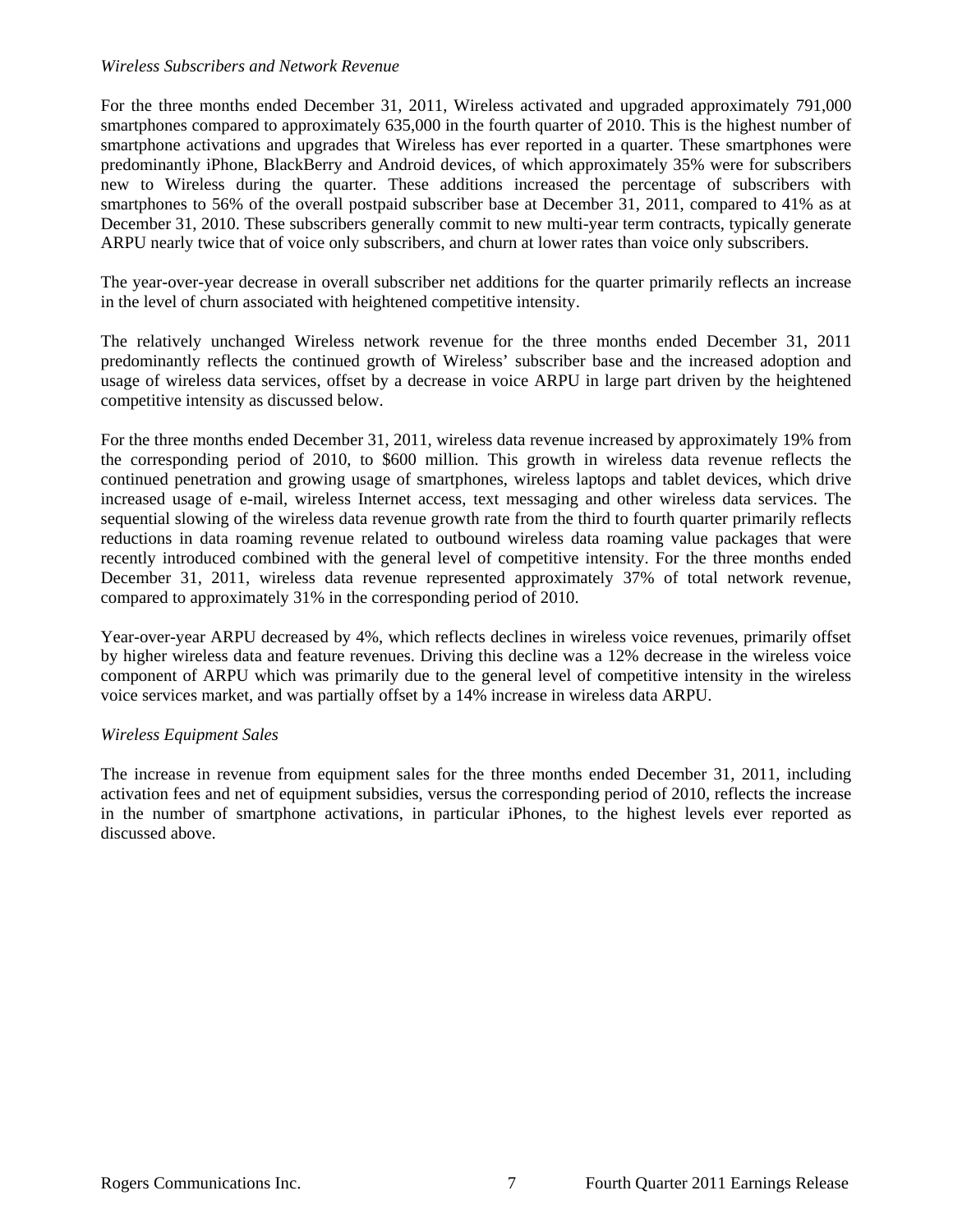*Wireless Subscribers and Network Revenue*

For the three months ended December 31, 2011, Wireless activated and upgraded approximately 791,000 smartphones compared to approximately 635,000 in the fourth quarter of 2010. This is the highest number of smartphone activations and upgrades that Wireless has ever reported in a quarter. These smartphones were predominantly iPhone, BlackBerry and Android devices, of which approximately 35% were for subscribers new to Wireless during the quarter. These additions increased the percentage of subscribers with smartphones to 56% of the overall postpaid subscriber base at December 31, 2011, compared to 41% as at December 31, 2010. These subscribers generally commit to new multi-year term contracts, typically generate ARPU nearly twice that of voice only subscribers, and churn at lower rates than voice only subscribers.

The year-over-year decrease in overall subscriber net additions for the quarter primarily reflects an increase in the level of churn associated with heightened competitive intensity.

The relatively unchanged Wireless network revenue for the three months ended December 31, 2011 predominantly reflects the continued growth of Wireless' subscriber base and the increased adoption and usage of wireless data services, offset by a decrease in voice ARPU in large part driven by the heightened competitive intensity as discussed below.

For the three months ended December 31, 2011, wireless data revenue increased by approximately 19% from the corresponding period of 2010, to $600 million. This growth in wireless data revenue reflects the continued penetration and growing usage of smartphones, wireless laptops and tablet devices, which drive increased usage of e-mail, wireless Internet access, text messaging and other wireless data services. The sequential slowing of the wireless data revenue growth rate from the third to fourth quarter primarily reflects reductions in data roaming revenue related to outbound wireless data roaming value packages that were recently introduced combined with the general level of competitive intensity. For the three months ended December 31, 2011, wireless data revenue represented approximately 37% of total network revenue, compared to approximately 31% in the corresponding period of 2010.

Year-over-year ARPU decreased by 4%, which reflects declines in wireless voice revenues, primarily offset by higher wireless data and feature revenues. Driving this decline was a 12% decrease in the wireless voice component of ARPU which was primarily due to the general level of competitive intensity in the wireless voice services market, and was partially offset by a 14% increase in wireless data ARPU.

*Wireless Equipment Sales*

The increase in revenue from equipment sales for the three months ended December 31, 2011, including activation fees and net of equipment subsidies, versus the corresponding period of 2010, reflects the increase in the number of smartphone activations, in particular iPhones, to the highest levels ever reported as discussed above.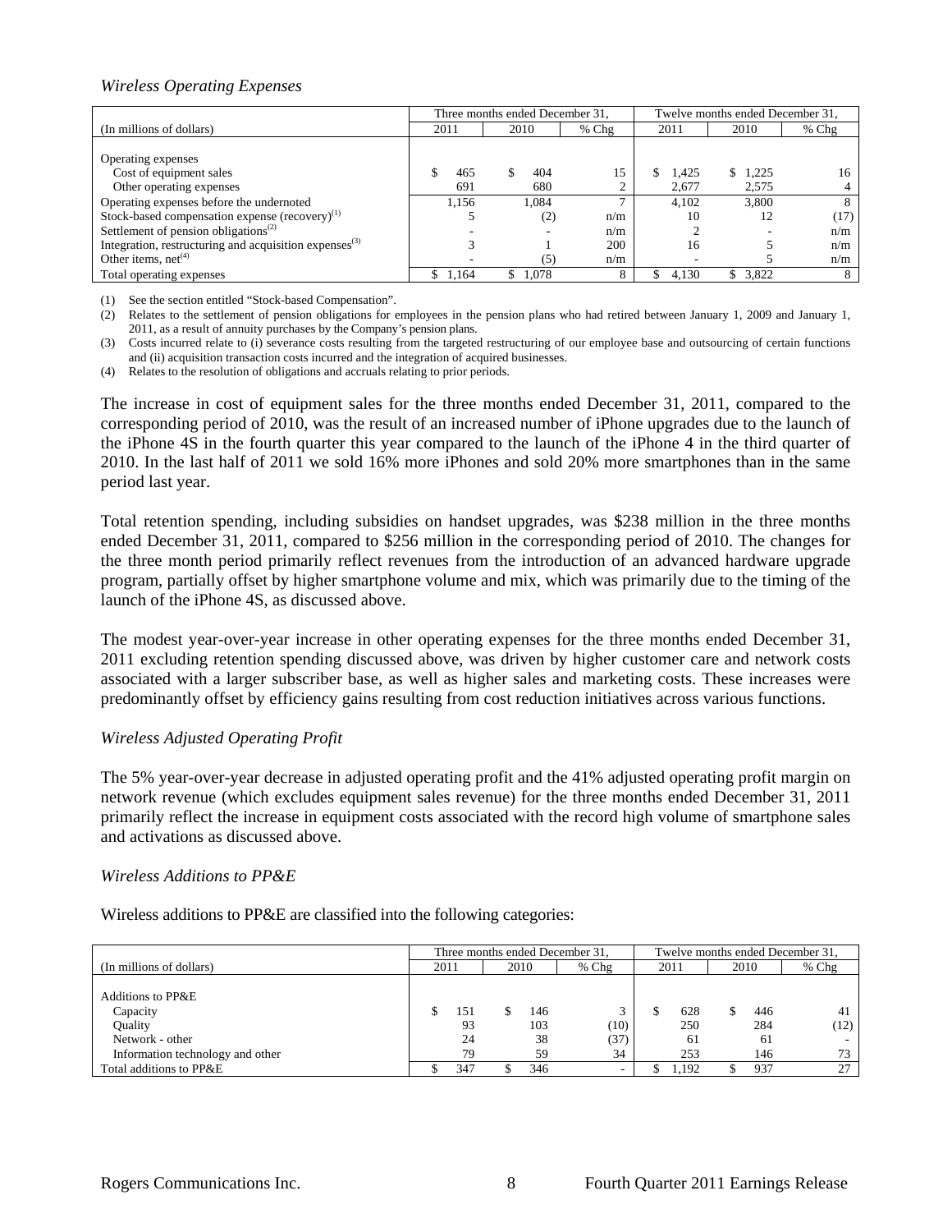*Wireless Operating Expenses*

| (In millions of dollars) | Three months ended December 31, 2011 | 2010 | % Chg | Twelve months ended December 31, 2011 | 2010 | % Chg |
|---|---|---|---|---|---|---|
| Operating expenses | | | | | | |
| Cost of equipment sales | $ 465 | $ 404 | 15 | $ 1,425 | $ 1,225 | 16 |
| Other operating expenses | 691 | 680 | 2 | 2,677 | 2,575 | 4 |
| Operating expenses before the undernoted | 1,156 | 1,084 | 7 | 4,102 | 3,800 | 8 |
| Stock-based compensation expense (recovery)[1] | 5 | (2) | n/m | 10 | 12 | (17) |
| Settlement of pension obligations[2] | - | - | n/m | 2 | - | n/m |
| Integration, restructuring and acquisition expenses[3] | 3 | 1 | 200 | 16 | 5 | n/m |
| Other items, net[4] | - | (5) | n/m | - | 5 | n/m |
| Total operating expenses | $ 1,164 | $ 1,078 | 8 | $ 4,130 | $ 3,822 | 8 |

(1) See the section entitled "Stock-based Compensation".

(2) Relates to the settlement of pension obligations for employees in the pension plans who had retired between January 1, 2009 and January 1, 2011, as a result of annuity purchases by the Company's pension plans.

(3) Costs incurred relate to (i) severance costs resulting from the targeted restructuring of our employee base and outsourcing of certain functions and (ii) acquisition transaction costs incurred and the integration of acquired businesses.

(4) Relates to the resolution of obligations and accruals relating to prior periods.

The increase in cost of equipment sales for the three months ended December 31, 2011, compared to the corresponding period of 2010, was the result of an increased number of iPhone upgrades due to the launch of the iPhone 4S in the fourth quarter this year compared to the launch of the iPhone 4 in the third quarter of 2010. In the last half of 2011 we sold 16% more iPhones and sold 20% more smartphones than in the same period last year.

Total retention spending, including subsidies on handset upgrades, was $238 million in the three months ended December 31, 2011, compared to $256 million in the corresponding period of 2010. The changes for the three month period primarily reflect revenues from the introduction of an advanced hardware upgrade program, partially offset by higher smartphone volume and mix, which was primarily due to the timing of the launch of the iPhone 4S, as discussed above.

The modest year-over-year increase in other operating expenses for the three months ended December 31, 2011 excluding retention spending discussed above, was driven by higher customer care and network costs associated with a larger subscriber base, as well as higher sales and marketing costs. These increases were predominantly offset by efficiency gains resulting from cost reduction initiatives across various functions.

*Wireless Adjusted Operating Profit*

The 5% year-over-year decrease in adjusted operating profit and the 41% adjusted operating profit margin on network revenue (which excludes equipment sales revenue) for the three months ended December 31, 2011 primarily reflect the increase in equipment costs associated with the record high volume of smartphone sales and activations as discussed above.

*Wireless Additions to PP&E*

Wireless additions to PP&E are classified into the following categories:

| (In millions of dollars) | Three months ended December 31, 2011 | 2010 | % Chg | Twelve months ended December 31, 2011 | 2010 | % Chg |
|---|---|---|---|---|---|---|
| Additions to PP&E | | | | | | |
| Capacity | $ 151 | $ 146 | 3 | $ 628 | $ 446 | 41 |
| Quality | 93 | 103 | (10) | 250 | 284 | (12) |
| Network - other | 24 | 38 | (37) | 61 | 61 | - |
| Information technology and other | 79 | 59 | 34 | 253 | 146 | 73 |
| Total additions to PP&E | $ 347 | $ 346 | - | $ 1,192 | $ 937 | 27 |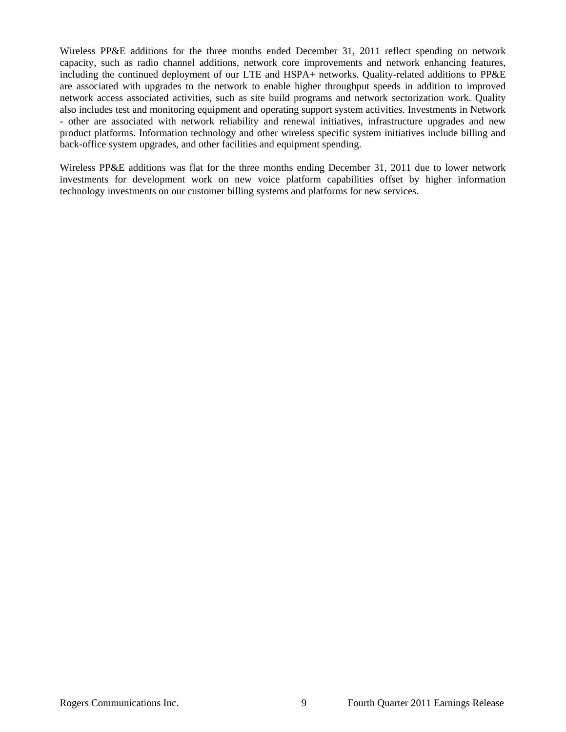Wireless PP&E additions for the three months ended December 31, 2011 reflect spending on network capacity, such as radio channel additions, network core improvements and network enhancing features, including the continued deployment of our LTE and HSPA+ networks. Quality-related additions to PP&E are associated with upgrades to the network to enable higher throughput speeds in addition to improved network access associated activities, such as site build programs and network sectorization work. Quality also includes test and monitoring equipment and operating support system activities. Investments in Network - other are associated with network reliability and renewal initiatives, infrastructure upgrades and new product platforms. Information technology and other wireless specific system initiatives include billing and back-office system upgrades, and other facilities and equipment spending.

Wireless PP&E additions was flat for the three months ending December 31, 2011 due to lower network investments for development work on new voice platform capabilities offset by higher information technology investments on our customer billing systems and platforms for new services.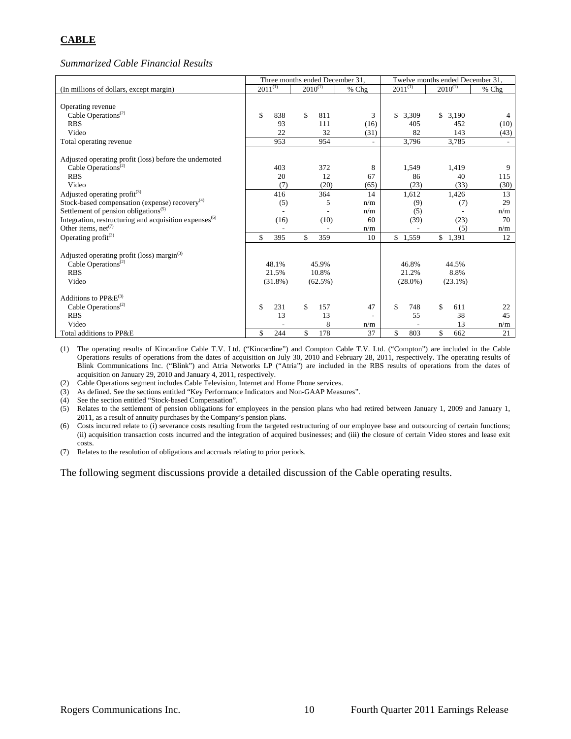## CABLE

*Summarized Cable Financial Results*

| (In millions of dollars, except margin) | Three months ended December 31, 2011[1] | 2010[1] | % Chg | Twelve months ended December 31, 2011[1] | 2010[1] | % Chg |
|---|---|---|---|---|---|---|
| Operating revenue | | | | | | |
| Cable Operations[2] | $ 838 | $ 811 | 3 | $ 3,309 | $ 3,190 | 4 |
| RBS | 93 | 111 | (16) | 405 | 452 | (10) |
| Video | 22 | 32 | (31) | 82 | 143 | (43) |
| Total operating revenue | 953 | 954 | - | 3,796 | 3,785 | - |
| Adjusted operating profit (loss) before the undernoted | | | | | | |
| Cable Operations[2] | 403 | 372 | 8 | 1,549 | 1,419 | 9 |
| RBS | 20 | 12 | 67 | 86 | 40 | 115 |
| Video | (7) | (20) | (65) | (23) | (33) | (30) |
| Adjusted operating profit[3] | 416 | 364 | 14 | 1,612 | 1,426 | 13 |
| Stock-based compensation (expense) recovery[4] | (5) | 5 | n/m | (9) | (7) | 29 |
| Settlement of pension obligations[5] | - | - | n/m | (5) | - | n/m |
| Integration, restructuring and acquisition expenses[6] | (16) | (10) | 60 | (39) | (23) | 70 |
| Other items, net[7] | - | - | n/m | - | (5) | n/m |
| Operating profit[3] | $ 395 | $ 359 | 10 | $ 1,559 | $ 1,391 | 12 |
| Adjusted operating profit (loss) margin[3] | | | | | | |
| Cable Operations[2] | 48.1% | 45.9% | | 46.8% | 44.5% | |
| RBS | 21.5% | 10.8% | | 21.2% | 8.8% | |
| Video | (31.8%) | (62.5%) | | (28.0%) | (23.1%) | |
| Additions to PP&E[3] | | | | | | |
| Cable Operations[2] | $ 231 | $ 157 | 47 | $ 748 | $ 611 | 22 |
| RBS | 13 | 13 | - | 55 | 38 | 45 |
| Video | - | 8 | n/m | - | 13 | n/m |
| Total additions to PP&E | $ 244 | $ 178 | 37 | $ 803 | $ 662 | 21 |

(1) The operating results of Kincardine Cable T.V. Ltd. ("Kincardine") and Compton Cable T.V. Ltd. ("Compton") are included in the Cable Operations results of operations from the dates of acquisition on July 30, 2010 and February 28, 2011, respectively. The operating results of Blink Communications Inc. ("Blink") and Atria Networks LP ("Atria") are included in the RBS results of operations from the dates of acquisition on January 29, 2010 and January 4, 2011, respectively.

(2) Cable Operations segment includes Cable Television, Internet and Home Phone services.

(3) As defined. See the sections entitled "Key Performance Indicators and Non-GAAP Measures".

(4) See the section entitled "Stock-based Compensation".

(5) Relates to the settlement of pension obligations for employees in the pension plans who had retired between January 1, 2009 and January 1, 2011, as a result of annuity purchases by the Company's pension plans.

(6) Costs incurred relate to (i) severance costs resulting from the targeted restructuring of our employee base and outsourcing of certain functions; (ii) acquisition transaction costs incurred and the integration of acquired businesses; and (iii) the closure of certain Video stores and lease exit costs.

(7) Relates to the resolution of obligations and accruals relating to prior periods.

The following segment discussions provide a detailed discussion of the Cable operating results.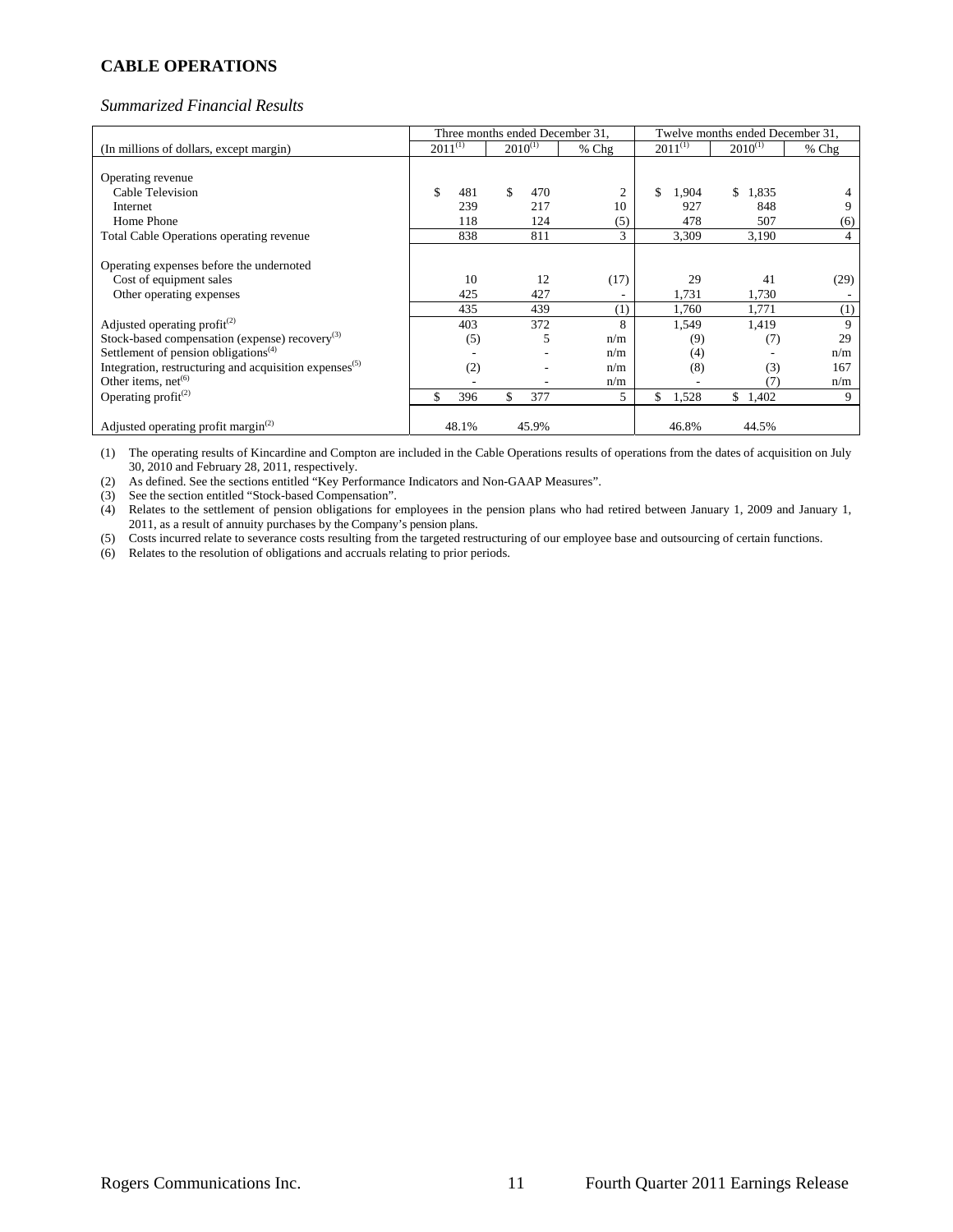# CABLE OPERATIONS

*Summarized Financial Results*

| (In millions of dollars, except margin) | Three months ended December 31, 2011[(1)] | Three months ended December 31, 2010[(1)] | % Chg | Twelve months ended December 31, 2011[(1)] | Twelve months ended December 31, 2010[(1)] | % Chg |
|---|---|---|---|---|---|---|
| Operating revenue | | | | | | |
| Cable Television | $ 481 | $ 470 | 2 | $ 1,904 | $ 1,835 | 4 |
| Internet | 239 | 217 | 10 | 927 | 848 | 9 |
| Home Phone | 118 | 124 | (5) | 478 | 507 | (6) |
| Total Cable Operations operating revenue | 838 | 811 | 3 | 3,309 | 3,190 | 4 |
| Operating expenses before the undernoted | | | | | | |
| Cost of equipment sales | 10 | 12 | (17) | 29 | 41 | (29) |
| Other operating expenses | 425 | 427 | - | 1,731 | 1,730 | - |
| | 435 | 439 | (1) | 1,760 | 1,771 | (1) |
| Adjusted operating profit[(2)] | 403 | 372 | 8 | 1,549 | 1,419 | 9 |
| Stock-based compensation (expense) recovery[(3)] | (5) | 5 | n/m | (9) | (7) | 29 |
| Settlement of pension obligations[(4)] | - | - | n/m | (4) | - | n/m |
| Integration, restructuring and acquisition expenses[(5)] | (2) | - | n/m | (8) | (3) | 167 |
| Other items, net[(6)] | - | - | n/m | - | (7) | n/m |
| Operating profit[(2)] | $ 396 | $ 377 | 5 | $ 1,528 | $ 1,402 | 9 |
| Adjusted operating profit margin[(2)] | 48.1% | 45.9% | | 46.8% | 44.5% | |

(1) The operating results of Kincardine and Compton are included in the Cable Operations results of operations from the dates of acquisition on July 30, 2010 and February 28, 2011, respectively.

(2) As defined. See the sections entitled "Key Performance Indicators and Non-GAAP Measures".

(3) See the section entitled "Stock-based Compensation".

(4) Relates to the settlement of pension obligations for employees in the pension plans who had retired between January 1, 2009 and January 1, 2011, as a result of annuity purchases by the Company's pension plans.

(5) Costs incurred relate to severance costs resulting from the targeted restructuring of our employee base and outsourcing of certain functions.

(6) Relates to the resolution of obligations and accruals relating to prior periods.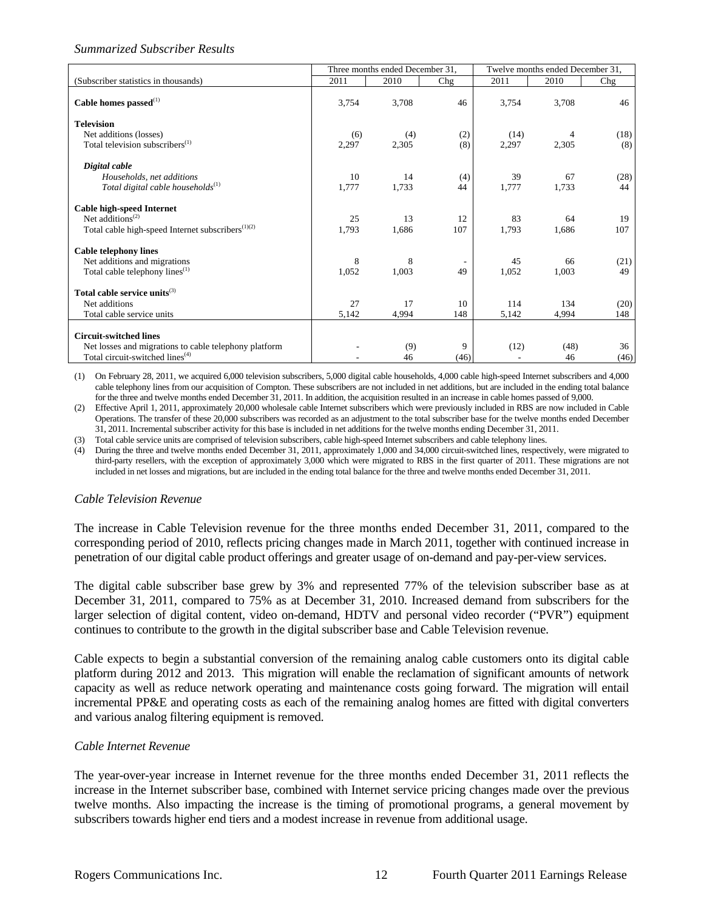*Summarized Subscriber Results*

| (Subscriber statistics in thousands) | Three months ended December 31, | | | Twelve months ended December 31, | | |
|---|---|---|---|---|---|---|
| | 2011 | 2010 | Chg | 2011 | 2010 | Chg |
| **Cable homes passed**[(1)] | 3,754 | 3,708 | 46 | 3,754 | 3,708 | 46 |
| **Television** | | | | | | |
| Net additions (losses) | (6) | (4) | (2) | (14) | 4 | (18) |
| Total television subscribers[(1)] | 2,297 | 2,305 | (8) | 2,297 | 2,305 | (8) |
| ***Digital cable*** | | | | | | |
| *Households, net additions* | 10 | 14 | (4) | 39 | 67 | (28) |
| *Total digital cable households*[(1)] | 1,777 | 1,733 | 44 | 1,777 | 1,733 | 44 |
| **Cable high-speed Internet** | | | | | | |
| Net additions[(2)] | 25 | 13 | 12 | 83 | 64 | 19 |
| Total cable high-speed Internet subscribers[(1)(2)] | 1,793 | 1,686 | 107 | 1,793 | 1,686 | 107 |
| **Cable telephony lines** | | | | | | |
| Net additions and migrations | 8 | 8 | - | 45 | 66 | (21) |
| Total cable telephony lines[(1)] | 1,052 | 1,003 | 49 | 1,052 | 1,003 | 49 |
| **Total cable service units**[(3)] | | | | | | |
| Net additions | 27 | 17 | 10 | 114 | 134 | (20) |
| Total cable service units | 5,142 | 4,994 | 148 | 5,142 | 4,994 | 148 |
| **Circuit-switched lines** | | | | | | |
| Net losses and migrations to cable telephony platform | - | (9) | 9 | (12) | (48) | 36 |
| Total circuit-switched lines[(4)] | - | 46 | (46) | - | 46 | (46) |

(1) On February 28, 2011, we acquired 6,000 television subscribers, 5,000 digital cable households, 4,000 cable high-speed Internet subscribers and 4,000 cable telephony lines from our acquisition of Compton. These subscribers are not included in net additions, but are included in the ending total balance for the three and twelve months ended December 31, 2011. In addition, the acquisition resulted in an increase in cable homes passed of 9,000.

(2) Effective April 1, 2011, approximately 20,000 wholesale cable Internet subscribers which were previously included in RBS are now included in Cable Operations. The transfer of these 20,000 subscribers was recorded as an adjustment to the total subscriber base for the twelve months ended December 31, 2011. Incremental subscriber activity for this base is included in net additions for the twelve months ending December 31, 2011.

(3) Total cable service units are comprised of television subscribers, cable high-speed Internet subscribers and cable telephony lines.

(4) During the three and twelve months ended December 31, 2011, approximately 1,000 and 34,000 circuit-switched lines, respectively, were migrated to third-party resellers, with the exception of approximately 3,000 which were migrated to RBS in the first quarter of 2011. These migrations are not included in net losses and migrations, but are included in the ending total balance for the three and twelve months ended December 31, 2011.

*Cable Television Revenue*

The increase in Cable Television revenue for the three months ended December 31, 2011, compared to the corresponding period of 2010, reflects pricing changes made in March 2011, together with continued increase in penetration of our digital cable product offerings and greater usage of on-demand and pay-per-view services.

The digital cable subscriber base grew by 3% and represented 77% of the television subscriber base as at December 31, 2011, compared to 75% as at December 31, 2010. Increased demand from subscribers for the larger selection of digital content, video on-demand, HDTV and personal video recorder ("PVR") equipment continues to contribute to the growth in the digital subscriber base and Cable Television revenue.

Cable expects to begin a substantial conversion of the remaining analog cable customers onto its digital cable platform during 2012 and 2013. This migration will enable the reclamation of significant amounts of network capacity as well as reduce network operating and maintenance costs going forward. The migration will entail incremental PP&E and operating costs as each of the remaining analog homes are fitted with digital converters and various analog filtering equipment is removed.

*Cable Internet Revenue*

The year-over-year increase in Internet revenue for the three months ended December 31, 2011 reflects the increase in the Internet subscriber base, combined with Internet service pricing changes made over the previous twelve months. Also impacting the increase is the timing of promotional programs, a general movement by subscribers towards higher end tiers and a modest increase in revenue from additional usage.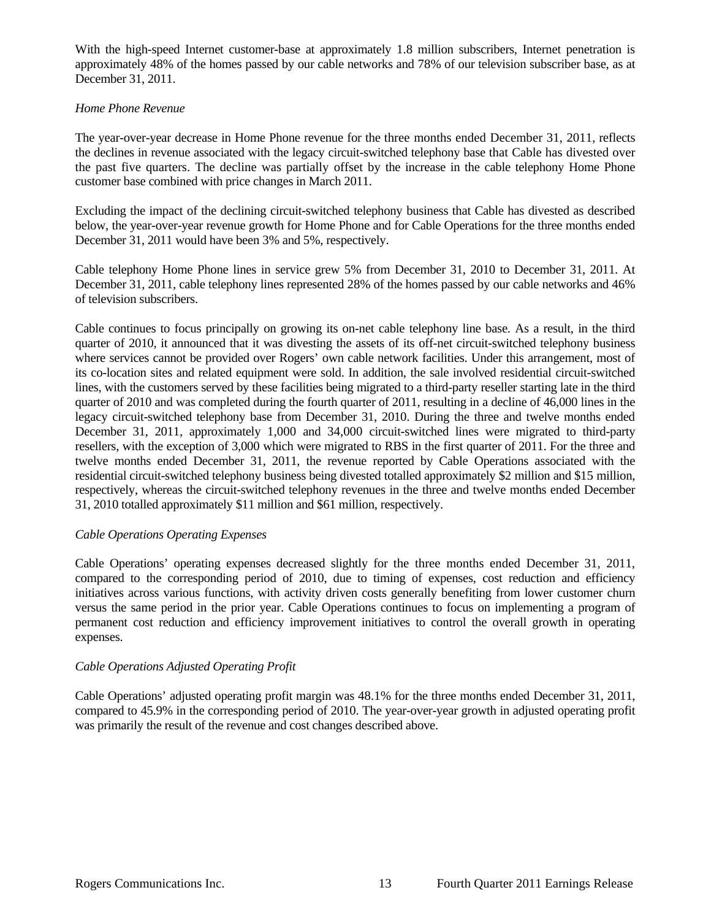With the high-speed Internet customer-base at approximately 1.8 million subscribers, Internet penetration is approximately 48% of the homes passed by our cable networks and 78% of our television subscriber base, as at December 31, 2011.

*Home Phone Revenue*

The year-over-year decrease in Home Phone revenue for the three months ended December 31, 2011, reflects the declines in revenue associated with the legacy circuit-switched telephony base that Cable has divested over the past five quarters. The decline was partially offset by the increase in the cable telephony Home Phone customer base combined with price changes in March 2011.

Excluding the impact of the declining circuit-switched telephony business that Cable has divested as described below, the year-over-year revenue growth for Home Phone and for Cable Operations for the three months ended December 31, 2011 would have been 3% and 5%, respectively.

Cable telephony Home Phone lines in service grew 5% from December 31, 2010 to December 31, 2011. At December 31, 2011, cable telephony lines represented 28% of the homes passed by our cable networks and 46% of television subscribers.

Cable continues to focus principally on growing its on-net cable telephony line base. As a result, in the third quarter of 2010, it announced that it was divesting the assets of its off-net circuit-switched telephony business where services cannot be provided over Rogers' own cable network facilities. Under this arrangement, most of its co-location sites and related equipment were sold. In addition, the sale involved residential circuit-switched lines, with the customers served by these facilities being migrated to a third-party reseller starting late in the third quarter of 2010 and was completed during the fourth quarter of 2011, resulting in a decline of 46,000 lines in the legacy circuit-switched telephony base from December 31, 2010. During the three and twelve months ended December 31, 2011, approximately 1,000 and 34,000 circuit-switched lines were migrated to third-party resellers, with the exception of 3,000 which were migrated to RBS in the first quarter of 2011. For the three and twelve months ended December 31, 2011, the revenue reported by Cable Operations associated with the residential circuit-switched telephony business being divested totalled approximately $2 million and $15 million, respectively, whereas the circuit-switched telephony revenues in the three and twelve months ended December 31, 2010 totalled approximately $11 million and $61 million, respectively.

*Cable Operations Operating Expenses*

Cable Operations' operating expenses decreased slightly for the three months ended December 31, 2011, compared to the corresponding period of 2010, due to timing of expenses, cost reduction and efficiency initiatives across various functions, with activity driven costs generally benefiting from lower customer churn versus the same period in the prior year. Cable Operations continues to focus on implementing a program of permanent cost reduction and efficiency improvement initiatives to control the overall growth in operating expenses.

*Cable Operations Adjusted Operating Profit*

Cable Operations' adjusted operating profit margin was 48.1% for the three months ended December 31, 2011, compared to 45.9% in the corresponding period of 2010. The year-over-year growth in adjusted operating profit was primarily the result of the revenue and cost changes described above.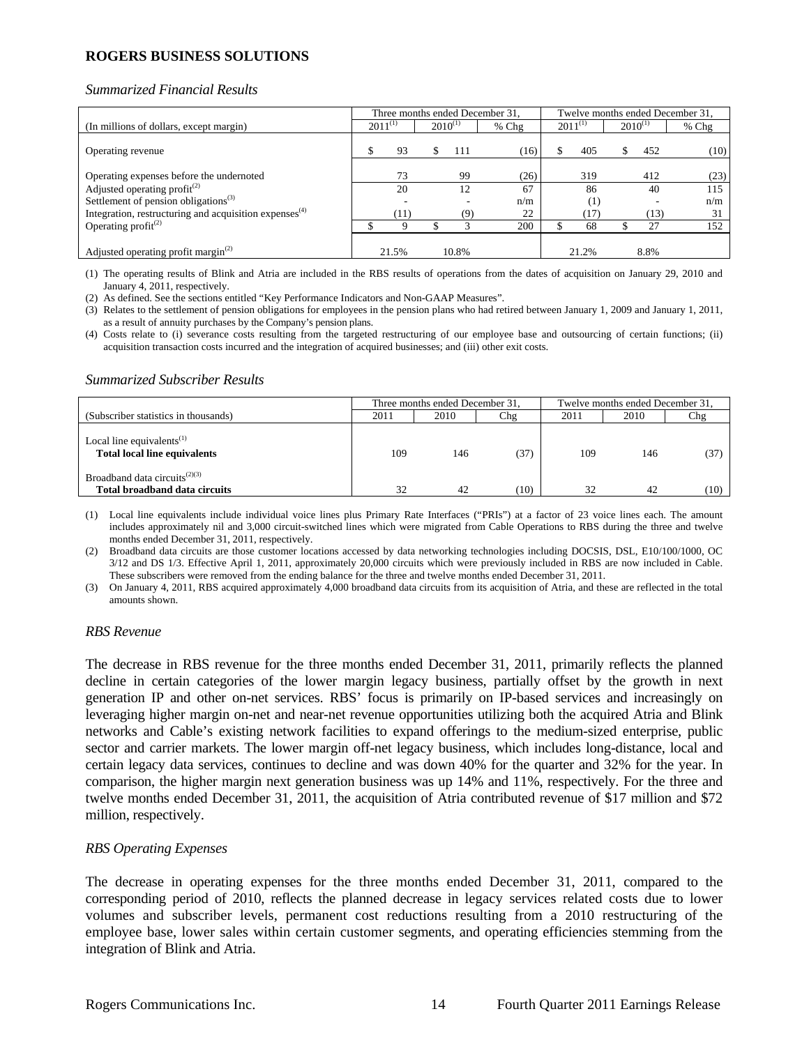## ROGERS BUSINESS SOLUTIONS

*Summarized Financial Results*

| | Three months ended December 31, | | | Twelve months ended December 31, | | |
|---|---|---|---|---|---|---|
| (In millions of dollars, except margin) | 2011[(1)] | 2010[(1)] | % Chg | 2011[(1)] | 2010[(1)] | % Chg |
| Operating revenue | $ 93 | $ 111 | (16) | $ 405 | $ 452 | (10) |
| Operating expenses before the undernoted | 73 | 99 | (26) | 319 | 412 | (23) |
| Adjusted operating profit[(2)] | 20 | 12 | 67 | 86 | 40 | 115 |
| Settlement of pension obligations[(3)] | - | - | n/m | (1) | - | n/m |
| Integration, restructuring and acquisition expenses[(4)] | (11) | (9) | 22 | (17) | (13) | 31 |
| Operating profit[(2)] | $ 9 | $ 3 | 200 | $ 68 | $ 27 | 152 |
| Adjusted operating profit margin[(2)] | 21.5% | 10.8% | | 21.2% | 8.8% | |

(1) The operating results of Blink and Atria are included in the RBS results of operations from the dates of acquisition on January 29, 2010 and January 4, 2011, respectively.

(2) As defined. See the sections entitled "Key Performance Indicators and Non-GAAP Measures".

(3) Relates to the settlement of pension obligations for employees in the pension plans who had retired between January 1, 2009 and January 1, 2011, as a result of annuity purchases by the Company's pension plans.

(4) Costs relate to (i) severance costs resulting from the targeted restructuring of our employee base and outsourcing of certain functions; (ii) acquisition transaction costs incurred and the integration of acquired businesses; and (iii) other exit costs.

*Summarized Subscriber Results*

| | Three months ended December 31, | | | Twelve months ended December 31, | | |
|---|---|---|---|---|---|---|
| (Subscriber statistics in thousands) | 2011 | 2010 | Chg | 2011 | 2010 | Chg |
| Local line equivalents[(1)] | | | | | | |
| **Total local line equivalents** | 109 | 146 | (37) | 109 | 146 | (37) |
| Broadband data circuits[(2)(3)] | | | | | | |
| **Total broadband data circuits** | 32 | 42 | (10) | 32 | 42 | (10) |

(1) Local line equivalents include individual voice lines plus Primary Rate Interfaces ("PRIs") at a factor of 23 voice lines each. The amount includes approximately nil and 3,000 circuit-switched lines which were migrated from Cable Operations to RBS during the three and twelve months ended December 31, 2011, respectively.

(2) Broadband data circuits are those customer locations accessed by data networking technologies including DOCSIS, DSL, E10/100/1000, OC 3/12 and DS 1/3. Effective April 1, 2011, approximately 20,000 circuits which were previously included in RBS are now included in Cable. These subscribers were removed from the ending balance for the three and twelve months ended December 31, 2011.

(3) On January 4, 2011, RBS acquired approximately 4,000 broadband data circuits from its acquisition of Atria, and these are reflected in the total amounts shown.

*RBS Revenue*

The decrease in RBS revenue for the three months ended December 31, 2011, primarily reflects the planned decline in certain categories of the lower margin legacy business, partially offset by the growth in next generation IP and other on-net services. RBS' focus is primarily on IP-based services and increasingly on leveraging higher margin on-net and near-net revenue opportunities utilizing both the acquired Atria and Blink networks and Cable's existing network facilities to expand offerings to the medium-sized enterprise, public sector and carrier markets. The lower margin off-net legacy business, which includes long-distance, local and certain legacy data services, continues to decline and was down 40% for the quarter and 32% for the year. In comparison, the higher margin next generation business was up 14% and 11%, respectively. For the three and twelve months ended December 31, 2011, the acquisition of Atria contributed revenue of $17 million and $72 million, respectively.

*RBS Operating Expenses*

The decrease in operating expenses for the three months ended December 31, 2011, compared to the corresponding period of 2010, reflects the planned decrease in legacy services related costs due to lower volumes and subscriber levels, permanent cost reductions resulting from a 2010 restructuring of the employee base, lower sales within certain customer segments, and operating efficiencies stemming from the integration of Blink and Atria.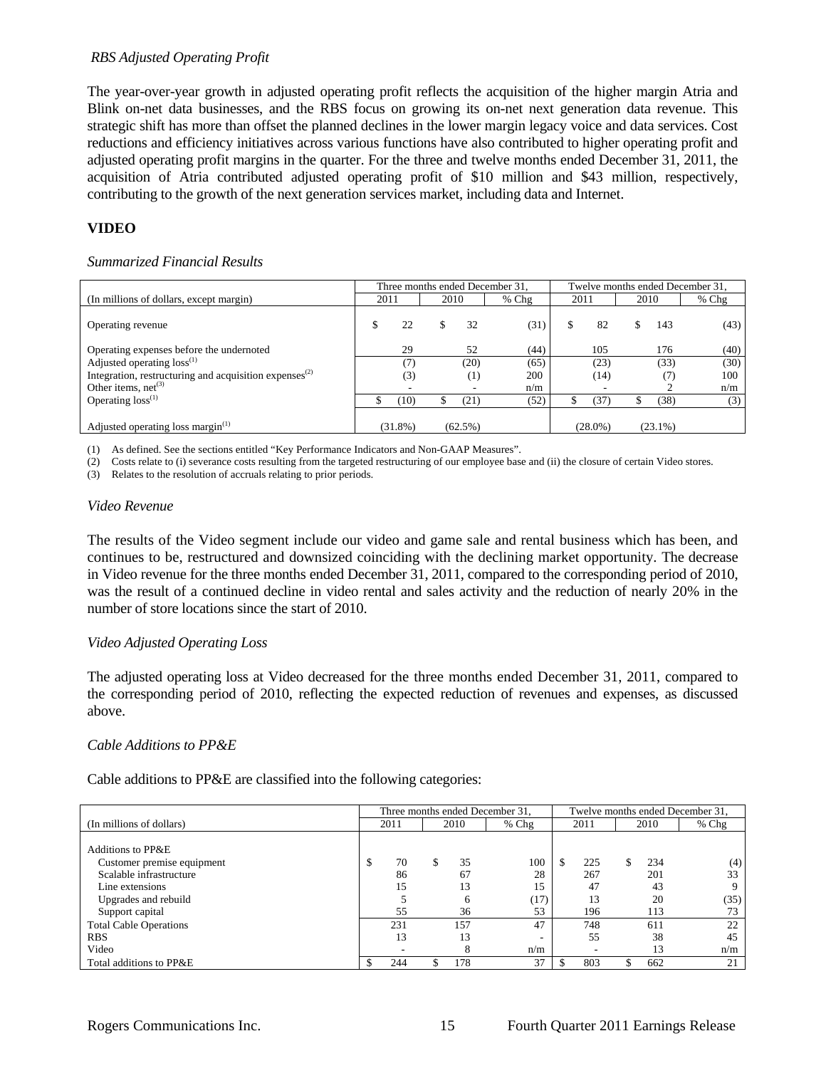*RBS Adjusted Operating Profit*

The year-over-year growth in adjusted operating profit reflects the acquisition of the higher margin Atria and Blink on-net data businesses, and the RBS focus on growing its on-net next generation data revenue. This strategic shift has more than offset the planned declines in the lower margin legacy voice and data services. Cost reductions and efficiency initiatives across various functions have also contributed to higher operating profit and adjusted operating profit margins in the quarter. For the three and twelve months ended December 31, 2011, the acquisition of Atria contributed adjusted operating profit of $10 million and $43 million, respectively, contributing to the growth of the next generation services market, including data and Internet.

## VIDEO

*Summarized Financial Results*

| | Three months ended December 31, | | | Twelve months ended December 31, | | |
|---|---|---|---|---|---|---|
| (In millions of dollars, except margin) | 2011 | 2010 | % Chg | 2011 | 2010 | % Chg |
| Operating revenue | $ 22 | $ 32 | (31) | $ 82 | $ 143 | (43) |
| Operating expenses before the undernoted | 29 | 52 | (44) | 105 | 176 | (40) |
| Adjusted operating loss[1] | (7) | (20) | (65) | (23) | (33) | (30) |
| Integration, restructuring and acquisition expenses[2] | (3) | (1) | 200 | (14) | (7) | 100 |
| Other items, net[3] | - | - | n/m | - | 2 | n/m |
| Operating loss[1] | $ (10) | $ (21) | (52) | $ (37) | $ (38) | (3) |
| Adjusted operating loss margin[1] | (31.8%) | (62.5%) | | (28.0%) | (23.1%) | |

(1) As defined. See the sections entitled "Key Performance Indicators and Non-GAAP Measures".
(2) Costs relate to (i) severance costs resulting from the targeted restructuring of our employee base and (ii) the closure of certain Video stores.
(3) Relates to the resolution of accruals relating to prior periods.

*Video Revenue*

The results of the Video segment include our video and game sale and rental business which has been, and continues to be, restructured and downsized coinciding with the declining market opportunity. The decrease in Video revenue for the three months ended December 31, 2011, compared to the corresponding period of 2010, was the result of a continued decline in video rental and sales activity and the reduction of nearly 20% in the number of store locations since the start of 2010.

*Video Adjusted Operating Loss*

The adjusted operating loss at Video decreased for the three months ended December 31, 2011, compared to the corresponding period of 2010, reflecting the expected reduction of revenues and expenses, as discussed above.

*Cable Additions to PP&E*

Cable additions to PP&E are classified into the following categories:

| | Three months ended December 31, | | | Twelve months ended December 31, | | |
|---|---|---|---|---|---|---|
| (In millions of dollars) | 2011 | 2010 | % Chg | 2011 | 2010 | % Chg |
| Additions to PP&E | | | | | | |
| Customer premise equipment | $ 70 | $ 35 | 100 | $ 225 | $ 234 | (4) |
| Scalable infrastructure | 86 | 67 | 28 | 267 | 201 | 33 |
| Line extensions | 15 | 13 | 15 | 47 | 43 | 9 |
| Upgrades and rebuild | 5 | 6 | (17) | 13 | 20 | (35) |
| Support capital | 55 | 36 | 53 | 196 | 113 | 73 |
| Total Cable Operations | 231 | 157 | 47 | 748 | 611 | 22 |
| RBS | 13 | 13 | - | 55 | 38 | 45 |
| Video | - | 8 | n/m | - | 13 | n/m |
| Total additions to PP&E | $ 244 | $ 178 | 37 | $ 803 | $ 662 | 21 |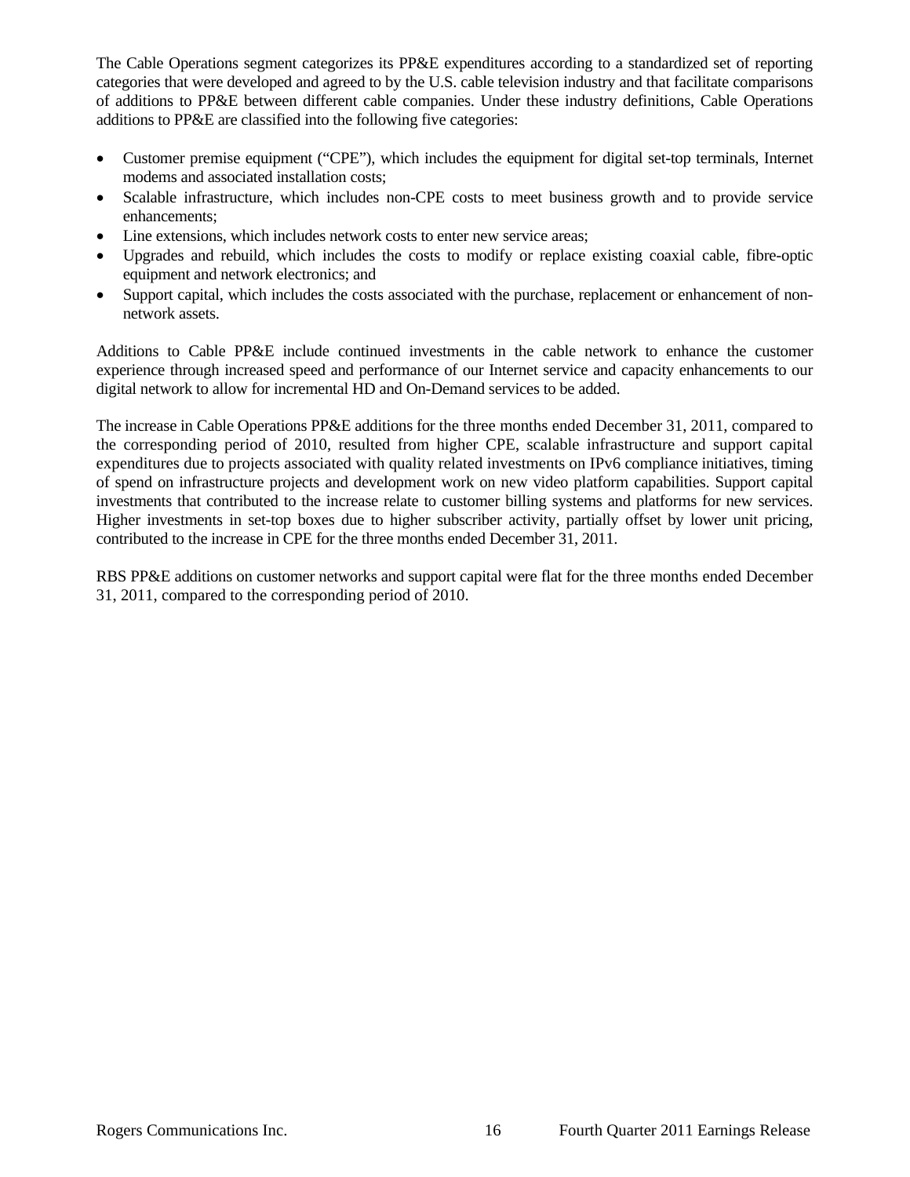The Cable Operations segment categorizes its PP&E expenditures according to a standardized set of reporting categories that were developed and agreed to by the U.S. cable television industry and that facilitate comparisons of additions to PP&E between different cable companies. Under these industry definitions, Cable Operations additions to PP&E are classified into the following five categories:

- Customer premise equipment ("CPE"), which includes the equipment for digital set-top terminals, Internet modems and associated installation costs;
- Scalable infrastructure, which includes non-CPE costs to meet business growth and to provide service enhancements;
- Line extensions, which includes network costs to enter new service areas;
- Upgrades and rebuild, which includes the costs to modify or replace existing coaxial cable, fibre-optic equipment and network electronics; and
- Support capital, which includes the costs associated with the purchase, replacement or enhancement of non-network assets.

Additions to Cable PP&E include continued investments in the cable network to enhance the customer experience through increased speed and performance of our Internet service and capacity enhancements to our digital network to allow for incremental HD and On-Demand services to be added.

The increase in Cable Operations PP&E additions for the three months ended December 31, 2011, compared to the corresponding period of 2010, resulted from higher CPE, scalable infrastructure and support capital expenditures due to projects associated with quality related investments on IPv6 compliance initiatives, timing of spend on infrastructure projects and development work on new video platform capabilities. Support capital investments that contributed to the increase relate to customer billing systems and platforms for new services. Higher investments in set-top boxes due to higher subscriber activity, partially offset by lower unit pricing, contributed to the increase in CPE for the three months ended December 31, 2011.

RBS PP&E additions on customer networks and support capital were flat for the three months ended December 31, 2011, compared to the corresponding period of 2010.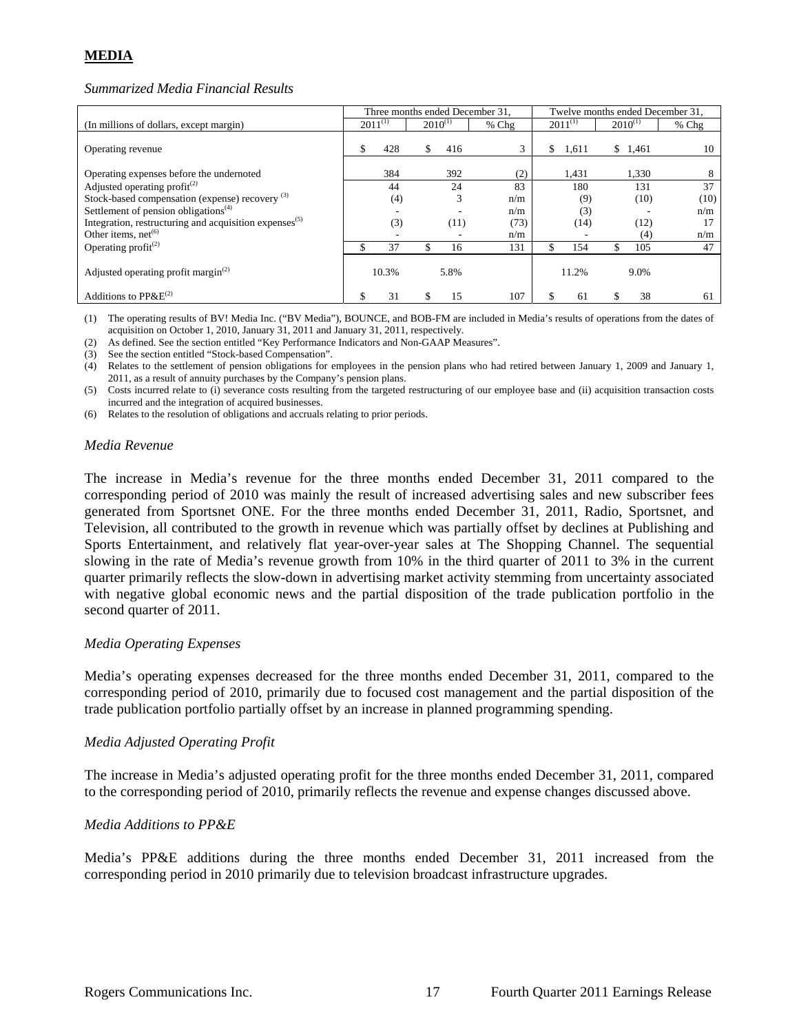## MEDIA

*Summarized Media Financial Results*

| | Three months ended December 31, | | | Twelve months ended December 31, | | |
|---|---|---|---|---|---|---|
| (In millions of dollars, except margin) | 2011[1] | 2010[1] | % Chg | 2011[1] | 2010[1] | % Chg |
| Operating revenue | $ 428 | $ 416 | 3 | $ 1,611 | $ 1,461 | 10 |
| Operating expenses before the undernoted | 384 | 392 | (2) | 1,431 | 1,330 | 8 |
| Adjusted operating profit[2] | 44 | 24 | 83 | 180 | 131 | 37 |
| Stock-based compensation (expense) recovery [3] | (4) | 3 | n/m | (9) | (10) | (10) |
| Settlement of pension obligations[4] | - | - | n/m | (3) | - | n/m |
| Integration, restructuring and acquisition expenses[5] | (3) | (11) | (73) | (14) | (12) | 17 |
| Other items, net[6] | - | - | n/m | - | (4) | n/m |
| Operating profit[2] | $ 37 | $ 16 | 131 | $ 154 | $ 105 | 47 |
| Adjusted operating profit margin[2] | 10.3% | 5.8% | | 11.2% | 9.0% | |
| Additions to PP&E[2] | $ 31 | $ 15 | 107 | $ 61 | $ 38 | 61 |

(1) The operating results of BV! Media Inc. ("BV Media"), BOUNCE, and BOB-FM are included in Media's results of operations from the dates of acquisition on October 1, 2010, January 31, 2011 and January 31, 2011, respectively.

(2) As defined. See the section entitled "Key Performance Indicators and Non-GAAP Measures".

(3) See the section entitled "Stock-based Compensation".

(4) Relates to the settlement of pension obligations for employees in the pension plans who had retired between January 1, 2009 and January 1, 2011, as a result of annuity purchases by the Company's pension plans.

(5) Costs incurred relate to (i) severance costs resulting from the targeted restructuring of our employee base and (ii) acquisition transaction costs incurred and the integration of acquired businesses.

(6) Relates to the resolution of obligations and accruals relating to prior periods.

*Media Revenue*

The increase in Media's revenue for the three months ended December 31, 2011 compared to the corresponding period of 2010 was mainly the result of increased advertising sales and new subscriber fees generated from Sportsnet ONE. For the three months ended December 31, 2011, Radio, Sportsnet, and Television, all contributed to the growth in revenue which was partially offset by declines at Publishing and Sports Entertainment, and relatively flat year-over-year sales at The Shopping Channel. The sequential slowing in the rate of Media's revenue growth from 10% in the third quarter of 2011 to 3% in the current quarter primarily reflects the slow-down in advertising market activity stemming from uncertainty associated with negative global economic news and the partial disposition of the trade publication portfolio in the second quarter of 2011.

*Media Operating Expenses*

Media's operating expenses decreased for the three months ended December 31, 2011, compared to the corresponding period of 2010, primarily due to focused cost management and the partial disposition of the trade publication portfolio partially offset by an increase in planned programming spending.

*Media Adjusted Operating Profit*

The increase in Media's adjusted operating profit for the three months ended December 31, 2011, compared to the corresponding period of 2010, primarily reflects the revenue and expense changes discussed above.

*Media Additions to PP&E*

Media's PP&E additions during the three months ended December 31, 2011 increased from the corresponding period in 2010 primarily due to television broadcast infrastructure upgrades.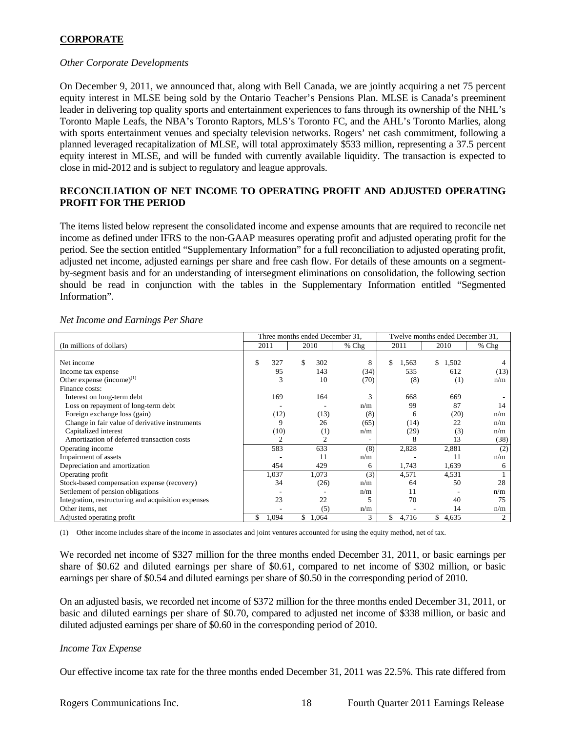## CORPORATE

*Other Corporate Developments*

On December 9, 2011, we announced that, along with Bell Canada, we are jointly acquiring a net 75 percent equity interest in MLSE being sold by the Ontario Teacher's Pensions Plan. MLSE is Canada's preeminent leader in delivering top quality sports and entertainment experiences to fans through its ownership of the NHL's Toronto Maple Leafs, the NBA's Toronto Raptors, MLS's Toronto FC, and the AHL's Toronto Marlies, along with sports entertainment venues and specialty television networks. Rogers' net cash commitment, following a planned leveraged recapitalization of MLSE, will total approximately $533 million, representing a 37.5 percent equity interest in MLSE, and will be funded with currently available liquidity. The transaction is expected to close in mid-2012 and is subject to regulatory and league approvals.

## RECONCILIATION OF NET INCOME TO OPERATING PROFIT AND ADJUSTED OPERATING PROFIT FOR THE PERIOD

The items listed below represent the consolidated income and expense amounts that are required to reconcile net income as defined under IFRS to the non-GAAP measures operating profit and adjusted operating profit for the period. See the section entitled "Supplementary Information" for a full reconciliation to adjusted operating profit, adjusted net income, adjusted earnings per share and free cash flow. For details of these amounts on a segment-by-segment basis and for an understanding of intersegment eliminations on consolidation, the following section should be read in conjunction with the tables in the Supplementary Information entitled "Segmented Information".

*Net Income and Earnings Per Share*

| | Three months ended December 31, | | | Twelve months ended December 31, | | |
|---|---|---|---|---|---|---|
| (In millions of dollars) | 2011 | 2010 | % Chg | 2011 | 2010 | % Chg |
| Net income | $ 327 | $ 302 | 8 | $ 1,563 | $ 1,502 | 4 |
| Income tax expense | 95 | 143 | (34) | 535 | 612 | (13) |
| Other expense (income)[(1)] | 3 | 10 | (70) | (8) | (1) | n/m |
| Finance costs: | | | | | | |
| Interest on long-term debt | 169 | 164 | 3 | 668 | 669 | - |
| Loss on repayment of long-term debt | - | - | n/m | 99 | 87 | 14 |
| Foreign exchange loss (gain) | (12) | (13) | (8) | 6 | (20) | n/m |
| Change in fair value of derivative instruments | 9 | 26 | (65) | (14) | 22 | n/m |
| Capitalized interest | (10) | (1) | n/m | (29) | (3) | n/m |
| Amortization of deferred transaction costs | 2 | 2 | - | 8 | 13 | (38) |
| Operating income | 583 | 633 | (8) | 2,828 | 2,881 | (2) |
| Impairment of assets | - | 11 | n/m | - | 11 | n/m |
| Depreciation and amortization | 454 | 429 | 6 | 1,743 | 1,639 | 6 |
| Operating profit | 1,037 | 1,073 | (3) | 4,571 | 4,531 | 1 |
| Stock-based compensation expense (recovery) | 34 | (26) | n/m | 64 | 50 | 28 |
| Settlement of pension obligations | - | - | n/m | 11 | - | n/m |
| Integration, restructuring and acquisition expenses | 23 | 22 | 5 | 70 | 40 | 75 |
| Other items, net | - | (5) | n/m | - | 14 | n/m |
| Adjusted operating profit | $ 1,094 | $ 1,064 | 3 | $ 4,716 | $ 4,635 | 2 |

(1) Other income includes share of the income in associates and joint ventures accounted for using the equity method, net of tax.

We recorded net income of $327 million for the three months ended December 31, 2011, or basic earnings per share of $0.62 and diluted earnings per share of $0.61, compared to net income of $302 million, or basic earnings per share of $0.54 and diluted earnings per share of $0.50 in the corresponding period of 2010.

On an adjusted basis, we recorded net income of $372 million for the three months ended December 31, 2011, or basic and diluted earnings per share of $0.70, compared to adjusted net income of $338 million, or basic and diluted adjusted earnings per share of $0.60 in the corresponding period of 2010.

*Income Tax Expense*

Our effective income tax rate for the three months ended December 31, 2011 was 22.5%. This rate differed from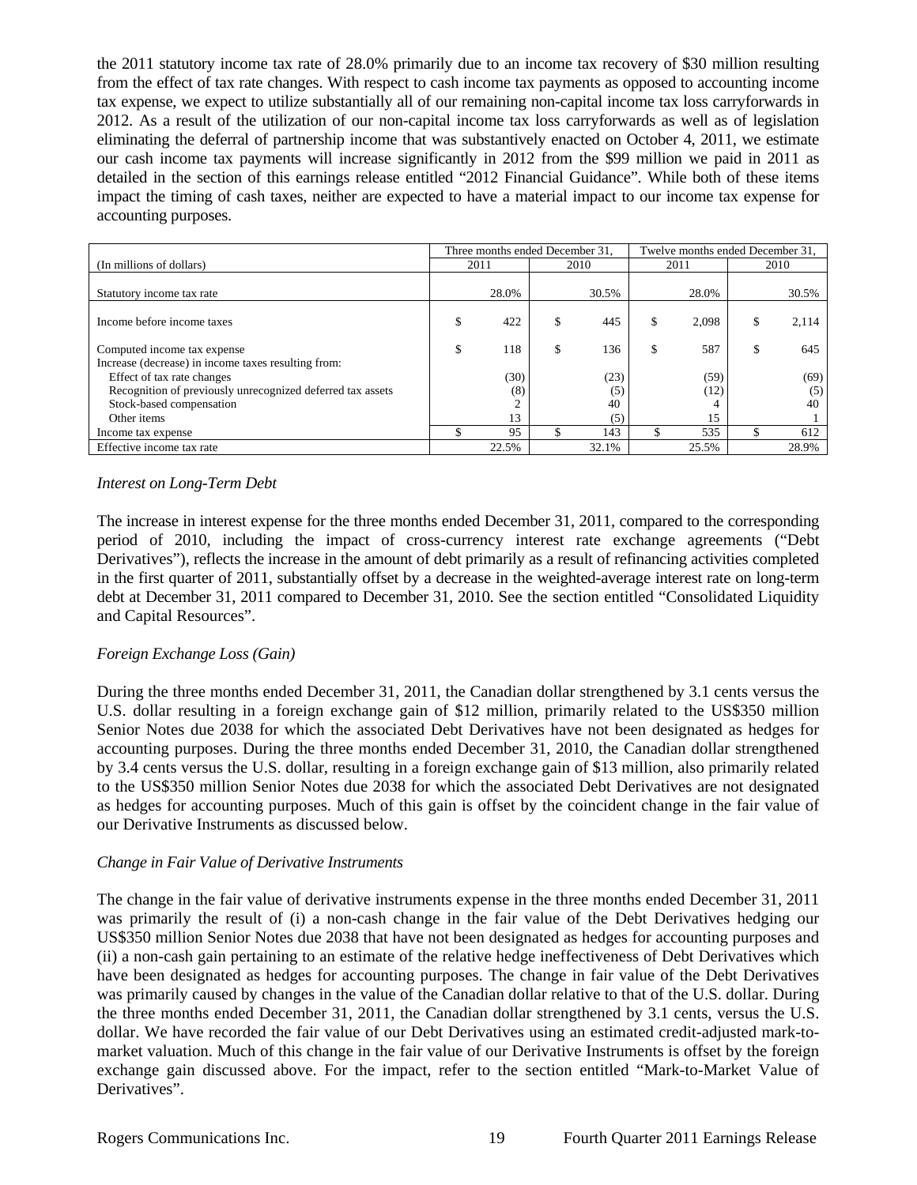the 2011 statutory income tax rate of 28.0% primarily due to an income tax recovery of $30 million resulting from the effect of tax rate changes. With respect to cash income tax payments as opposed to accounting income tax expense, we expect to utilize substantially all of our remaining non-capital income tax loss carryforwards in 2012. As a result of the utilization of our non-capital income tax loss carryforwards as well as of legislation eliminating the deferral of partnership income that was substantively enacted on October 4, 2011, we estimate our cash income tax payments will increase significantly in 2012 from the $99 million we paid in 2011 as detailed in the section of this earnings release entitled "2012 Financial Guidance". While both of these items impact the timing of cash taxes, neither are expected to have a material impact to our income tax expense for accounting purposes.

| (In millions of dollars) | Three months ended December 31, 2011 | Three months ended December 31, 2010 | Twelve months ended December 31, 2011 | Twelve months ended December 31, 2010 |
|---|---|---|---|---|
| Statutory income tax rate | 28.0% | 30.5% | 28.0% | 30.5% |
| Income before income taxes | $ 422 | $ 445 | $ 2,098 | $ 2,114 |
| Computed income tax expense | $ 118 | $ 136 | $ 587 | $ 645 |
| Increase (decrease) in income taxes resulting from: | | | | |
| Effect of tax rate changes | (30) | (23) | (59) | (69) |
| Recognition of previously unrecognized deferred tax assets | (8) | (5) | (12) | (5) |
| Stock-based compensation | 2 | 40 | 4 | 40 |
| Other items | 13 | (5) | 15 | 1 |
| Income tax expense | $ 95 | $ 143 | $ 535 | $ 612 |
| Effective income tax rate | 22.5% | 32.1% | 25.5% | 28.9% |

*Interest on Long-Term Debt*

The increase in interest expense for the three months ended December 31, 2011, compared to the corresponding period of 2010, including the impact of cross-currency interest rate exchange agreements ("Debt Derivatives"), reflects the increase in the amount of debt primarily as a result of refinancing activities completed in the first quarter of 2011, substantially offset by a decrease in the weighted-average interest rate on long-term debt at December 31, 2011 compared to December 31, 2010. See the section entitled "Consolidated Liquidity and Capital Resources".

*Foreign Exchange Loss (Gain)*

During the three months ended December 31, 2011, the Canadian dollar strengthened by 3.1 cents versus the U.S. dollar resulting in a foreign exchange gain of $12 million, primarily related to the US$350 million Senior Notes due 2038 for which the associated Debt Derivatives have not been designated as hedges for accounting purposes. During the three months ended December 31, 2010, the Canadian dollar strengthened by 3.4 cents versus the U.S. dollar, resulting in a foreign exchange gain of $13 million, also primarily related to the US$350 million Senior Notes due 2038 for which the associated Debt Derivatives are not designated as hedges for accounting purposes. Much of this gain is offset by the coincident change in the fair value of our Derivative Instruments as discussed below.

*Change in Fair Value of Derivative Instruments*

The change in the fair value of derivative instruments expense in the three months ended December 31, 2011 was primarily the result of (i) a non-cash change in the fair value of the Debt Derivatives hedging our US$350 million Senior Notes due 2038 that have not been designated as hedges for accounting purposes and (ii) a non-cash gain pertaining to an estimate of the relative hedge ineffectiveness of Debt Derivatives which have been designated as hedges for accounting purposes. The change in fair value of the Debt Derivatives was primarily caused by changes in the value of the Canadian dollar relative to that of the U.S. dollar. During the three months ended December 31, 2011, the Canadian dollar strengthened by 3.1 cents, versus the U.S. dollar. We have recorded the fair value of our Debt Derivatives using an estimated credit-adjusted mark-to-market valuation. Much of this change in the fair value of our Derivative Instruments is offset by the foreign exchange gain discussed above. For the impact, refer to the section entitled "Mark-to-Market Value of Derivatives".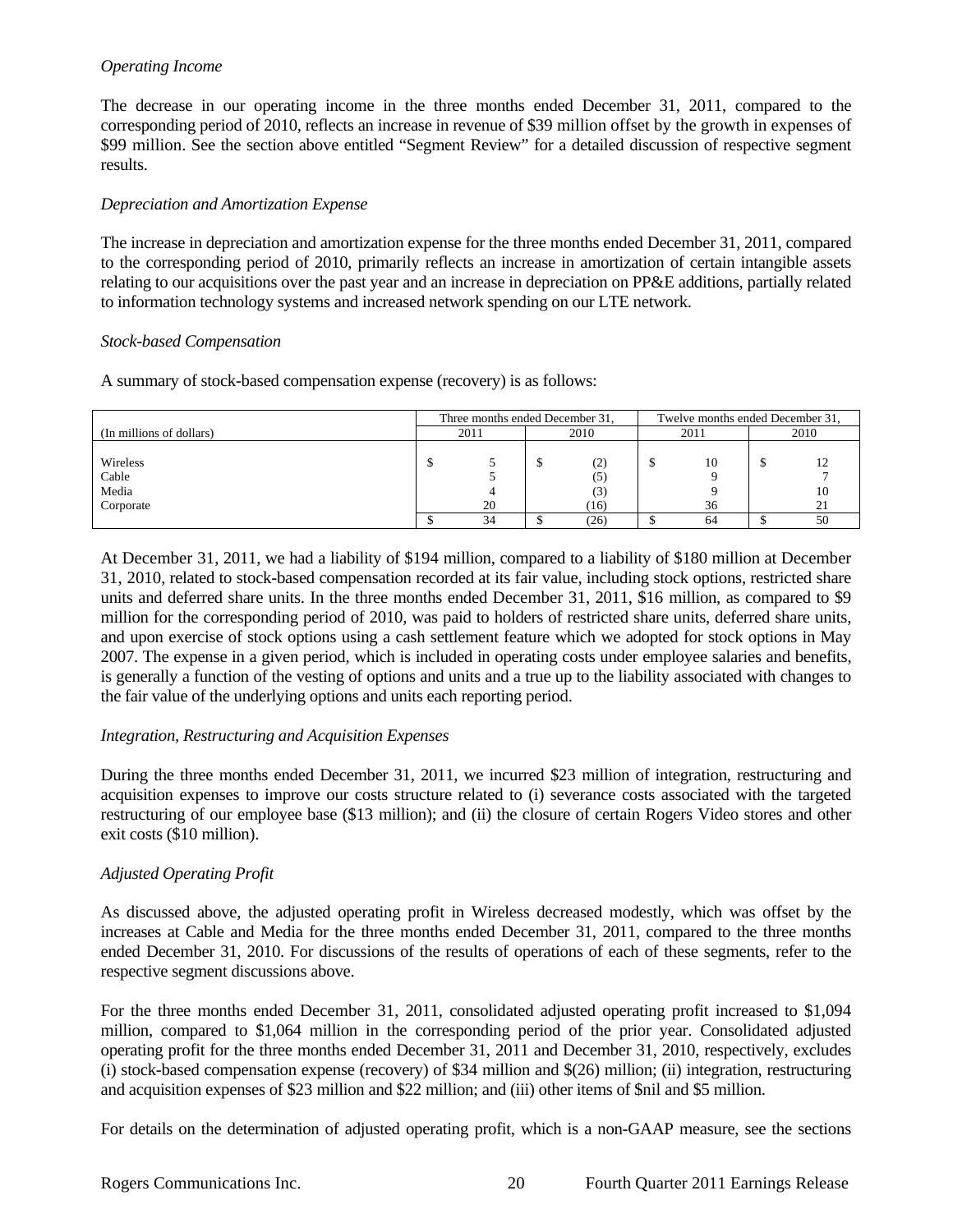*Operating Income*

The decrease in our operating income in the three months ended December 31, 2011, compared to the corresponding period of 2010, reflects an increase in revenue of $39 million offset by the growth in expenses of $99 million. See the section above entitled "Segment Review" for a detailed discussion of respective segment results.

*Depreciation and Amortization Expense*

The increase in depreciation and amortization expense for the three months ended December 31, 2011, compared to the corresponding period of 2010, primarily reflects an increase in amortization of certain intangible assets relating to our acquisitions over the past year and an increase in depreciation on PP&E additions, partially related to information technology systems and increased network spending on our LTE network.

*Stock-based Compensation*

A summary of stock-based compensation expense (recovery) is as follows:

| | Three months ended December 31, | | Twelve months ended December 31, | |
|---|---|---|---|---|
| (In millions of dollars) | 2011 | 2010 | 2011 | 2010 |
| Wireless | $ 5 | $ (2) | $ 10 | $ 12 |
| Cable | 5 | (5) | 9 | 7 |
| Media | 4 | (3) | 9 | 10 |
| Corporate | 20 | (16) | 36 | 21 |
| | $ 34 | $ (26) | $ 64 | $ 50 |

At December 31, 2011, we had a liability of $194 million, compared to a liability of $180 million at December 31, 2010, related to stock-based compensation recorded at its fair value, including stock options, restricted share units and deferred share units. In the three months ended December 31, 2011, $16 million, as compared to $9 million for the corresponding period of 2010, was paid to holders of restricted share units, deferred share units, and upon exercise of stock options using a cash settlement feature which we adopted for stock options in May 2007. The expense in a given period, which is included in operating costs under employee salaries and benefits, is generally a function of the vesting of options and units and a true up to the liability associated with changes to the fair value of the underlying options and units each reporting period.

*Integration, Restructuring and Acquisition Expenses*

During the three months ended December 31, 2011, we incurred $23 million of integration, restructuring and acquisition expenses to improve our costs structure related to (i) severance costs associated with the targeted restructuring of our employee base ($13 million); and (ii) the closure of certain Rogers Video stores and other exit costs ($10 million).

*Adjusted Operating Profit*

As discussed above, the adjusted operating profit in Wireless decreased modestly, which was offset by the increases at Cable and Media for the three months ended December 31, 2011, compared to the three months ended December 31, 2010. For discussions of the results of operations of each of these segments, refer to the respective segment discussions above.

For the three months ended December 31, 2011, consolidated adjusted operating profit increased to $1,094 million, compared to $1,064 million in the corresponding period of the prior year. Consolidated adjusted operating profit for the three months ended December 31, 2011 and December 31, 2010, respectively, excludes (i) stock-based compensation expense (recovery) of $34 million and $(26) million; (ii) integration, restructuring and acquisition expenses of $23 million and $22 million; and (iii) other items of $nil and $5 million.

For details on the determination of adjusted operating profit, which is a non-GAAP measure, see the sections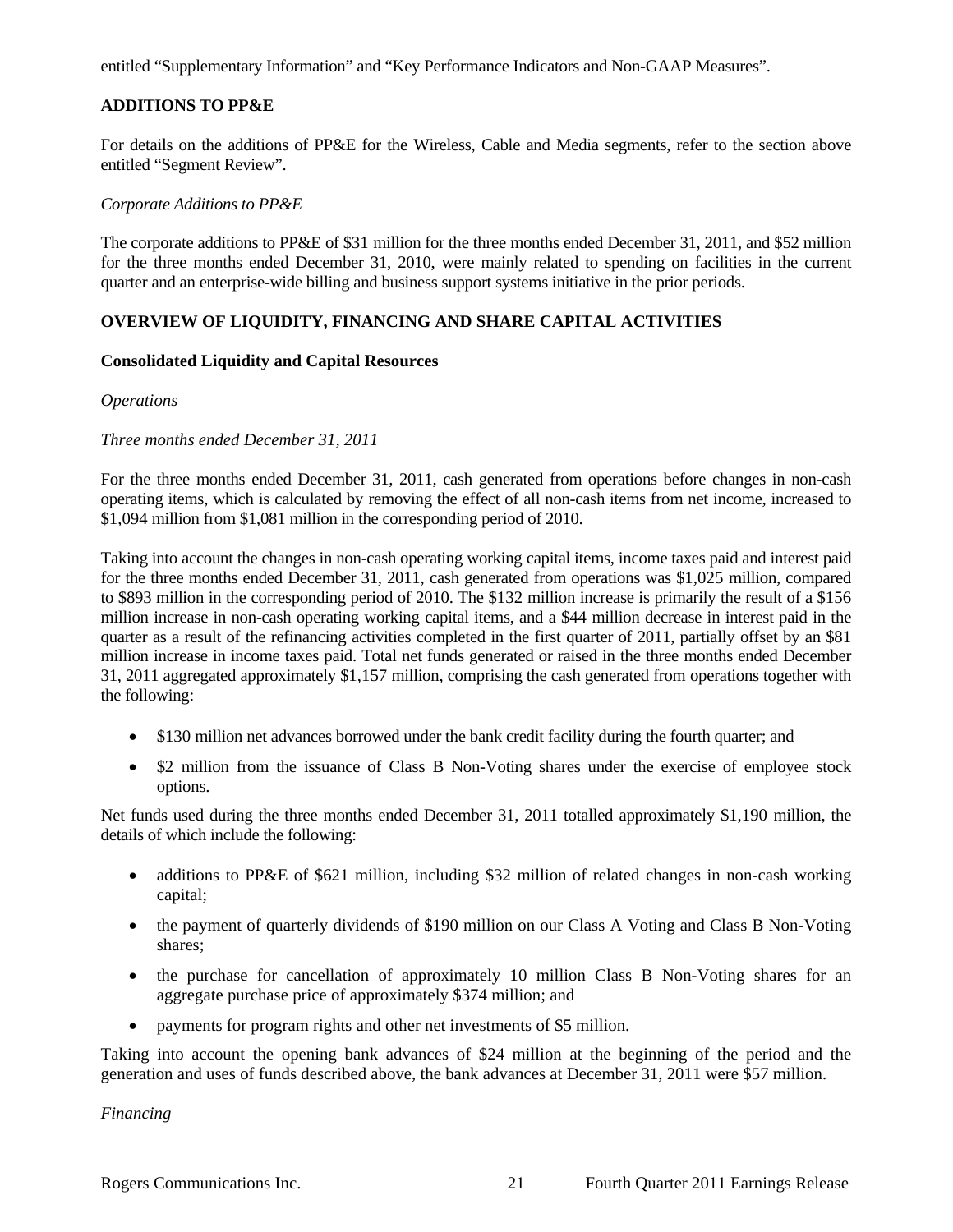entitled “Supplementary Information” and “Key Performance Indicators and Non-GAAP Measures”.

## ADDITIONS TO PP&E

For details on the additions of PP&E for the Wireless, Cable and Media segments, refer to the section above entitled “Segment Review”.

*Corporate Additions to PP&E*

The corporate additions to PP&E of $31 million for the three months ended December 31, 2011, and $52 million for the three months ended December 31, 2010, were mainly related to spending on facilities in the current quarter and an enterprise-wide billing and business support systems initiative in the prior periods.

## OVERVIEW OF LIQUIDITY, FINANCING AND SHARE CAPITAL ACTIVITIES

### Consolidated Liquidity and Capital Resources

*Operations*

*Three months ended December 31, 2011*

For the three months ended December 31, 2011, cash generated from operations before changes in non-cash operating items, which is calculated by removing the effect of all non-cash items from net income, increased to $1,094 million from $1,081 million in the corresponding period of 2010.

Taking into account the changes in non-cash operating working capital items, income taxes paid and interest paid for the three months ended December 31, 2011, cash generated from operations was $1,025 million, compared to $893 million in the corresponding period of 2010. The $132 million increase is primarily the result of a $156 million increase in non-cash operating working capital items, and a $44 million decrease in interest paid in the quarter as a result of the refinancing activities completed in the first quarter of 2011, partially offset by an $81 million increase in income taxes paid. Total net funds generated or raised in the three months ended December 31, 2011 aggregated approximately $1,157 million, comprising the cash generated from operations together with the following:

- $130 million net advances borrowed under the bank credit facility during the fourth quarter; and
- $2 million from the issuance of Class B Non-Voting shares under the exercise of employee stock options.

Net funds used during the three months ended December 31, 2011 totalled approximately $1,190 million, the details of which include the following:

- additions to PP&E of $621 million, including $32 million of related changes in non-cash working capital;
- the payment of quarterly dividends of $190 million on our Class A Voting and Class B Non-Voting shares;
- the purchase for cancellation of approximately 10 million Class B Non-Voting shares for an aggregate purchase price of approximately $374 million; and
- payments for program rights and other net investments of $5 million.

Taking into account the opening bank advances of $24 million at the beginning of the period and the generation and uses of funds described above, the bank advances at December 31, 2011 were $57 million.

*Financing*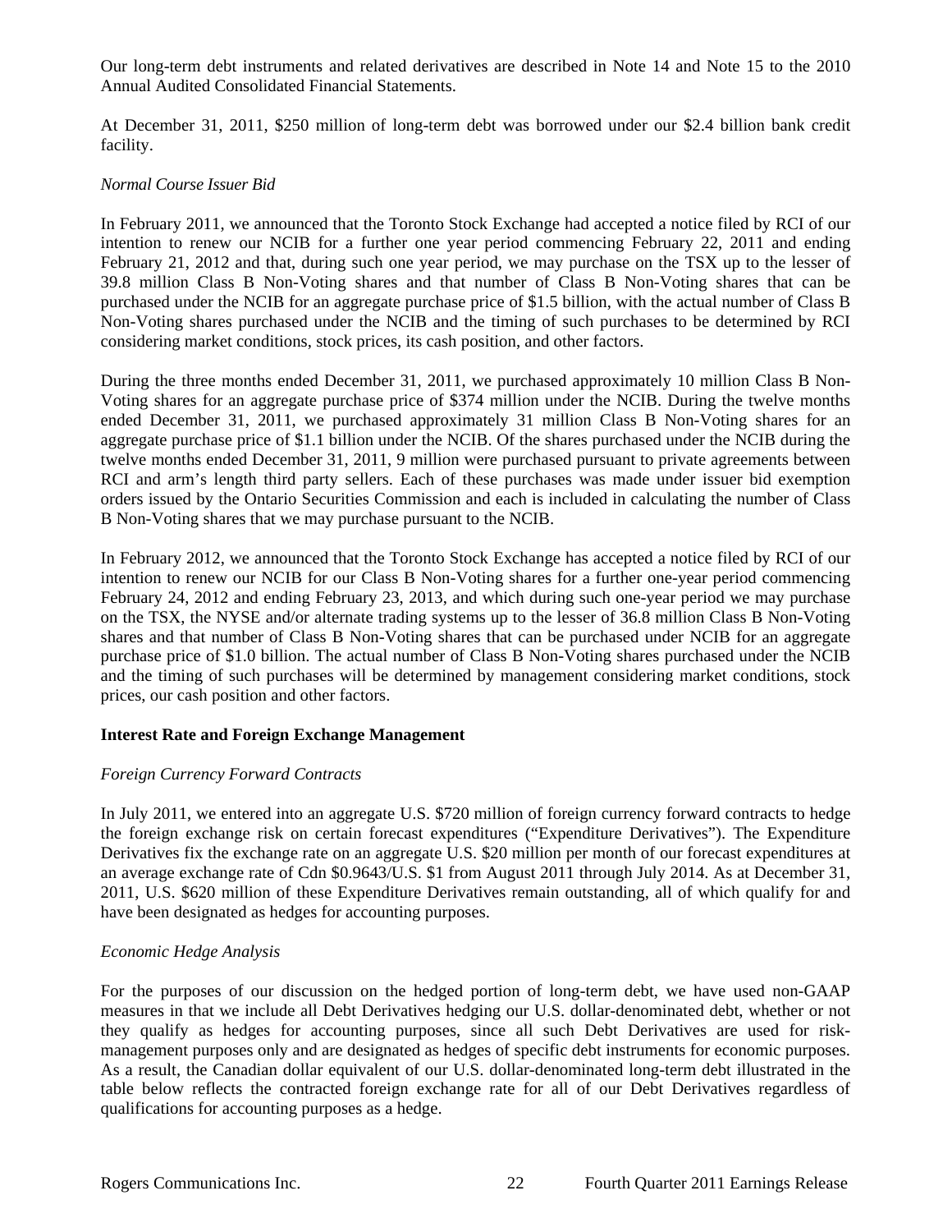Our long-term debt instruments and related derivatives are described in Note 14 and Note 15 to the 2010 Annual Audited Consolidated Financial Statements.

At December 31, 2011, $250 million of long-term debt was borrowed under our $2.4 billion bank credit facility.

*Normal Course Issuer Bid*

In February 2011, we announced that the Toronto Stock Exchange had accepted a notice filed by RCI of our intention to renew our NCIB for a further one year period commencing February 22, 2011 and ending February 21, 2012 and that, during such one year period, we may purchase on the TSX up to the lesser of 39.8 million Class B Non-Voting shares and that number of Class B Non-Voting shares that can be purchased under the NCIB for an aggregate purchase price of $1.5 billion, with the actual number of Class B Non-Voting shares purchased under the NCIB and the timing of such purchases to be determined by RCI considering market conditions, stock prices, its cash position, and other factors.

During the three months ended December 31, 2011, we purchased approximately 10 million Class B Non-Voting shares for an aggregate purchase price of $374 million under the NCIB. During the twelve months ended December 31, 2011, we purchased approximately 31 million Class B Non-Voting shares for an aggregate purchase price of $1.1 billion under the NCIB. Of the shares purchased under the NCIB during the twelve months ended December 31, 2011, 9 million were purchased pursuant to private agreements between RCI and arm's length third party sellers. Each of these purchases was made under issuer bid exemption orders issued by the Ontario Securities Commission and each is included in calculating the number of Class B Non-Voting shares that we may purchase pursuant to the NCIB.

In February 2012, we announced that the Toronto Stock Exchange has accepted a notice filed by RCI of our intention to renew our NCIB for our Class B Non-Voting shares for a further one-year period commencing February 24, 2012 and ending February 23, 2013, and which during such one-year period we may purchase on the TSX, the NYSE and/or alternate trading systems up to the lesser of 36.8 million Class B Non-Voting shares and that number of Class B Non-Voting shares that can be purchased under NCIB for an aggregate purchase price of $1.0 billion. The actual number of Class B Non-Voting shares purchased under the NCIB and the timing of such purchases will be determined by management considering market conditions, stock prices, our cash position and other factors.

**Interest Rate and Foreign Exchange Management**

*Foreign Currency Forward Contracts*

In July 2011, we entered into an aggregate U.S. $720 million of foreign currency forward contracts to hedge the foreign exchange risk on certain forecast expenditures ("Expenditure Derivatives"). The Expenditure Derivatives fix the exchange rate on an aggregate U.S. $20 million per month of our forecast expenditures at an average exchange rate of Cdn $0.9643/U.S. $1 from August 2011 through July 2014. As at December 31, 2011, U.S. $620 million of these Expenditure Derivatives remain outstanding, all of which qualify for and have been designated as hedges for accounting purposes.

*Economic Hedge Analysis*

For the purposes of our discussion on the hedged portion of long-term debt, we have used non-GAAP measures in that we include all Debt Derivatives hedging our U.S. dollar-denominated debt, whether or not they qualify as hedges for accounting purposes, since all such Debt Derivatives are used for risk-management purposes only and are designated as hedges of specific debt instruments for economic purposes. As a result, the Canadian dollar equivalent of our U.S. dollar-denominated long-term debt illustrated in the table below reflects the contracted foreign exchange rate for all of our Debt Derivatives regardless of qualifications for accounting purposes as a hedge.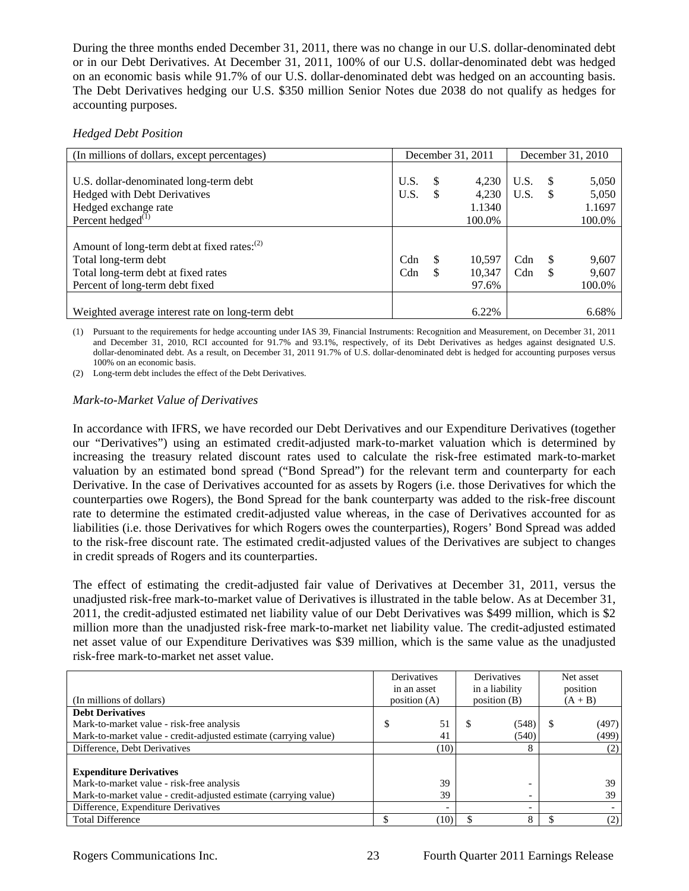During the three months ended December 31, 2011, there was no change in our U.S. dollar-denominated debt or in our Debt Derivatives. At December 31, 2011, 100% of our U.S. dollar-denominated debt was hedged on an economic basis while 91.7% of our U.S. dollar-denominated debt was hedged on an accounting basis. The Debt Derivatives hedging our U.S. $350 million Senior Notes due 2038 do not qualify as hedges for accounting purposes.

*Hedged Debt Position*

| (In millions of dollars, except percentages) | December 31, 2011 | | | December 31, 2010 | | |
|---|---|---|---|---|---|---|
| U.S. dollar-denominated long-term debt | U.S. | $ | 4,230 | U.S. | $ | 5,050 |
| Hedged with Debt Derivatives | U.S. | $ | 4,230 | U.S. | $ | 5,050 |
| Hedged exchange rate | | | 1.1340 | | | 1.1697 |
| Percent hedged[1] | | | 100.0% | | | 100.0% |
| Amount of long-term debt at fixed rates:[2] | | | | | | |
| Total long-term debt | Cdn | $ | 10,597 | Cdn | $ | 9,607 |
| Total long-term debt at fixed rates | Cdn | $ | 10,347 | Cdn | $ | 9,607 |
| Percent of long-term debt fixed | | | 97.6% | | | 100.0% |
| Weighted average interest rate on long-term debt | | | 6.22% | | | 6.68% |

(1) Pursuant to the requirements for hedge accounting under IAS 39, Financial Instruments: Recognition and Measurement, on December 31, 2011 and December 31, 2010, RCI accounted for 91.7% and 93.1%, respectively, of its Debt Derivatives as hedges against designated U.S. dollar-denominated debt. As a result, on December 31, 2011 91.7% of U.S. dollar-denominated debt is hedged for accounting purposes versus 100% on an economic basis.

(2) Long-term debt includes the effect of the Debt Derivatives.

*Mark-to-Market Value of Derivatives*

In accordance with IFRS, we have recorded our Debt Derivatives and our Expenditure Derivatives (together our "Derivatives") using an estimated credit-adjusted mark-to-market valuation which is determined by increasing the treasury related discount rates used to calculate the risk-free estimated mark-to-market valuation by an estimated bond spread ("Bond Spread") for the relevant term and counterparty for each Derivative. In the case of Derivatives accounted for as assets by Rogers (i.e. those Derivatives for which the counterparties owe Rogers), the Bond Spread for the bank counterparty was added to the risk-free discount rate to determine the estimated credit-adjusted value whereas, in the case of Derivatives accounted for as liabilities (i.e. those Derivatives for which Rogers owes the counterparties), Rogers' Bond Spread was added to the risk-free discount rate. The estimated credit-adjusted values of the Derivatives are subject to changes in credit spreads of Rogers and its counterparties.

The effect of estimating the credit-adjusted fair value of Derivatives at December 31, 2011, versus the unadjusted risk-free mark-to-market value of Derivatives is illustrated in the table below. As at December 31, 2011, the credit-adjusted estimated net liability value of our Debt Derivatives was $499 million, which is $2 million more than the unadjusted risk-free mark-to-market net liability value. The credit-adjusted estimated net asset value of our Expenditure Derivatives was $39 million, which is the same value as the unadjusted risk-free mark-to-market net asset value.

| (In millions of dollars) | Derivatives in an asset position (A) | | Derivatives in a liability position (B) | | Net asset position (A + B) | |
|---|---|---|---|---|---|---|
| **Debt Derivatives** | | | | | | |
| Mark-to-market value - risk-free analysis | $ | 51 | $ | (548) | $ | (497) |
| Mark-to-market value - credit-adjusted estimate (carrying value) | | 41 | | (540) | | (499) |
| Difference, Debt Derivatives | | (10) | | 8 | | (2) |
| **Expenditure Derivatives** | | | | | | |
| Mark-to-market value - risk-free analysis | | 39 | | - | | 39 |
| Mark-to-market value - credit-adjusted estimate (carrying value) | | 39 | | - | | 39 |
| Difference, Expenditure Derivatives | | - | | - | | - |
| Total Difference | $ | (10) | $ | 8 | $ | (2) |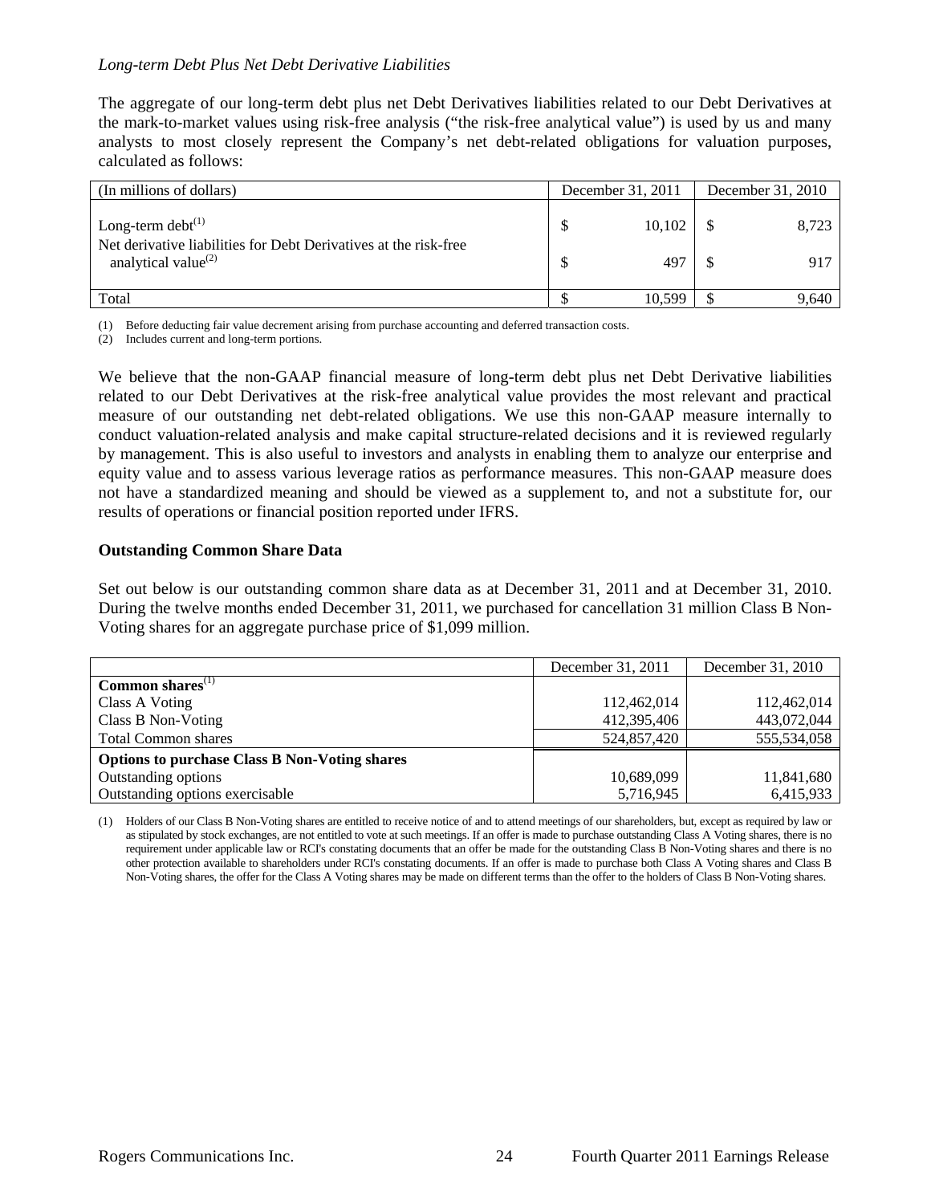*Long-term Debt Plus Net Debt Derivative Liabilities*

The aggregate of our long-term debt plus net Debt Derivatives liabilities related to our Debt Derivatives at the mark-to-market values using risk-free analysis ("the risk-free analytical value") is used by us and many analysts to most closely represent the Company's net debt-related obligations for valuation purposes, calculated as follows:

| (In millions of dollars) | December 31, 2011 | December 31, 2010 |
|---|---|---|
| Long-term debt[1] | $ 10,102 | $ 8,723 |
| Net derivative liabilities for Debt Derivatives at the risk-free analytical value[2] | $ 497 | $ 917 |
| Total | $ 10,599 | $ 9,640 |

(1) Before deducting fair value decrement arising from purchase accounting and deferred transaction costs.
(2) Includes current and long-term portions.

We believe that the non-GAAP financial measure of long-term debt plus net Debt Derivative liabilities related to our Debt Derivatives at the risk-free analytical value provides the most relevant and practical measure of our outstanding net debt-related obligations. We use this non-GAAP measure internally to conduct valuation-related analysis and make capital structure-related decisions and it is reviewed regularly by management. This is also useful to investors and analysts in enabling them to analyze our enterprise and equity value and to assess various leverage ratios as performance measures. This non-GAAP measure does not have a standardized meaning and should be viewed as a supplement to, and not a substitute for, our results of operations or financial position reported under IFRS.

**Outstanding Common Share Data**

Set out below is our outstanding common share data as at December 31, 2011 and at December 31, 2010. During the twelve months ended December 31, 2011, we purchased for cancellation 31 million Class B Non-Voting shares for an aggregate purchase price of $1,099 million.

| | December 31, 2011 | December 31, 2010 |
|---|---|---|
| **Common shares**[1] | | |
| Class A Voting | 112,462,014 | 112,462,014 |
| Class B Non-Voting | 412,395,406 | 443,072,044 |
| Total Common shares | 524,857,420 | 555,534,058 |
| **Options to purchase Class B Non-Voting shares** | | |
| Outstanding options | 10,689,099 | 11,841,680 |
| Outstanding options exercisable | 5,716,945 | 6,415,933 |

(1) Holders of our Class B Non-Voting shares are entitled to receive notice of and to attend meetings of our shareholders, but, except as required by law or as stipulated by stock exchanges, are not entitled to vote at such meetings. If an offer is made to purchase outstanding Class A Voting shares, there is no requirement under applicable law or RCI's constating documents that an offer be made for the outstanding Class B Non-Voting shares and there is no other protection available to shareholders under RCI's constating documents. If an offer is made to purchase both Class A Voting shares and Class B Non-Voting shares, the offer for the Class A Voting shares may be made on different terms than the offer to the holders of Class B Non-Voting shares.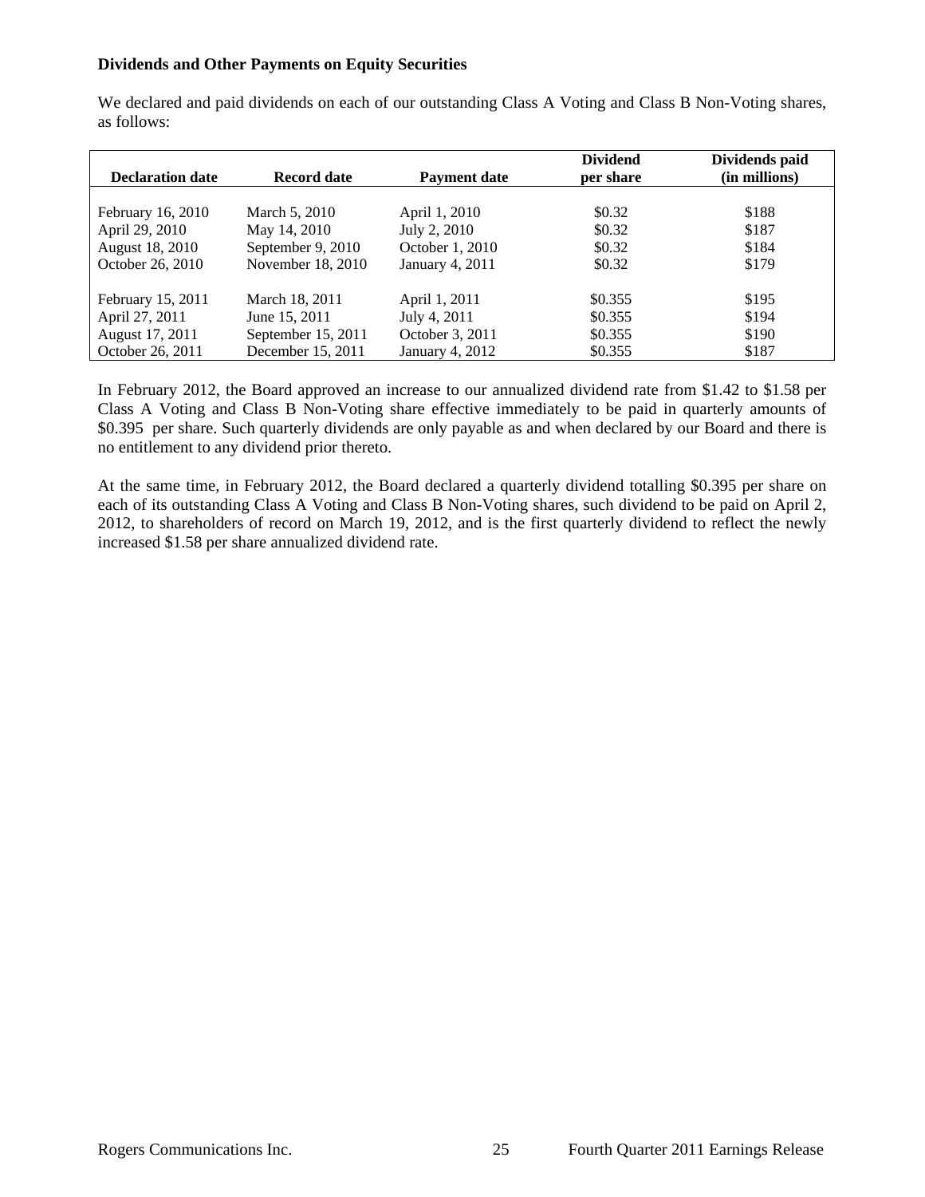**Dividends and Other Payments on Equity Securities**

We declared and paid dividends on each of our outstanding Class A Voting and Class B Non-Voting shares, as follows:

| Declaration date | Record date | Payment date | Dividend per share | Dividends paid (in millions) |
|---|---|---|---|---|
| February 16, 2010 | March 5, 2010 | April 1, 2010 | $0.32 | $188 |
| April 29, 2010 | May 14, 2010 | July 2, 2010 | $0.32 | $187 |
| August 18, 2010 | September 9, 2010 | October 1, 2010 | $0.32 | $184 |
| October 26, 2010 | November 18, 2010 | January 4, 2011 | $0.32 | $179 |
| February 15, 2011 | March 18, 2011 | April 1, 2011 | $0.355 | $195 |
| April 27, 2011 | June 15, 2011 | July 4, 2011 | $0.355 | $194 |
| August 17, 2011 | September 15, 2011 | October 3, 2011 | $0.355 | $190 |
| October 26, 2011 | December 15, 2011 | January 4, 2012 | $0.355 | $187 |

In February 2012, the Board approved an increase to our annualized dividend rate from $1.42 to $1.58 per Class A Voting and Class B Non-Voting share effective immediately to be paid in quarterly amounts of $0.395 per share. Such quarterly dividends are only payable as and when declared by our Board and there is no entitlement to any dividend prior thereto.

At the same time, in February 2012, the Board declared a quarterly dividend totalling $0.395 per share on each of its outstanding Class A Voting and Class B Non-Voting shares, such dividend to be paid on April 2, 2012, to shareholders of record on March 19, 2012, and is the first quarterly dividend to reflect the newly increased $1.58 per share annualized dividend rate.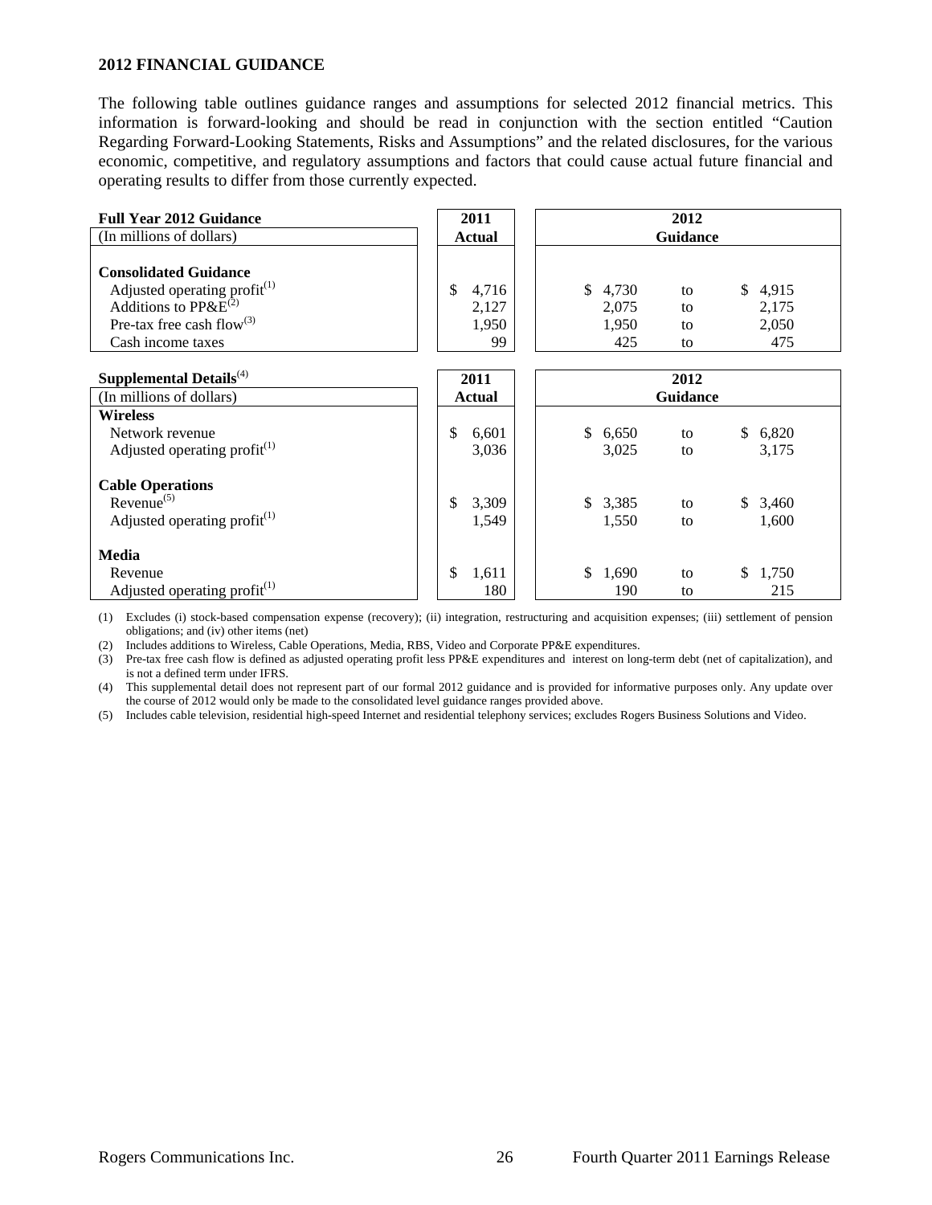## 2012 FINANCIAL GUIDANCE

The following table outlines guidance ranges and assumptions for selected 2012 financial metrics. This information is forward-looking and should be read in conjunction with the section entitled "Caution Regarding Forward-Looking Statements, Risks and Assumptions" and the related disclosures, for the various economic, competitive, and regulatory assumptions and factors that could cause actual future financial and operating results to differ from those currently expected.

| **Full Year 2012 Guidance** | **2011** | **2012** | | |
|---|---|---|---|---|
| (In millions of dollars) | **Actual** | **Guidance** | | |
| **Consolidated Guidance** | | | | |
| Adjusted operating profit[(1)] | $ 4,716 | $ 4,730 | to | $ 4,915 |
| Additions to PP&E[(2)] | 2,127 | 2,075 | to | 2,175 |
| Pre-tax free cash flow[(3)] | 1,950 | 1,950 | to | 2,050 |
| Cash income taxes | 99 | 425 | to | 475 |

| **Supplemental Details**[(4)] | **2011** | **2012** | | |
|---|---|---|---|---|
| (In millions of dollars) | **Actual** | **Guidance** | | |
| **Wireless** | | | | |
| Network revenue | $ 6,601 | $ 6,650 | to | $ 6,820 |
| Adjusted operating profit[(1)] | 3,036 | 3,025 | to | 3,175 |
| **Cable Operations** | | | | |
| Revenue[(5)] | $ 3,309 | $ 3,385 | to | $ 3,460 |
| Adjusted operating profit[(1)] | 1,549 | 1,550 | to | 1,600 |
| **Media** | | | | |
| Revenue | $ 1,611 | $ 1,690 | to | $ 1,750 |
| Adjusted operating profit[(1)] | 180 | 190 | to | 215 |

(1) Excludes (i) stock-based compensation expense (recovery); (ii) integration, restructuring and acquisition expenses; (iii) settlement of pension obligations; and (iv) other items (net)

(2) Includes additions to Wireless, Cable Operations, Media, RBS, Video and Corporate PP&E expenditures.

(3) Pre-tax free cash flow is defined as adjusted operating profit less PP&E expenditures and interest on long-term debt (net of capitalization), and is not a defined term under IFRS.

(4) This supplemental detail does not represent part of our formal 2012 guidance and is provided for informative purposes only. Any update over the course of 2012 would only be made to the consolidated level guidance ranges provided above.

(5) Includes cable television, residential high-speed Internet and residential telephony services; excludes Rogers Business Solutions and Video.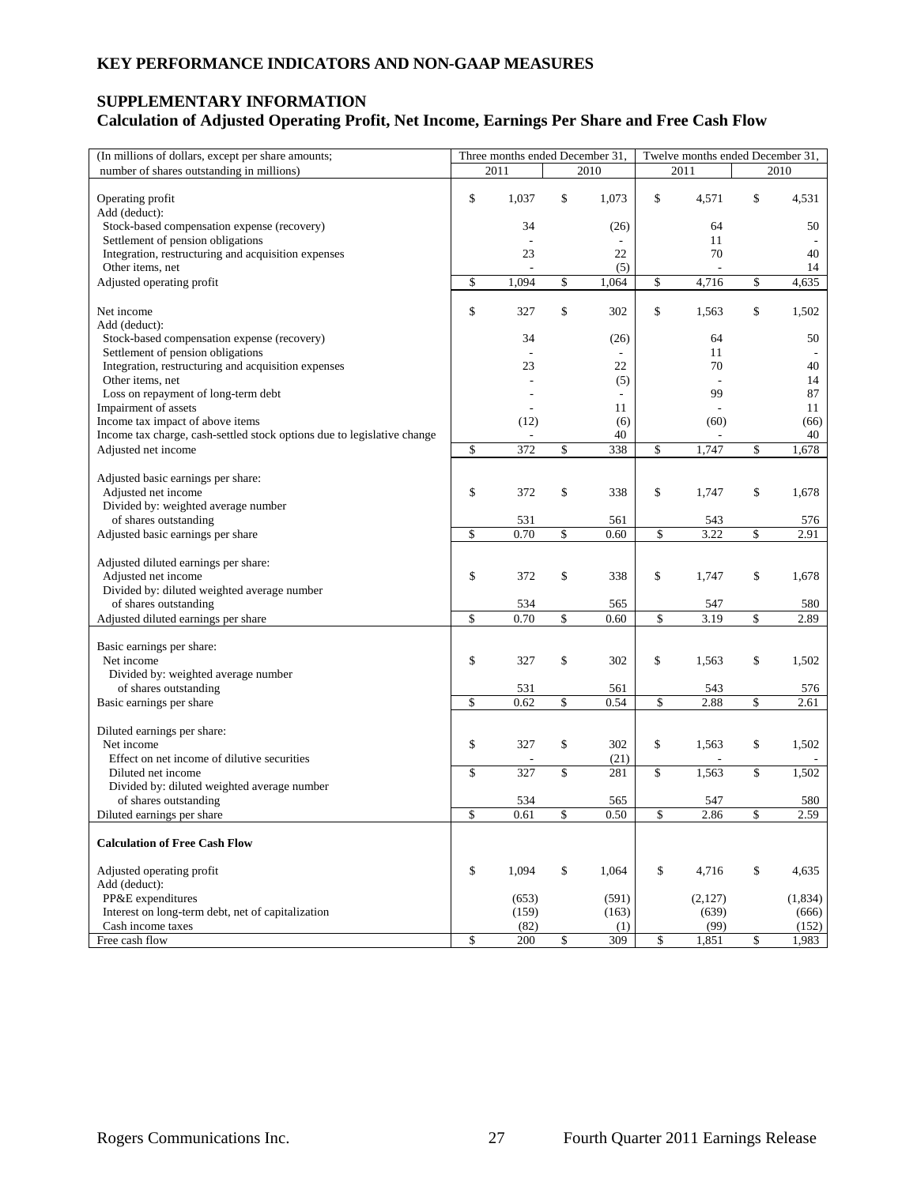## KEY PERFORMANCE INDICATORS AND NON-GAAP MEASURES

### SUPPLEMENTARY INFORMATION
### Calculation of Adjusted Operating Profit, Net Income, Earnings Per Share and Free Cash Flow

| (In millions of dollars, except per share amounts; number of shares outstanding in millions) | Three months ended December 31, 2011 | Three months ended December 31, 2010 | Twelve months ended December 31, 2011 | Twelve months ended December 31, 2010 |
|---|---|---|---|---|
| Operating profit | $ 1,037 | $ 1,073 | $ 4,571 | $ 4,531 |
| Add (deduct): | | | | |
| Stock-based compensation expense (recovery) | 34 | (26) | 64 | 50 |
| Settlement of pension obligations | - | - | 11 | - |
| Integration, restructuring and acquisition expenses | 23 | 22 | 70 | 40 |
| Other items, net | - | (5) | - | 14 |
| Adjusted operating profit | $ 1,094 | $ 1,064 | $ 4,716 | $ 4,635 |
| | | | | |
| Net income | $ 327 | $ 302 | $ 1,563 | $ 1,502 |
| Add (deduct): | | | | |
| Stock-based compensation expense (recovery) | 34 | (26) | 64 | 50 |
| Settlement of pension obligations | - | - | 11 | - |
| Integration, restructuring and acquisition expenses | 23 | 22 | 70 | 40 |
| Other items, net | - | (5) | - | 14 |
| Loss on repayment of long-term debt | - | - | 99 | 87 |
| Impairment of assets | - | 11 | - | 11 |
| Income tax impact of above items | (12) | (6) | (60) | (66) |
| Income tax charge, cash-settled stock options due to legislative change | - | 40 | - | 40 |
| Adjusted net income | $ 372 | $ 338 | $ 1,747 | $ 1,678 |
| | | | | |
| Adjusted basic earnings per share: | | | | |
| Adjusted net income | $ 372 | $ 338 | $ 1,747 | $ 1,678 |
| Divided by: weighted average number of shares outstanding | 531 | 561 | 543 | 576 |
| Adjusted basic earnings per share | $ 0.70 | $ 0.60 | $ 3.22 | $ 2.91 |
| | | | | |
| Adjusted diluted earnings per share: | | | | |
| Adjusted net income | $ 372 | $ 338 | $ 1,747 | $ 1,678 |
| Divided by: diluted weighted average number of shares outstanding | 534 | 565 | 547 | 580 |
| Adjusted diluted earnings per share | $ 0.70 | $ 0.60 | $ 3.19 | $ 2.89 |
| | | | | |
| Basic earnings per share: | | | | |
| Net income | $ 327 | $ 302 | $ 1,563 | $ 1,502 |
| Divided by: weighted average number of shares outstanding | 531 | 561 | 543 | 576 |
| Basic earnings per share | $ 0.62 | $ 0.54 | $ 2.88 | $ 2.61 |
| | | | | |
| Diluted earnings per share: | | | | |
| Net income | $ 327 | $ 302 | $ 1,563 | $ 1,502 |
| Effect on net income of dilutive securities | - | (21) | - | - |
| Diluted net income | $ 327 | $ 281 | $ 1,563 | $ 1,502 |
| Divided by: diluted weighted average number of shares outstanding | 534 | 565 | 547 | 580 |
| Diluted earnings per share | $ 0.61 | $ 0.50 | $ 2.86 | $ 2.59 |
| | | | | |
| **Calculation of Free Cash Flow** | | | | |
| Adjusted operating profit | $ 1,094 | $ 1,064 | $ 4,716 | $ 4,635 |
| Add (deduct): | | | | |
| PP&E expenditures | (653) | (591) | (2,127) | (1,834) |
| Interest on long-term debt, net of capitalization | (159) | (163) | (639) | (666) |
| Cash income taxes | (82) | (1) | (99) | (152) |
| Free cash flow | $ 200 | $ 309 | $ 1,851 | $ 1,983 |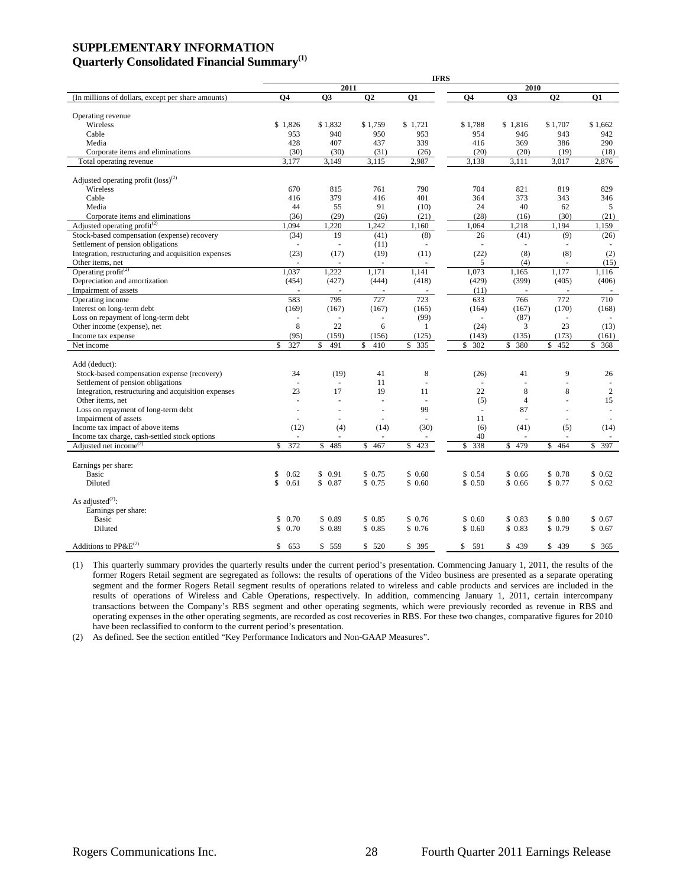# SUPPLEMENTARY INFORMATION

## Quarterly Consolidated Financial Summary(1)

| | IFRS | | | | | | | |
|---|---|---|---|---|---|---|---|---|
| | 2011 | | | | 2010 | | | |
| (In millions of dollars, except per share amounts) | Q4 | Q3 | Q2 | Q1 | Q4 | Q3 | Q2 | Q1 |
| Operating revenue | | | | | | | | |
| Wireless | $ 1,826 | $ 1,832 | $ 1,759 | $ 1,721 | $ 1,788 | $ 1,816 | $ 1,707 | $ 1,662 |
| Cable | 953 | 940 | 950 | 953 | 954 | 946 | 943 | 942 |
| Media | 428 | 407 | 437 | 339 | 416 | 369 | 386 | 290 |
| Corporate items and eliminations | (30) | (30) | (31) | (26) | (20) | (20) | (19) | (18) |
| Total operating revenue | 3,177 | 3,149 | 3,115 | 2,987 | 3,138 | 3,111 | 3,017 | 2,876 |
| Adjusted operating profit (loss)(2) | | | | | | | | |
| Wireless | 670 | 815 | 761 | 790 | 704 | 821 | 819 | 829 |
| Cable | 416 | 379 | 416 | 401 | 364 | 373 | 343 | 346 |
| Media | 44 | 55 | 91 | (10) | 24 | 40 | 62 | 5 |
| Corporate items and eliminations | (36) | (29) | (26) | (21) | (28) | (16) | (30) | (21) |
| Adjusted operating profit(2) | 1,094 | 1,220 | 1,242 | 1,160 | 1,064 | 1,218 | 1,194 | 1,159 |
| Stock-based compensation (expense) recovery | (34) | 19 | (41) | (8) | 26 | (41) | (9) | (26) |
| Settlement of pension obligations | - | - | (11) | - | - | - | - | - |
| Integration, restructuring and acquisition expenses | (23) | (17) | (19) | (11) | (22) | (8) | (8) | (2) |
| Other items, net | - | - | - | - | 5 | (4) | - | (15) |
| Operating profit(2) | 1,037 | 1,222 | 1,171 | 1,141 | 1,073 | 1,165 | 1,177 | 1,116 |
| Depreciation and amortization | (454) | (427) | (444) | (418) | (429) | (399) | (405) | (406) |
| Impairment of assets | - | - | - | - | (11) | - | - | - |
| Operating income | 583 | 795 | 727 | 723 | 633 | 766 | 772 | 710 |
| Interest on long-term debt | (169) | (167) | (167) | (165) | (164) | (167) | (170) | (168) |
| Loss on repayment of long-term debt | - | - | - | (99) | - | (87) | - | - |
| Other income (expense), net | 8 | 22 | 6 | 1 | (24) | 3 | 23 | (13) |
| Income tax expense | (95) | (159) | (156) | (125) | (143) | (135) | (173) | (161) |
| Net income | $ 327 | $ 491 | $ 410 | $ 335 | $ 302 | $ 380 | $ 452 | $ 368 |
| Add (deduct): | | | | | | | | |
| Stock-based compensation expense (recovery) | 34 | (19) | 41 | 8 | (26) | 41 | 9 | 26 |
| Settlement of pension obligations | - | - | 11 | - | - | - | - | - |
| Integration, restructuring and acquisition expenses | 23 | 17 | 19 | 11 | 22 | 8 | 8 | 2 |
| Other items, net | - | - | - | - | (5) | 4 | - | 15 |
| Loss on repayment of long-term debt | - | - | - | 99 | - | 87 | - | - |
| Impairment of assets | - | - | - | - | 11 | - | - | - |
| Income tax impact of above items | (12) | (4) | (14) | (30) | (6) | (41) | (5) | (14) |
| Income tax charge, cash-settled stock options | - | - | - | - | 40 | - | - | - |
| Adjusted net income(2) | $ 372 | $ 485 | $ 467 | $ 423 | $ 338 | $ 479 | $ 464 | $ 397 |
| Earnings per share: | | | | | | | | |
| Basic | $ 0.62 | $ 0.91 | $ 0.75 | $ 0.60 | $ 0.54 | $ 0.66 | $ 0.78 | $ 0.62 |
| Diluted | $ 0.61 | $ 0.87 | $ 0.75 | $ 0.60 | $ 0.50 | $ 0.66 | $ 0.77 | $ 0.62 |
| As adjusted(2): | | | | | | | | |
| Earnings per share: | | | | | | | | |
| Basic | $ 0.70 | $ 0.89 | $ 0.85 | $ 0.76 | $ 0.60 | $ 0.83 | $ 0.80 | $ 0.67 |
| Diluted | $ 0.70 | $ 0.89 | $ 0.85 | $ 0.76 | $ 0.60 | $ 0.83 | $ 0.79 | $ 0.67 |
| Additions to PP&E(2) | $ 653 | $ 559 | $ 520 | $ 395 | $ 591 | $ 439 | $ 439 | $ 365 |

(1) This quarterly summary provides the quarterly results under the current period's presentation. Commencing January 1, 2011, the results of the former Rogers Retail segment are segregated as follows: the results of operations of the Video business are presented as a separate operating segment and the former Rogers Retail segment results of operations related to wireless and cable products and services are included in the results of operations of Wireless and Cable Operations, respectively. In addition, commencing January 1, 2011, certain intercompany transactions between the Company's RBS segment and other operating segments, which were previously recorded as revenue in RBS and operating expenses in the other operating segments, are recorded as cost recoveries in RBS. For these two changes, comparative figures for 2010 have been reclassified to conform to the current period's presentation.

(2) As defined. See the section entitled "Key Performance Indicators and Non-GAAP Measures".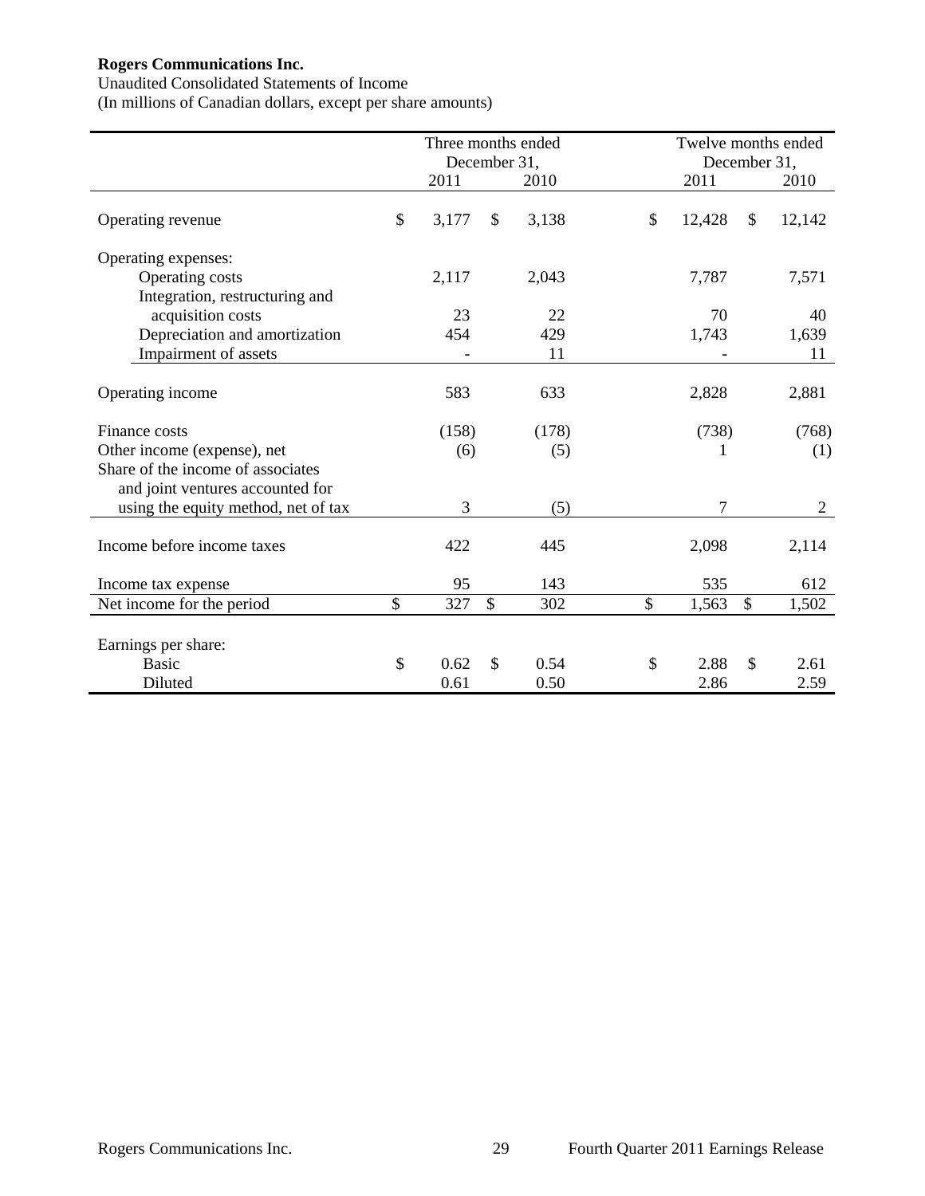**Rogers Communications Inc.**

Unaudited Consolidated Statements of Income

(In millions of Canadian dollars, except per share amounts)

| | Three months ended December 31, | | Twelve months ended December 31, | |
|---|---|---|---|---|
| | 2011 | 2010 | 2011 | 2010 |
| Operating revenue | $ 3,177 | $ 3,138 | $ 12,428 | $ 12,142 |
| Operating expenses: | | | | |
| Operating costs | 2,117 | 2,043 | 7,787 | 7,571 |
| Integration, restructuring and acquisition costs | 23 | 22 | 70 | 40 |
| Depreciation and amortization | 454 | 429 | 1,743 | 1,639 |
| Impairment of assets | - | 11 | - | 11 |
| Operating income | 583 | 633 | 2,828 | 2,881 |
| Finance costs | (158) | (178) | (738) | (768) |
| Other income (expense), net | (6) | (5) | 1 | (1) |
| Share of the income of associates and joint ventures accounted for using the equity method, net of tax | 3 | (5) | 7 | 2 |
| Income before income taxes | 422 | 445 | 2,098 | 2,114 |
| Income tax expense | 95 | 143 | 535 | 612 |
| Net income for the period | $ 327 | $ 302 | $ 1,563 | $ 1,502 |
| Earnings per share: | | | | |
| Basic | $ 0.62 | $ 0.54 | $ 2.88 | $ 2.61 |
| Diluted | 0.61 | 0.50 | 2.86 | 2.59 |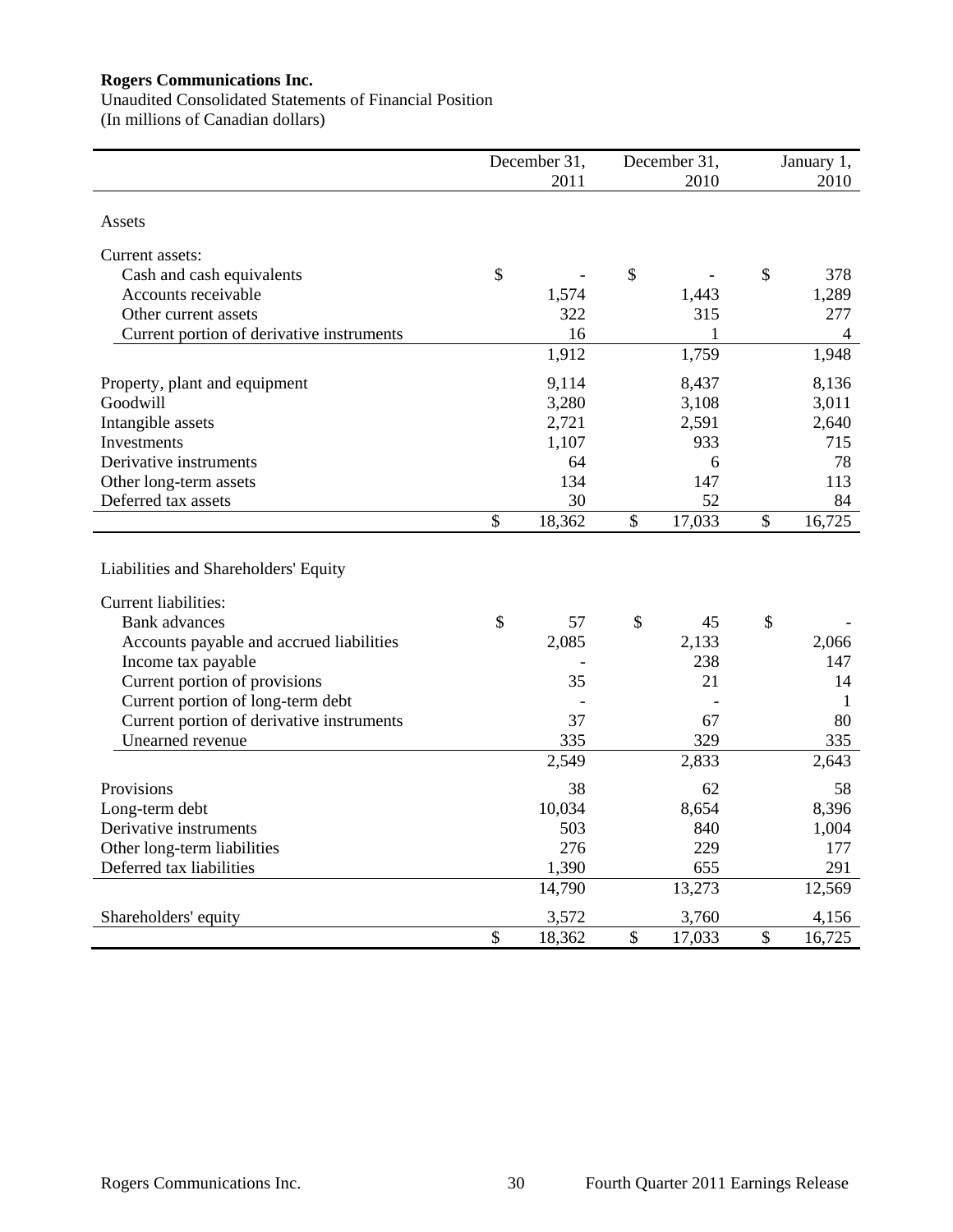**Rogers Communications Inc.**

Unaudited Consolidated Statements of Financial Position
(In millions of Canadian dollars)

| | December 31, 2011 | December 31, 2010 | January 1, 2010 |
|---|---|---|---|
| Assets | | | |
| Current assets: | | | |
| Cash and cash equivalents | $ - | $ - | $ 378 |
| Accounts receivable | 1,574 | 1,443 | 1,289 |
| Other current assets | 322 | 315 | 277 |
| Current portion of derivative instruments | 16 | 1 | 4 |
| | 1,912 | 1,759 | 1,948 |
| Property, plant and equipment | 9,114 | 8,437 | 8,136 |
| Goodwill | 3,280 | 3,108 | 3,011 |
| Intangible assets | 2,721 | 2,591 | 2,640 |
| Investments | 1,107 | 933 | 715 |
| Derivative instruments | 64 | 6 | 78 |
| Other long-term assets | 134 | 147 | 113 |
| Deferred tax assets | 30 | 52 | 84 |
| | $ 18,362 | $ 17,033 | $ 16,725 |
| Liabilities and Shareholders' Equity | | | |
| Current liabilities: | | | |
| Bank advances | $ 57 | $ 45 | $ - |
| Accounts payable and accrued liabilities | 2,085 | 2,133 | 2,066 |
| Income tax payable | - | 238 | 147 |
| Current portion of provisions | 35 | 21 | 14 |
| Current portion of long-term debt | - | - | 1 |
| Current portion of derivative instruments | 37 | 67 | 80 |
| Unearned revenue | 335 | 329 | 335 |
| | 2,549 | 2,833 | 2,643 |
| Provisions | 38 | 62 | 58 |
| Long-term debt | 10,034 | 8,654 | 8,396 |
| Derivative instruments | 503 | 840 | 1,004 |
| Other long-term liabilities | 276 | 229 | 177 |
| Deferred tax liabilities | 1,390 | 655 | 291 |
| | 14,790 | 13,273 | 12,569 |
| Shareholders' equity | 3,572 | 3,760 | 4,156 |
| | $ 18,362 | $ 17,033 | $ 16,725 |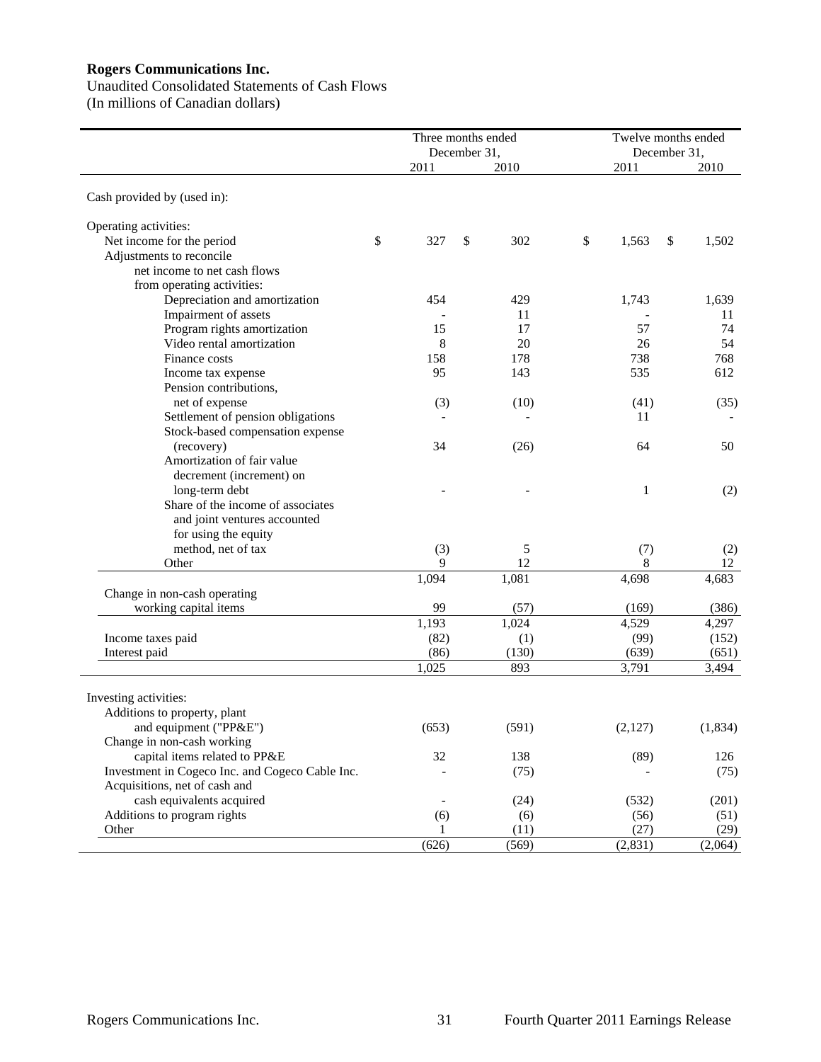**Rogers Communications Inc.**
Unaudited Consolidated Statements of Cash Flows
(In millions of Canadian dollars)

| | Three months ended December 31, | | Twelve months ended December 31, | |
|---|---|---|---|---|
| | 2011 | 2010 | 2011 | 2010 |
| Cash provided by (used in): | | | | |
| Operating activities: | | | | |
| Net income for the period | $ 327 | $ 302 | $ 1,563 | $ 1,502 |
| Adjustments to reconcile net income to net cash flows from operating activities: | | | | |
| Depreciation and amortization | 454 | 429 | 1,743 | 1,639 |
| Impairment of assets | - | 11 | - | 11 |
| Program rights amortization | 15 | 17 | 57 | 74 |
| Video rental amortization | 8 | 20 | 26 | 54 |
| Finance costs | 158 | 178 | 738 | 768 |
| Income tax expense | 95 | 143 | 535 | 612 |
| Pension contributions, net of expense | (3) | (10) | (41) | (35) |
| Settlement of pension obligations | - | - | 11 | - |
| Stock-based compensation expense (recovery) | 34 | (26) | 64 | 50 |
| Amortization of fair value decrement (increment) on long-term debt | - | - | 1 | (2) |
| Share of the income of associates and joint ventures accounted for using the equity method, net of tax | (3) | 5 | (7) | (2) |
| Other | 9 | 12 | 8 | 12 |
| | 1,094 | 1,081 | 4,698 | 4,683 |
| Change in non-cash operating working capital items | 99 | (57) | (169) | (386) |
| | 1,193 | 1,024 | 4,529 | 4,297 |
| Income taxes paid | (82) | (1) | (99) | (152) |
| Interest paid | (86) | (130) | (639) | (651) |
| | 1,025 | 893 | 3,791 | 3,494 |
| Investing activities: | | | | |
| Additions to property, plant and equipment ("PP&E") | (653) | (591) | (2,127) | (1,834) |
| Change in non-cash working capital items related to PP&E | 32 | 138 | (89) | 126 |
| Investment in Cogeco Inc. and Cogeco Cable Inc. | - | (75) | - | (75) |
| Acquisitions, net of cash and cash equivalents acquired | - | (24) | (532) | (201) |
| Additions to program rights | (6) | (6) | (56) | (51) |
| Other | 1 | (11) | (27) | (29) |
| | (626) | (569) | (2,831) | (2,064) |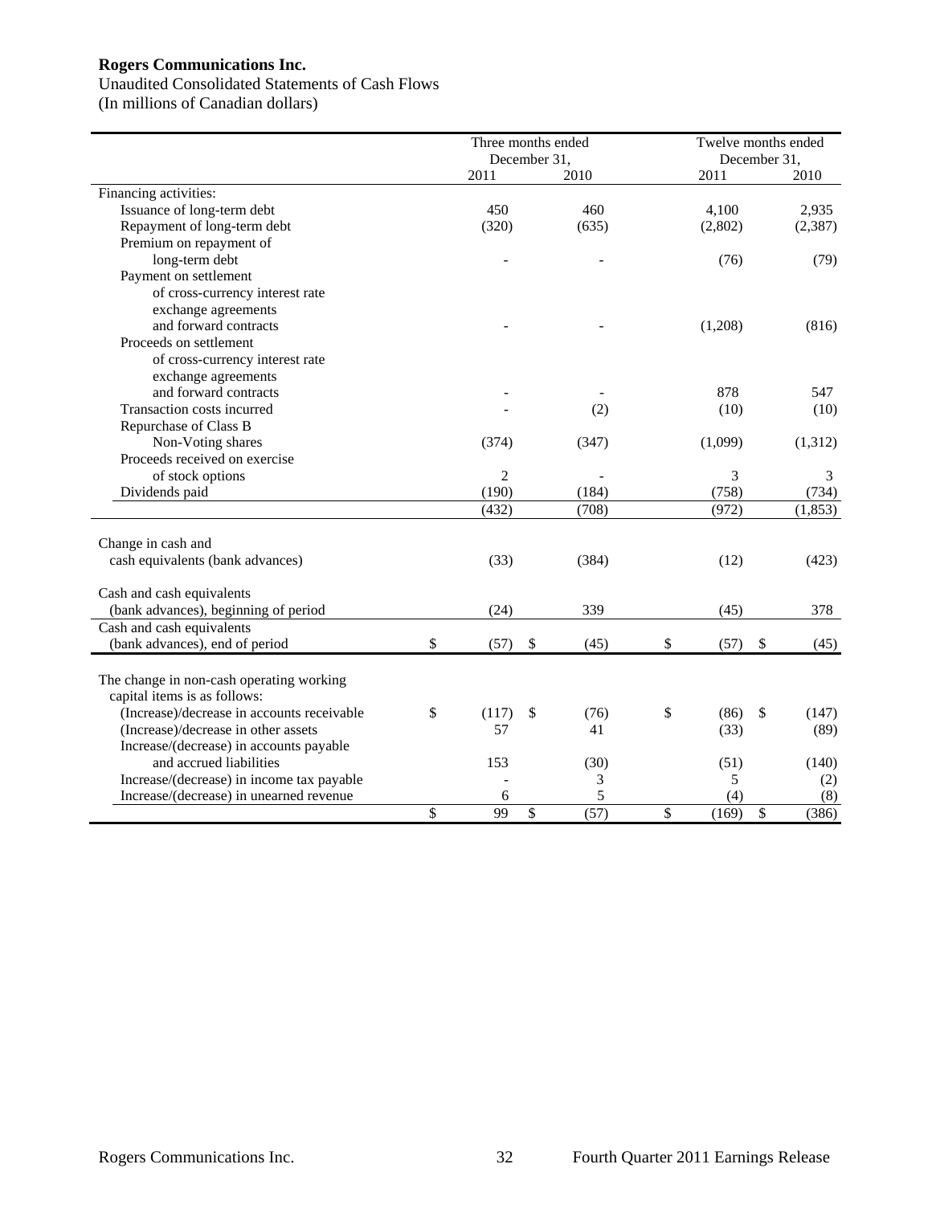**Rogers Communications Inc.**

Unaudited Consolidated Statements of Cash Flows
(In millions of Canadian dollars)

| | Three months ended December 31, | | Twelve months ended December 31, | |
|---|---|---|---|---|
| | 2011 | 2010 | 2011 | 2010 |
| Financing activities: | | | | |
| Issuance of long-term debt | 450 | 460 | 4,100 | 2,935 |
| Repayment of long-term debt | (320) | (635) | (2,802) | (2,387) |
| Premium on repayment of long-term debt | - | - | (76) | (79) |
| Payment on settlement of cross-currency interest rate exchange agreements and forward contracts | - | - | (1,208) | (816) |
| Proceeds on settlement of cross-currency interest rate exchange agreements and forward contracts | - | - | 878 | 547 |
| Transaction costs incurred | - | (2) | (10) | (10) |
| Repurchase of Class B Non-Voting shares | (374) | (347) | (1,099) | (1,312) |
| Proceeds received on exercise of stock options | 2 | - | 3 | 3 |
| Dividends paid | (190) | (184) | (758) | (734) |
| | (432) | (708) | (972) | (1,853) |
| Change in cash and cash equivalents (bank advances) | (33) | (384) | (12) | (423) |
| Cash and cash equivalents (bank advances), beginning of period | (24) | 339 | (45) | 378 |
| Cash and cash equivalents (bank advances), end of period | $ (57) | $ (45) | $ (57) | $ (45) |

| | Three months ended December 31, | | Twelve months ended December 31, | |
|---|---|---|---|---|
| | 2011 | 2010 | 2011 | 2010 |
| The change in non-cash operating working capital items is as follows: | | | | |
| (Increase)/decrease in accounts receivable | $ (117) | $ (76) | $ (86) | $ (147) |
| (Increase)/decrease in other assets | 57 | 41 | (33) | (89) |
| Increase/(decrease) in accounts payable and accrued liabilities | 153 | (30) | (51) | (140) |
| Increase/(decrease) in income tax payable | - | 3 | 5 | (2) |
| Increase/(decrease) in unearned revenue | 6 | 5 | (4) | (8) |
| | $ 99 | $ (57) | $ (169) | $ (386) |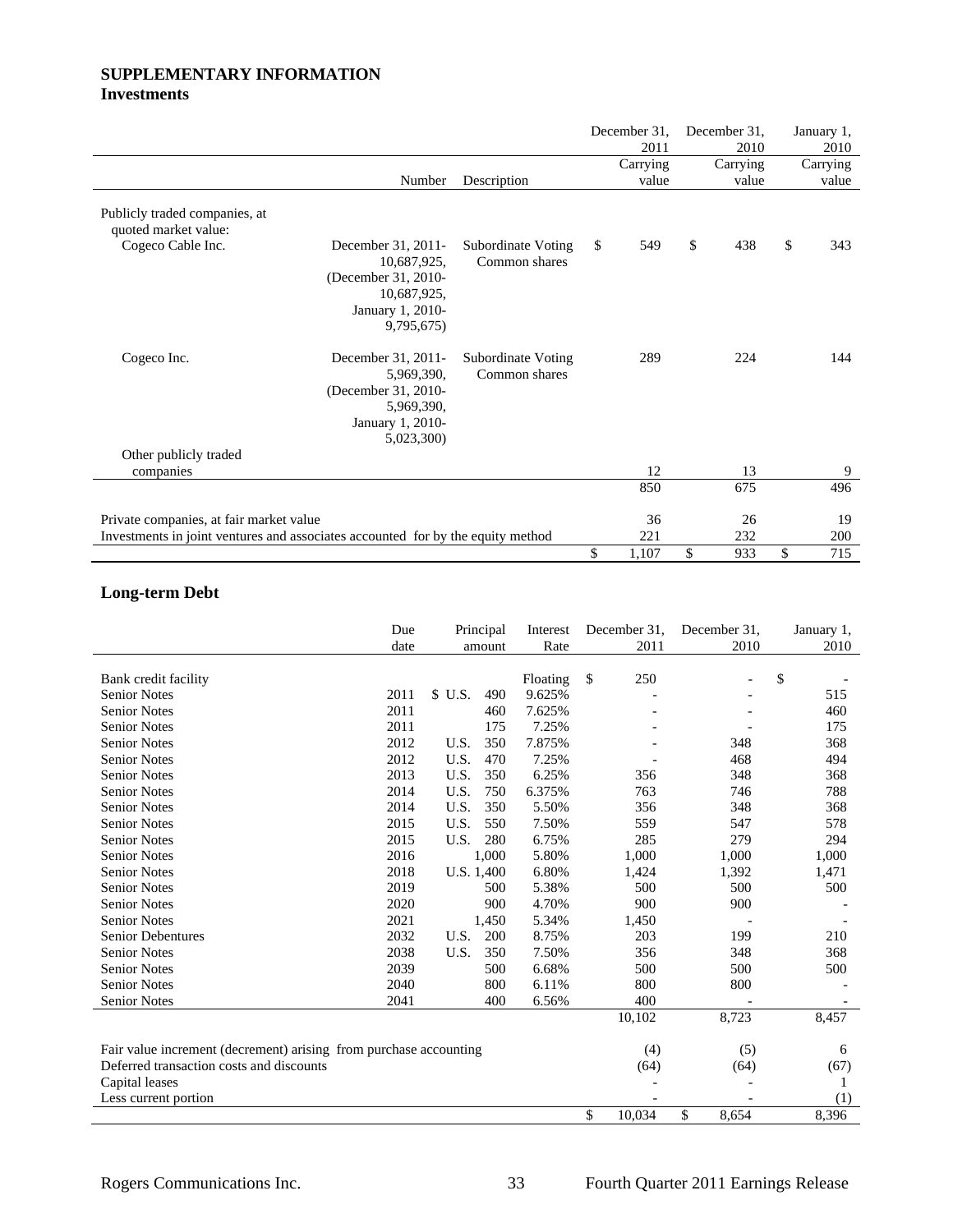## SUPPLEMENTARY INFORMATION

### Investments

| | Number | Description | December 31, 2011 Carrying value | December 31, 2010 Carrying value | January 1, 2010 Carrying value |
|---|---|---|---|---|---|
| Publicly traded companies, at quoted market value: | | | | | |
| Cogeco Cable Inc. | December 31, 2011- 10,687,925, (December 31, 2010- 10,687,925, January 1, 2010- 9,795,675) | Subordinate Voting Common shares | $ 549 | $ 438 | $ 343 |
| Cogeco Inc. | December 31, 2011- 5,969,390, (December 31, 2010- 5,969,390, January 1, 2010- 5,023,300) | Subordinate Voting Common shares | 289 | 224 | 144 |
| Other publicly traded companies | | | 12 | 13 | 9 |
| | | | 850 | 675 | 496 |
| Private companies, at fair market value | | | 36 | 26 | 19 |
| Investments in joint ventures and associates accounted for by the equity method | | | 221 | 232 | 200 |
| | | | $ 1,107 | $ 933 | $ 715 |

### Long-term Debt

| | Due date | Principal amount | Interest Rate | December 31, 2011 | December 31, 2010 | January 1, 2010 |
|---|---|---|---|---|---|---|
| Bank credit facility | | | Floating | $ 250 | - | $ - |
| Senior Notes | 2011 | $ U.S. 490 | 9.625% | - | - | 515 |
| Senior Notes | 2011 | 460 | 7.625% | - | - | 460 |
| Senior Notes | 2011 | 175 | 7.25% | - | - | 175 |
| Senior Notes | 2012 | U.S. 350 | 7.875% | - | 348 | 368 |
| Senior Notes | 2012 | U.S. 470 | 7.25% | - | 468 | 494 |
| Senior Notes | 2013 | U.S. 350 | 6.25% | 356 | 348 | 368 |
| Senior Notes | 2014 | U.S. 750 | 6.375% | 763 | 746 | 788 |
| Senior Notes | 2014 | U.S. 350 | 5.50% | 356 | 348 | 368 |
| Senior Notes | 2015 | U.S. 550 | 7.50% | 559 | 547 | 578 |
| Senior Notes | 2015 | U.S. 280 | 6.75% | 285 | 279 | 294 |
| Senior Notes | 2016 | 1,000 | 5.80% | 1,000 | 1,000 | 1,000 |
| Senior Notes | 2018 | U.S. 1,400 | 6.80% | 1,424 | 1,392 | 1,471 |
| Senior Notes | 2019 | 500 | 5.38% | 500 | 500 | 500 |
| Senior Notes | 2020 | 900 | 4.70% | 900 | 900 | - |
| Senior Notes | 2021 | 1,450 | 5.34% | 1,450 | - | - |
| Senior Debentures | 2032 | U.S. 200 | 8.75% | 203 | 199 | 210 |
| Senior Notes | 2038 | U.S. 350 | 7.50% | 356 | 348 | 368 |
| Senior Notes | 2039 | 500 | 6.68% | 500 | 500 | 500 |
| Senior Notes | 2040 | 800 | 6.11% | 800 | 800 | - |
| Senior Notes | 2041 | 400 | 6.56% | 400 | - | - |
| | | | | 10,102 | 8,723 | 8,457 |
| Fair value increment (decrement) arising from purchase accounting | | | | (4) | (5) | 6 |
| Deferred transaction costs and discounts | | | | (64) | (64) | (67) |
| Capital leases | | | | - | - | 1 |
| Less current portion | | | | - | - | (1) |
| | | | | $ 10,034 | $ 8,654 | 8,396 |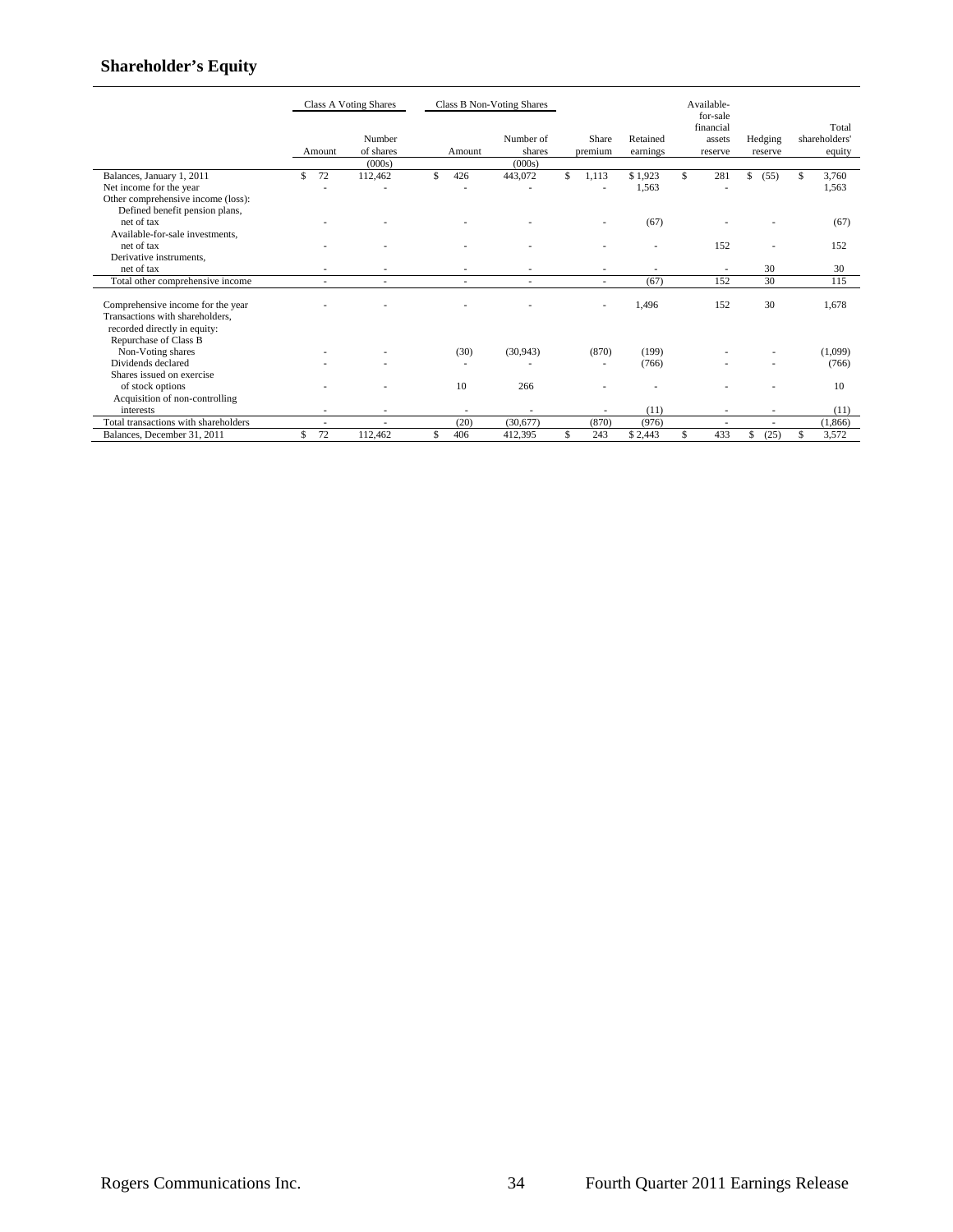## Shareholder's Equity

| | Class A Voting Shares | | Class B Non-Voting Shares | | | | | | |
|---|---|---|---|---|---|---|---|---|---|
| | Amount | Number of shares (000s) | Amount | Number of shares (000s) | Share premium | Retained earnings | Available-for-sale financial assets reserve | Hedging reserve | Total shareholders' equity |
| Balances, January 1, 2011 | $ 72 | 112,462 | $ 426 | 443,072 | $ 1,113 | $ 1,923 | $ 281 | $ (55) | $ 3,760 |
| Net income for the year | - | - | - | - | - | 1,563 | - | | 1,563 |
| Other comprehensive income (loss): | | | | | | | | | |
| Defined benefit pension plans, net of tax | - | - | - | - | - | (67) | - | - | (67) |
| Available-for-sale investments, net of tax | - | - | - | - | - | - | 152 | - | 152 |
| Derivative instruments, net of tax | - | - | - | - | - | - | - | 30 | 30 |
| Total other comprehensive income | - | - | - | - | - | (67) | 152 | 30 | 115 |
| Comprehensive income for the year | - | - | - | - | - | 1,496 | 152 | 30 | 1,678 |
| Transactions with shareholders, recorded directly in equity: | | | | | | | | | |
| Repurchase of Class B Non-Voting shares | - | - | (30) | (30,943) | (870) | (199) | - | - | (1,099) |
| Dividends declared | - | - | - | - | - | (766) | - | - | (766) |
| Shares issued on exercise of stock options | - | - | 10 | 266 | - | - | - | - | 10 |
| Acquisition of non-controlling interests | - | - | - | - | - | (11) | - | - | (11) |
| Total transactions with shareholders | - | - | (20) | (30,677) | (870) | (976) | - | - | (1,866) |
| Balances, December 31, 2011 | $ 72 | 112,462 | $ 406 | 412,395 | $ 243 | $ 2,443 | $ 433 | $ (25) | $ 3,572 |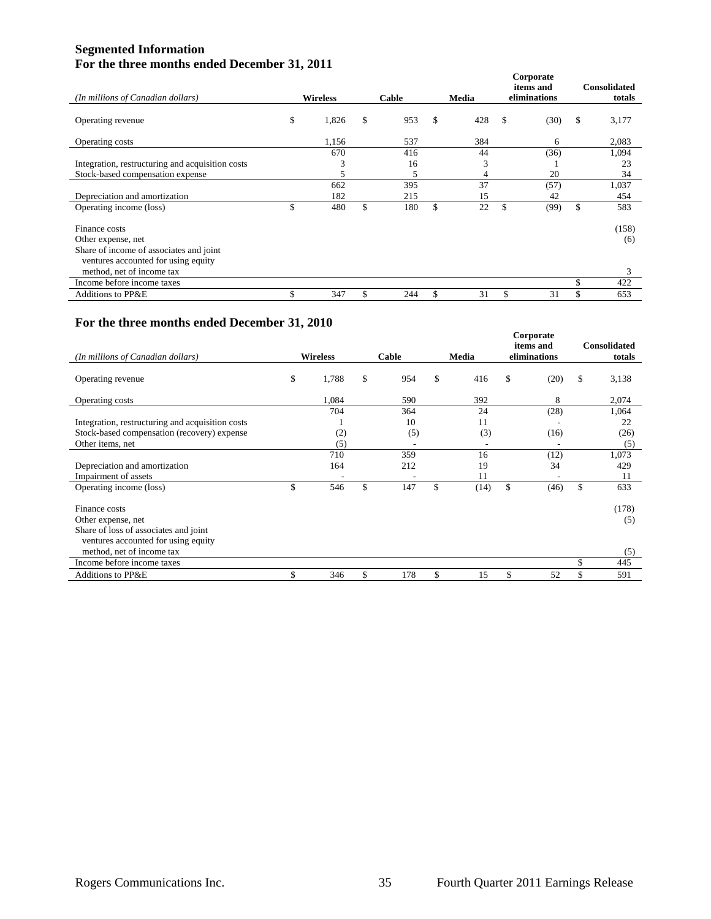# Segmented Information
## For the three months ended December 31, 2011

| *(In millions of Canadian dollars)* | Wireless | Cable | Media | Corporate items and eliminations | Consolidated totals |
|---|---|---|---|---|---|
| Operating revenue | $ 1,826 | $ 953 | $ 428 | $ (30) | $ 3,177 |
| Operating costs | 1,156 | 537 | 384 | 6 | 2,083 |
| | 670 | 416 | 44 | (36) | 1,094 |
| Integration, restructuring and acquisition costs | 3 | 16 | 3 | 1 | 23 |
| Stock-based compensation expense | 5 | 5 | 4 | 20 | 34 |
| | 662 | 395 | 37 | (57) | 1,037 |
| Depreciation and amortization | 182 | 215 | 15 | 42 | 454 |
| Operating income (loss) | $ 480 | $ 180 | $ 22 | $ (99) | $ 583 |
| Finance costs | | | | | (158) |
| Other expense, net | | | | | (6) |
| Share of income of associates and joint ventures accounted for using equity method, net of income tax | | | | | 3 |
| Income before income taxes | | | | | $ 422 |
| Additions to PP&E | $ 347 | $ 244 | $ 31 | $ 31 | $ 653 |

## For the three months ended December 31, 2010

| *(In millions of Canadian dollars)* | Wireless | Cable | Media | Corporate items and eliminations | Consolidated totals |
|---|---|---|---|---|---|
| Operating revenue | $ 1,788 | $ 954 | $ 416 | $ (20) | $ 3,138 |
| Operating costs | 1,084 | 590 | 392 | 8 | 2,074 |
| | 704 | 364 | 24 | (28) | 1,064 |
| Integration, restructuring and acquisition costs | 1 | 10 | 11 | - | 22 |
| Stock-based compensation (recovery) expense | (2) | (5) | (3) | (16) | (26) |
| Other items, net | (5) | - | - | - | (5) |
| | 710 | 359 | 16 | (12) | 1,073 |
| Depreciation and amortization | 164 | 212 | 19 | 34 | 429 |
| Impairment of assets | - | - | 11 | - | 11 |
| Operating income (loss) | $ 546 | $ 147 | $ (14) | $ (46) | $ 633 |
| Finance costs | | | | | (178) |
| Other expense, net | | | | | (5) |
| Share of loss of associates and joint ventures accounted for using equity method, net of income tax | | | | | (5) |
| Income before income taxes | | | | | $ 445 |
| Additions to PP&E | $ 346 | $ 178 | $ 15 | $ 52 | $ 591 |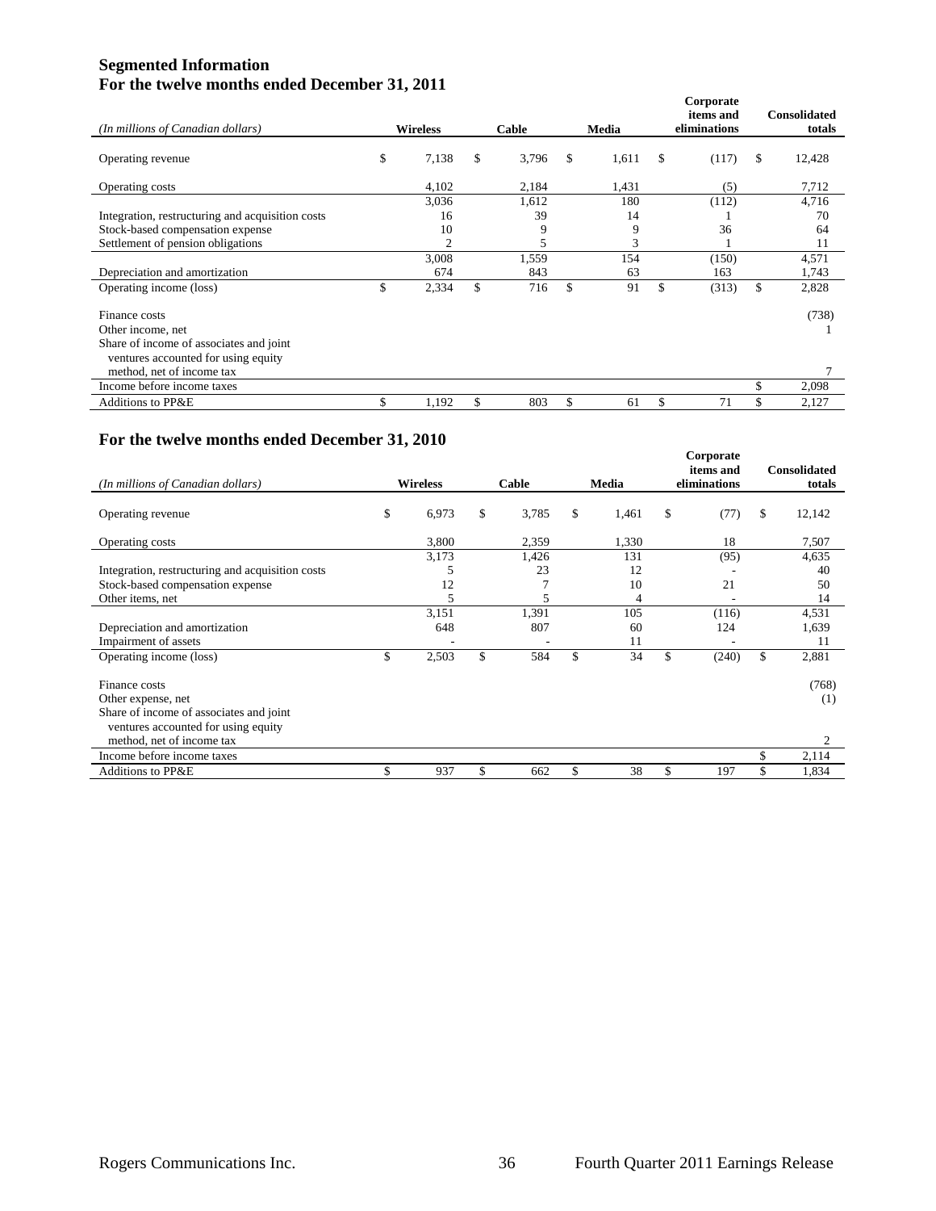## Segmented Information
## For the twelve months ended December 31, 2011

| *(In millions of Canadian dollars)* | Wireless | Cable | Media | Corporate items and eliminations | Consolidated totals |
|---|---|---|---|---|---|
| Operating revenue | $ 7,138 | $ 3,796 | $ 1,611 | $ (117) | $ 12,428 |
| Operating costs | 4,102 | 2,184 | 1,431 | (5) | 7,712 |
| | 3,036 | 1,612 | 180 | (112) | 4,716 |
| Integration, restructuring and acquisition costs | 16 | 39 | 14 | 1 | 70 |
| Stock-based compensation expense | 10 | 9 | 9 | 36 | 64 |
| Settlement of pension obligations | 2 | 5 | 3 | 1 | 11 |
| | 3,008 | 1,559 | 154 | (150) | 4,571 |
| Depreciation and amortization | 674 | 843 | 63 | 163 | 1,743 |
| Operating income (loss) | $ 2,334 | $ 716 | $ 91 | $ (313) | $ 2,828 |
| Finance costs | | | | | (738) |
| Other income, net | | | | | 1 |
| Share of income of associates and joint ventures accounted for using equity method, net of income tax | | | | | 7 |
| Income before income taxes | | | | | $ 2,098 |
| Additions to PP&E | $ 1,192 | $ 803 | $ 61 | $ 71 | $ 2,127 |

## For the twelve months ended December 31, 2010

| *(In millions of Canadian dollars)* | Wireless | Cable | Media | Corporate items and eliminations | Consolidated totals |
|---|---|---|---|---|---|
| Operating revenue | $ 6,973 | $ 3,785 | $ 1,461 | $ (77) | $ 12,142 |
| Operating costs | 3,800 | 2,359 | 1,330 | 18 | 7,507 |
| | 3,173 | 1,426 | 131 | (95) | 4,635 |
| Integration, restructuring and acquisition costs | 5 | 23 | 12 | - | 40 |
| Stock-based compensation expense | 12 | 7 | 10 | 21 | 50 |
| Other items, net | 5 | 5 | 4 | - | 14 |
| | 3,151 | 1,391 | 105 | (116) | 4,531 |
| Depreciation and amortization | 648 | 807 | 60 | 124 | 1,639 |
| Impairment of assets | - | - | 11 | - | 11 |
| Operating income (loss) | $ 2,503 | $ 584 | $ 34 | $ (240) | $ 2,881 |
| Finance costs | | | | | (768) |
| Other expense, net | | | | | (1) |
| Share of income of associates and joint ventures accounted for using equity method, net of income tax | | | | | 2 |
| Income before income taxes | | | | | $ 2,114 |
| Additions to PP&E | $ 937 | $ 662 | $ 38 | $ 197 | $ 1,834 |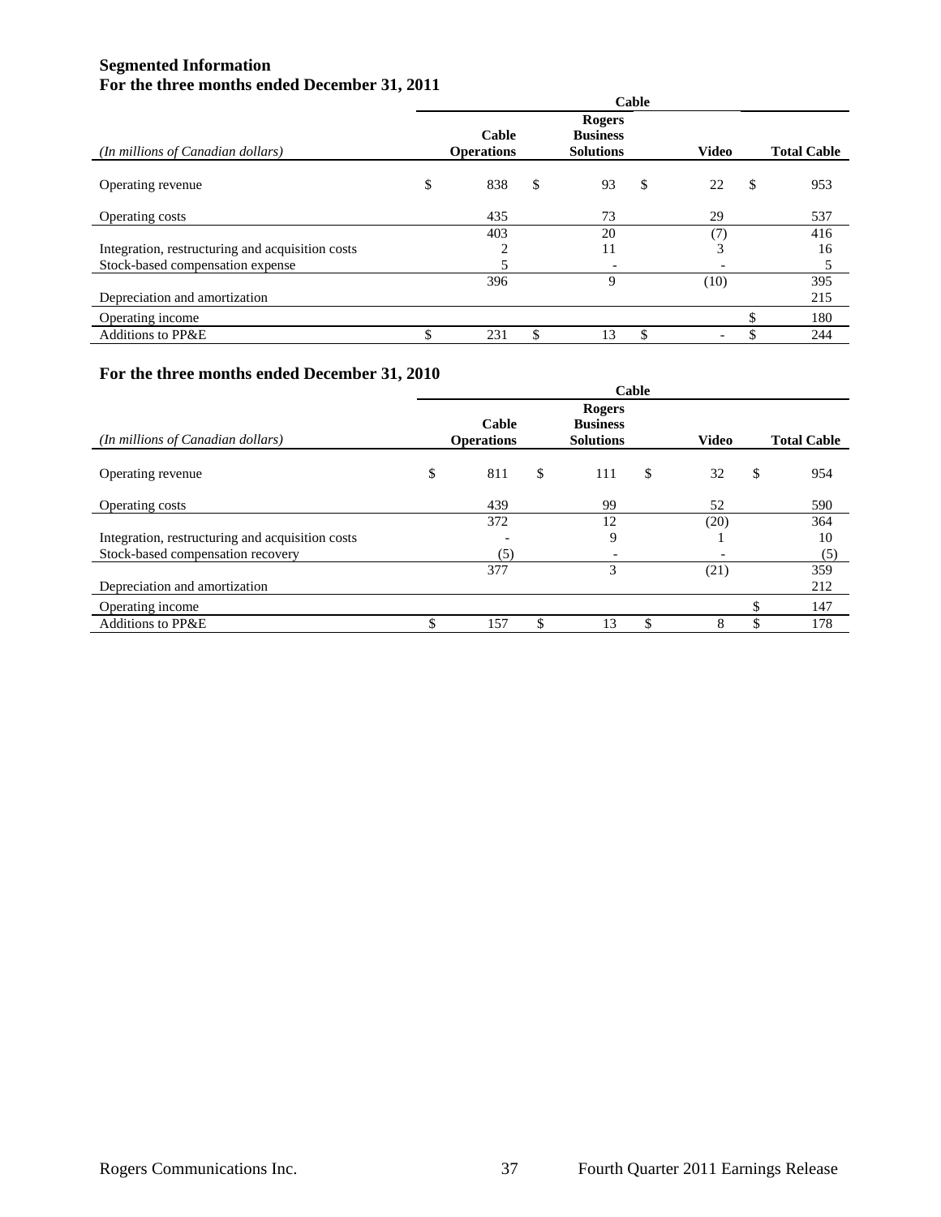## Segmented Information

## For the three months ended December 31, 2011

| *(In millions of Canadian dollars)* | Cable | | | |
|---|---|---|---|---|
| | Cable Operations | Rogers Business Solutions | Video | Total Cable |
| Operating revenue | $ 838 | $ 93 | $ 22 | $ 953 |
| Operating costs | 435 | 73 | 29 | 537 |
| | 403 | 20 | (7) | 416 |
| Integration, restructuring and acquisition costs | 2 | 11 | 3 | 16 |
| Stock-based compensation expense | 5 | - | - | 5 |
| | 396 | 9 | (10) | 395 |
| Depreciation and amortization | | | | 215 |
| Operating income | | | | $ 180 |
| Additions to PP&E | $ 231 | $ 13 | $ - | $ 244 |

## For the three months ended December 31, 2010

| *(In millions of Canadian dollars)* | Cable | | | |
|---|---|---|---|---|
| | Cable Operations | Rogers Business Solutions | Video | Total Cable |
| Operating revenue | $ 811 | $ 111 | $ 32 | $ 954 |
| Operating costs | 439 | 99 | 52 | 590 |
| | 372 | 12 | (20) | 364 |
| Integration, restructuring and acquisition costs | - | 9 | 1 | 10 |
| Stock-based compensation recovery | (5) | - | - | (5) |
| | 377 | 3 | (21) | 359 |
| Depreciation and amortization | | | | 212 |
| Operating income | | | | $ 147 |
| Additions to PP&E | $ 157 | $ 13 | $ 8 | $ 178 |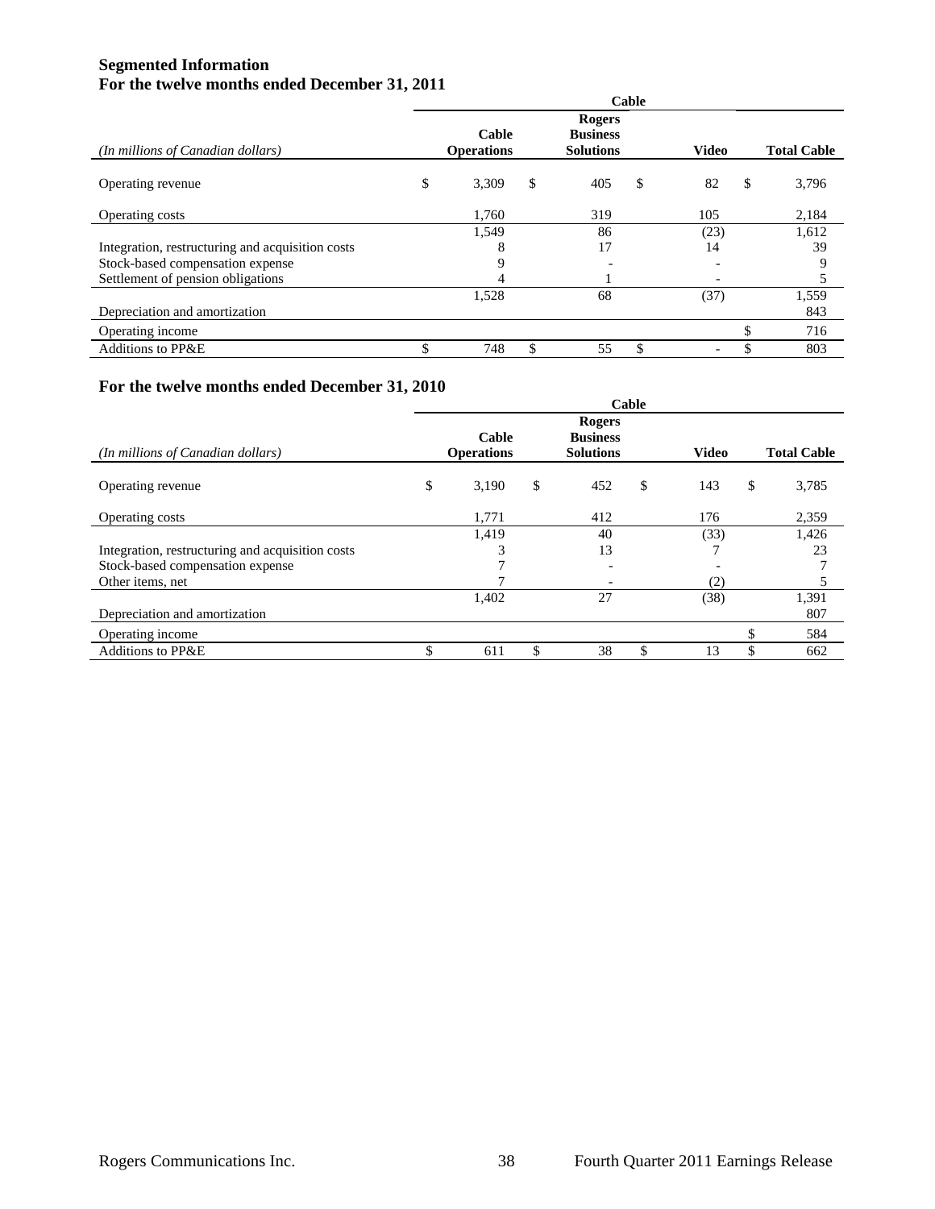## Segmented Information

## For the twelve months ended December 31, 2011

| *(In millions of Canadian dollars)* | Cable | | | |
|---|---|---|---|---|
| | **Cable Operations** | **Rogers Business Solutions** | **Video** | **Total Cable** |
| Operating revenue | $ 3,309 | $ 405 | $ 82 | $ 3,796 |
| Operating costs | 1,760 | 319 | 105 | 2,184 |
| | 1,549 | 86 | (23) | 1,612 |
| Integration, restructuring and acquisition costs | 8 | 17 | 14 | 39 |
| Stock-based compensation expense | 9 | - | - | 9 |
| Settlement of pension obligations | 4 | 1 | - | 5 |
| | 1,528 | 68 | (37) | 1,559 |
| Depreciation and amortization | | | | 843 |
| Operating income | | | | $ 716 |
| Additions to PP&E | $ 748 | $ 55 | $ - | $ 803 |

## For the twelve months ended December 31, 2010

| *(In millions of Canadian dollars)* | Cable | | | |
|---|---|---|---|---|
| | **Cable Operations** | **Rogers Business Solutions** | **Video** | **Total Cable** |
| Operating revenue | $ 3,190 | $ 452 | $ 143 | $ 3,785 |
| Operating costs | 1,771 | 412 | 176 | 2,359 |
| | 1,419 | 40 | (33) | 1,426 |
| Integration, restructuring and acquisition costs | 3 | 13 | 7 | 23 |
| Stock-based compensation expense | 7 | - | - | 7 |
| Other items, net | 7 | - | (2) | 5 |
| | 1,402 | 27 | (38) | 1,391 |
| Depreciation and amortization | | | | 807 |
| Operating income | | | | $ 584 |
| Additions to PP&E | $ 611 | $ 38 | $ 13 | $ 662 |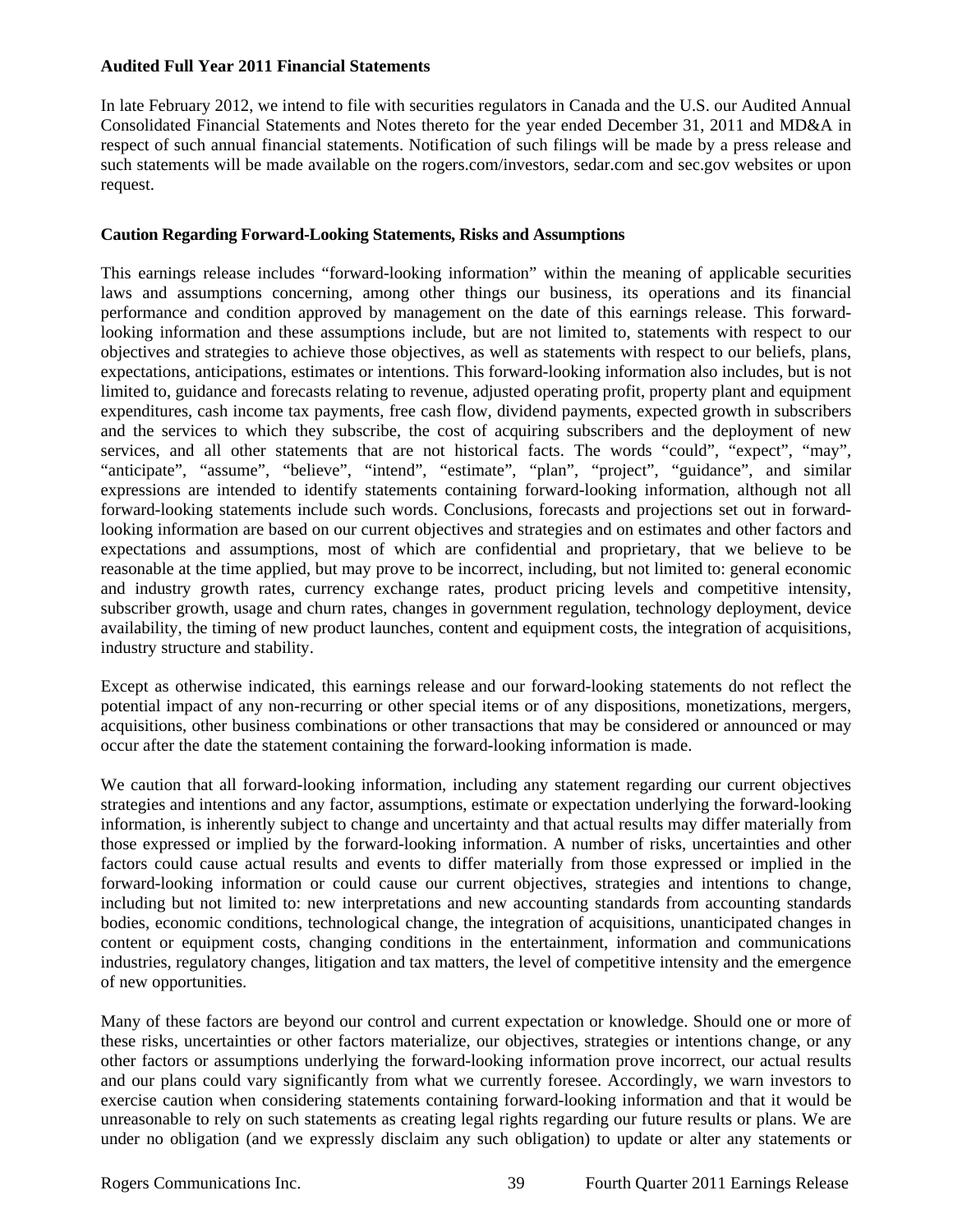**Audited Full Year 2011 Financial Statements**

In late February 2012, we intend to file with securities regulators in Canada and the U.S. our Audited Annual Consolidated Financial Statements and Notes thereto for the year ended December 31, 2011 and MD&A in respect of such annual financial statements. Notification of such filings will be made by a press release and such statements will be made available on the rogers.com/investors, sedar.com and sec.gov websites or upon request.

**Caution Regarding Forward-Looking Statements, Risks and Assumptions**

This earnings release includes "forward-looking information" within the meaning of applicable securities laws and assumptions concerning, among other things our business, its operations and its financial performance and condition approved by management on the date of this earnings release. This forward-looking information and these assumptions include, but are not limited to, statements with respect to our objectives and strategies to achieve those objectives, as well as statements with respect to our beliefs, plans, expectations, anticipations, estimates or intentions. This forward-looking information also includes, but is not limited to, guidance and forecasts relating to revenue, adjusted operating profit, property plant and equipment expenditures, cash income tax payments, free cash flow, dividend payments, expected growth in subscribers and the services to which they subscribe, the cost of acquiring subscribers and the deployment of new services, and all other statements that are not historical facts. The words "could", "expect", "may", "anticipate", "assume", "believe", "intend", "estimate", "plan", "project", "guidance", and similar expressions are intended to identify statements containing forward-looking information, although not all forward-looking statements include such words. Conclusions, forecasts and projections set out in forward-looking information are based on our current objectives and strategies and on estimates and other factors and expectations and assumptions, most of which are confidential and proprietary, that we believe to be reasonable at the time applied, but may prove to be incorrect, including, but not limited to: general economic and industry growth rates, currency exchange rates, product pricing levels and competitive intensity, subscriber growth, usage and churn rates, changes in government regulation, technology deployment, device availability, the timing of new product launches, content and equipment costs, the integration of acquisitions, industry structure and stability.

Except as otherwise indicated, this earnings release and our forward-looking statements do not reflect the potential impact of any non-recurring or other special items or of any dispositions, monetizations, mergers, acquisitions, other business combinations or other transactions that may be considered or announced or may occur after the date the statement containing the forward-looking information is made.

We caution that all forward-looking information, including any statement regarding our current objectives strategies and intentions and any factor, assumptions, estimate or expectation underlying the forward-looking information, is inherently subject to change and uncertainty and that actual results may differ materially from those expressed or implied by the forward-looking information. A number of risks, uncertainties and other factors could cause actual results and events to differ materially from those expressed or implied in the forward-looking information or could cause our current objectives, strategies and intentions to change, including but not limited to: new interpretations and new accounting standards from accounting standards bodies, economic conditions, technological change, the integration of acquisitions, unanticipated changes in content or equipment costs, changing conditions in the entertainment, information and communications industries, regulatory changes, litigation and tax matters, the level of competitive intensity and the emergence of new opportunities.

Many of these factors are beyond our control and current expectation or knowledge. Should one or more of these risks, uncertainties or other factors materialize, our objectives, strategies or intentions change, or any other factors or assumptions underlying the forward-looking information prove incorrect, our actual results and our plans could vary significantly from what we currently foresee. Accordingly, we warn investors to exercise caution when considering statements containing forward-looking information and that it would be unreasonable to rely on such statements as creating legal rights regarding our future results or plans. We are under no obligation (and we expressly disclaim any such obligation) to update or alter any statements or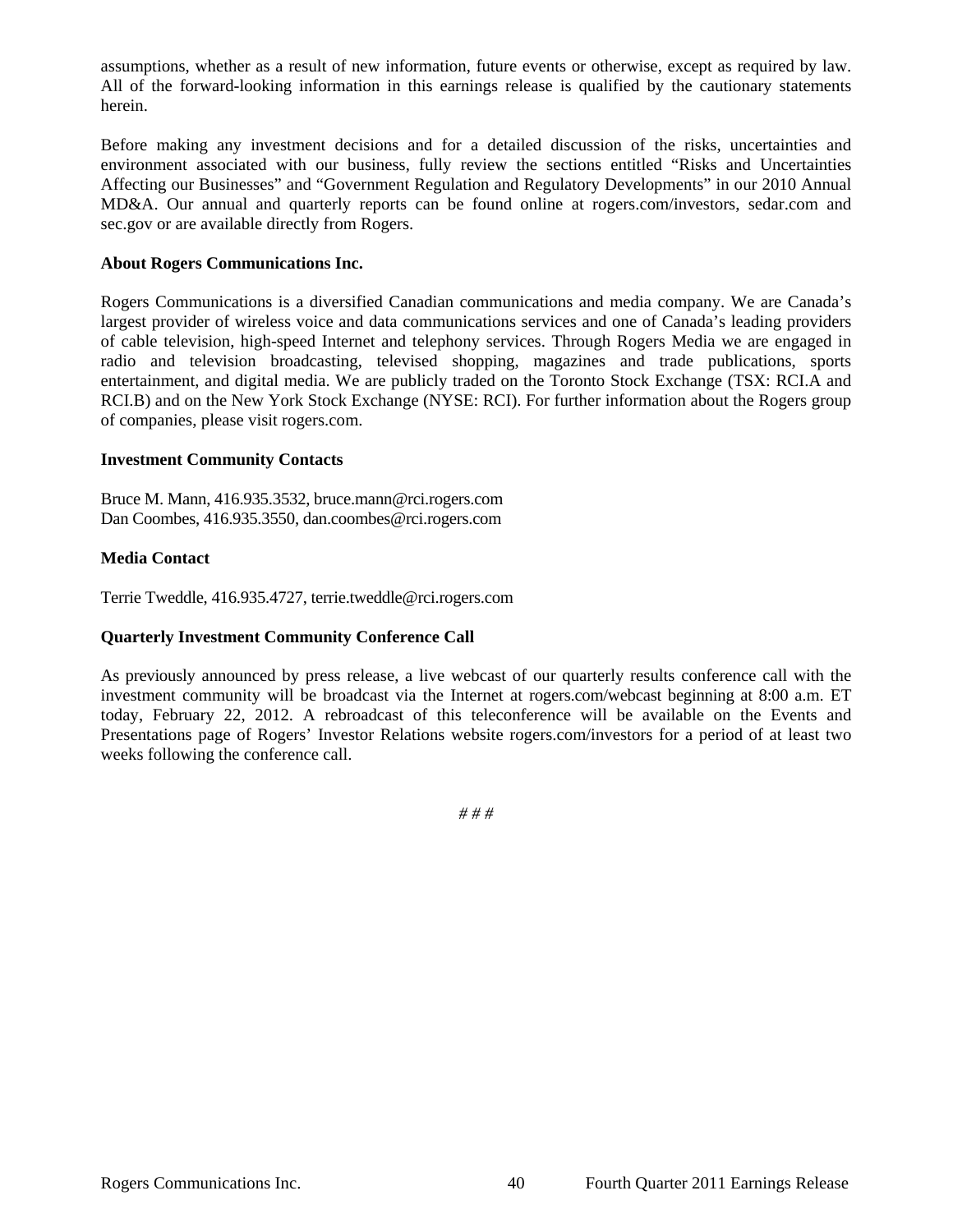assumptions, whether as a result of new information, future events or otherwise, except as required by law. All of the forward-looking information in this earnings release is qualified by the cautionary statements herein.

Before making any investment decisions and for a detailed discussion of the risks, uncertainties and environment associated with our business, fully review the sections entitled "Risks and Uncertainties Affecting our Businesses" and "Government Regulation and Regulatory Developments" in our 2010 Annual MD&A. Our annual and quarterly reports can be found online at rogers.com/investors, sedar.com and sec.gov or are available directly from Rogers.

**About Rogers Communications Inc.**

Rogers Communications is a diversified Canadian communications and media company. We are Canada's largest provider of wireless voice and data communications services and one of Canada's leading providers of cable television, high-speed Internet and telephony services. Through Rogers Media we are engaged in radio and television broadcasting, televised shopping, magazines and trade publications, sports entertainment, and digital media. We are publicly traded on the Toronto Stock Exchange (TSX: RCI.A and RCI.B) and on the New York Stock Exchange (NYSE: RCI). For further information about the Rogers group of companies, please visit rogers.com.

**Investment Community Contacts**

Bruce M. Mann, 416.935.3532, bruce.mann@rci.rogers.com
Dan Coombes, 416.935.3550, dan.coombes@rci.rogers.com

**Media Contact**

Terrie Tweddle, 416.935.4727, terrie.tweddle@rci.rogers.com

**Quarterly Investment Community Conference Call**

As previously announced by press release, a live webcast of our quarterly results conference call with the investment community will be broadcast via the Internet at rogers.com/webcast beginning at 8:00 a.m. ET today, February 22, 2012. A rebroadcast of this teleconference will be available on the Events and Presentations page of Rogers' Investor Relations website rogers.com/investors for a period of at least two weeks following the conference call.

# # #